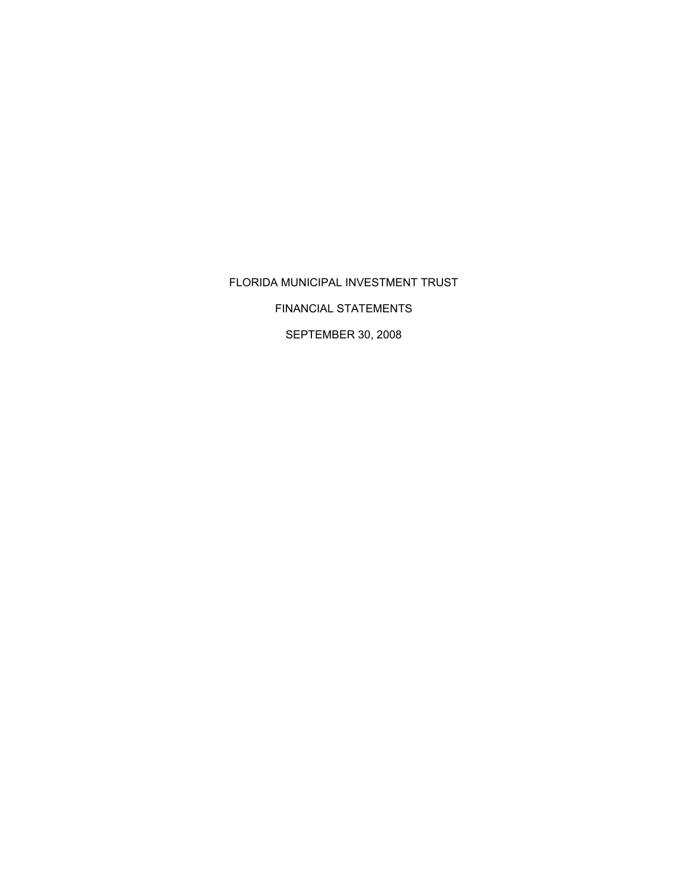# FLORIDA MUNICIPAL INVESTMENT TRUST

## FINANCIAL STATEMENTS

## SEPTEMBER 30, 2008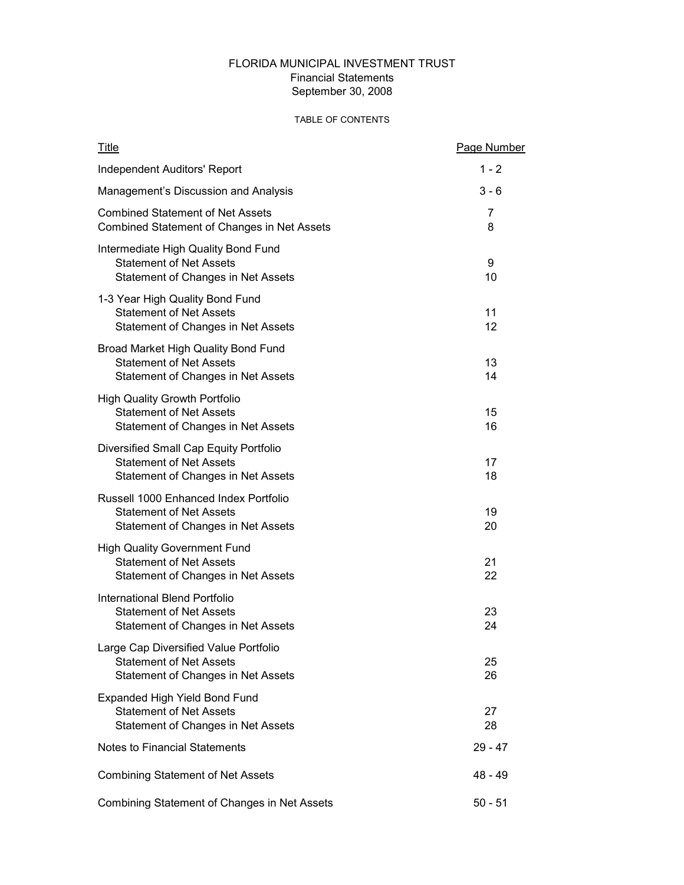# FLORIDA MUNICIPAL INVESTMENT TRUST

Financial Statements

September 30, 2008

TABLE OF CONTENTS

| Title | Page Number |
|---|---|
| Independent Auditors' Report | 1 - 2 |
| Management's Discussion and Analysis | 3 - 6 |
| Combined Statement of Net Assets | 7 |
| Combined Statement of Changes in Net Assets | 8 |
| Intermediate High Quality Bond Fund | |
| Statement of Net Assets | 9 |
| Statement of Changes in Net Assets | 10 |
| 1-3 Year High Quality Bond Fund | |
| Statement of Net Assets | 11 |
| Statement of Changes in Net Assets | 12 |
| Broad Market High Quality Bond Fund | |
| Statement of Net Assets | 13 |
| Statement of Changes in Net Assets | 14 |
| High Quality Growth Portfolio | |
| Statement of Net Assets | 15 |
| Statement of Changes in Net Assets | 16 |
| Diversified Small Cap Equity Portfolio | |
| Statement of Net Assets | 17 |
| Statement of Changes in Net Assets | 18 |
| Russell 1000 Enhanced Index Portfolio | |
| Statement of Net Assets | 19 |
| Statement of Changes in Net Assets | 20 |
| High Quality Government Fund | |
| Statement of Net Assets | 21 |
| Statement of Changes in Net Assets | 22 |
| International Blend Portfolio | |
| Statement of Net Assets | 23 |
| Statement of Changes in Net Assets | 24 |
| Large Cap Diversified Value Portfolio | |
| Statement of Net Assets | 25 |
| Statement of Changes in Net Assets | 26 |
| Expanded High Yield Bond Fund | |
| Statement of Net Assets | 27 |
| Statement of Changes in Net Assets | 28 |
| Notes to Financial Statements | 29 - 47 |
| Combining Statement of Net Assets | 48 - 49 |
| Combining Statement of Changes in Net Assets | 50 - 51 |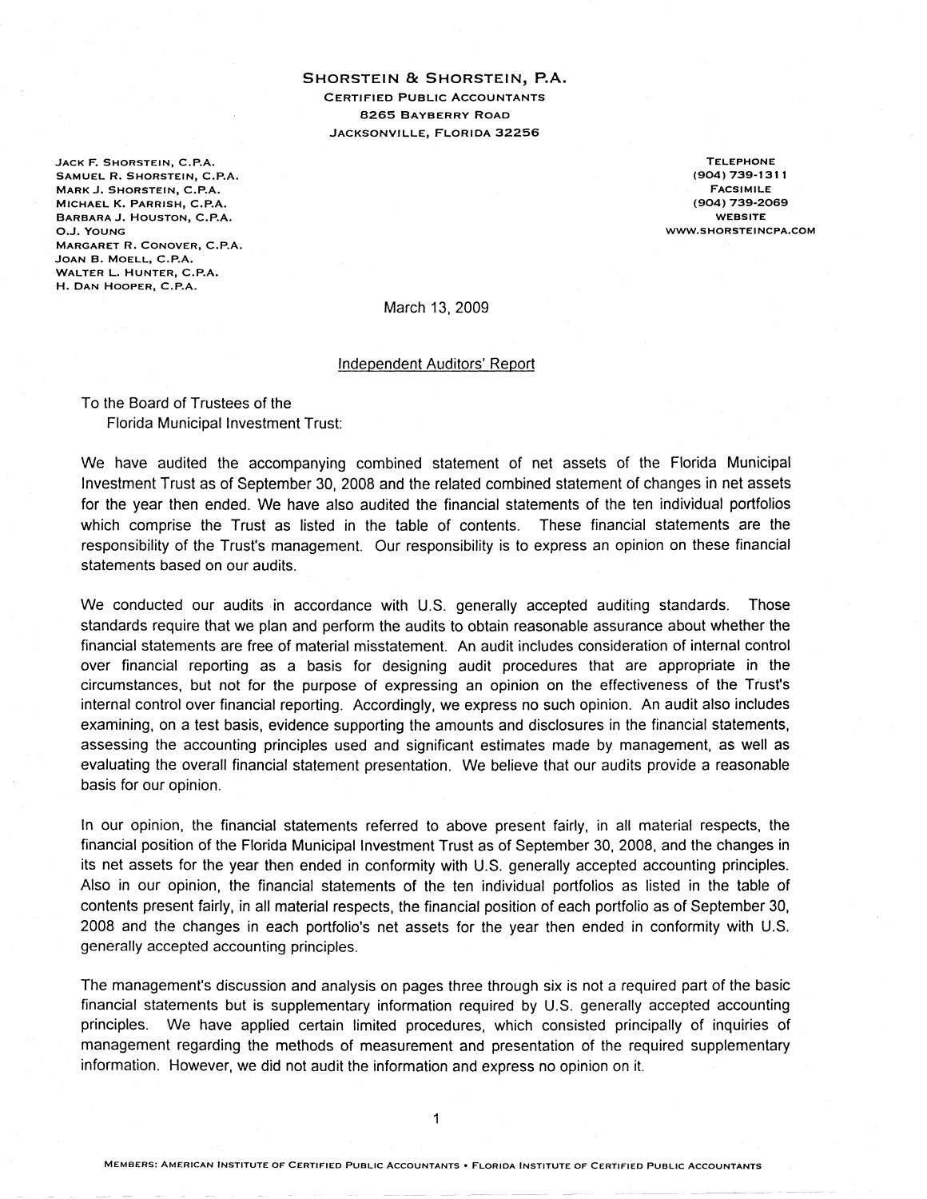# SHORSTEIN & SHORSTEIN, P.A.

CERTIFIED PUBLIC ACCOUNTANTS
8265 BAYBERRY ROAD
JACKSONVILLE, FLORIDA 32256

JACK F. SHORSTEIN, C.P.A.
SAMUEL R. SHORSTEIN, C.P.A.
MARK J. SHORSTEIN, C.P.A.
MICHAEL K. PARRISH, C.P.A.
BARBARA J. HOUSTON, C.P.A.
O.J. YOUNG
MARGARET R. CONOVER, C.P.A.
JOAN B. MOELL, C.P.A.
WALTER L. HUNTER, C.P.A.
H. DAN HOOPER, C.P.A.

TELEPHONE
(904) 739-1311
FACSIMILE
(904) 739-2069
WEBSITE
WWW.SHORSTEINCPA.COM

March 13, 2009

## Independent Auditors' Report

To the Board of Trustees of the
Florida Municipal Investment Trust:

We have audited the accompanying combined statement of net assets of the Florida Municipal Investment Trust as of September 30, 2008 and the related combined statement of changes in net assets for the year then ended. We have also audited the financial statements of the ten individual portfolios which comprise the Trust as listed in the table of contents. These financial statements are the responsibility of the Trust's management. Our responsibility is to express an opinion on these financial statements based on our audits.

We conducted our audits in accordance with U.S. generally accepted auditing standards. Those standards require that we plan and perform the audits to obtain reasonable assurance about whether the financial statements are free of material misstatement. An audit includes consideration of internal control over financial reporting as a basis for designing audit procedures that are appropriate in the circumstances, but not for the purpose of expressing an opinion on the effectiveness of the Trust's internal control over financial reporting. Accordingly, we express no such opinion. An audit also includes examining, on a test basis, evidence supporting the amounts and disclosures in the financial statements, assessing the accounting principles used and significant estimates made by management, as well as evaluating the overall financial statement presentation. We believe that our audits provide a reasonable basis for our opinion.

In our opinion, the financial statements referred to above present fairly, in all material respects, the financial position of the Florida Municipal Investment Trust as of September 30, 2008, and the changes in its net assets for the year then ended in conformity with U.S. generally accepted accounting principles. Also in our opinion, the financial statements of the ten individual portfolios as listed in the table of contents present fairly, in all material respects, the financial position of each portfolio as of September 30, 2008 and the changes in each portfolio's net assets for the year then ended in conformity with U.S. generally accepted accounting principles.

The management's discussion and analysis on pages three through six is not a required part of the basic financial statements but is supplementary information required by U.S. generally accepted accounting principles. We have applied certain limited procedures, which consisted principally of inquiries of management regarding the methods of measurement and presentation of the required supplementary information. However, we did not audit the information and express no opinion on it.

MEMBERS: AMERICAN INSTITUTE OF CERTIFIED PUBLIC ACCOUNTANTS • FLORIDA INSTITUTE OF CERTIFIED PUBLIC ACCOUNTANTS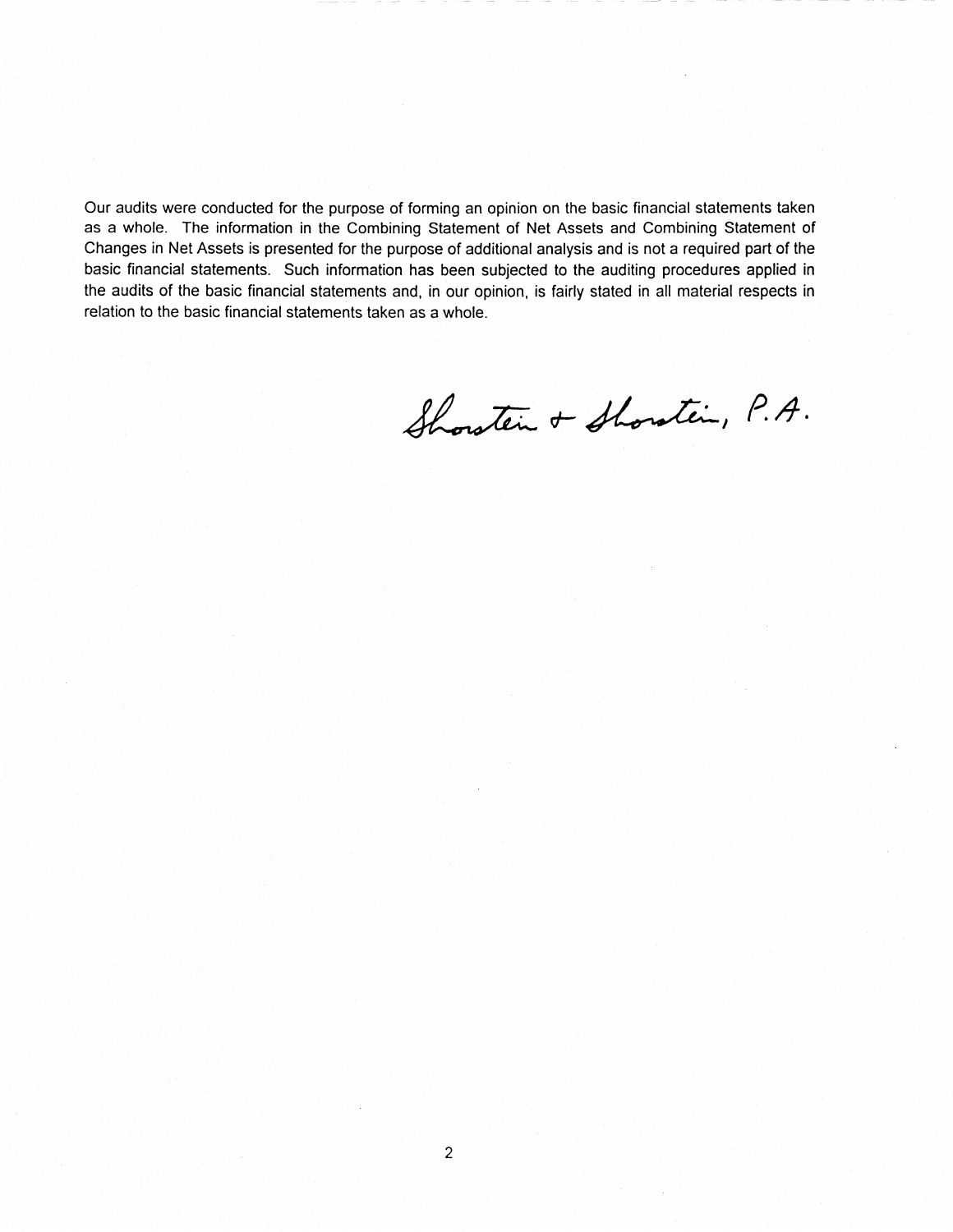Our audits were conducted for the purpose of forming an opinion on the basic financial statements taken as a whole. The information in the Combining Statement of Net Assets and Combining Statement of Changes in Net Assets is presented for the purpose of additional analysis and is not a required part of the basic financial statements. Such information has been subjected to the auditing procedures applied in the audits of the basic financial statements and, in our opinion, is fairly stated in all material respects in relation to the basic financial statements taken as a whole.

Shorstein & Shorstein, P.A.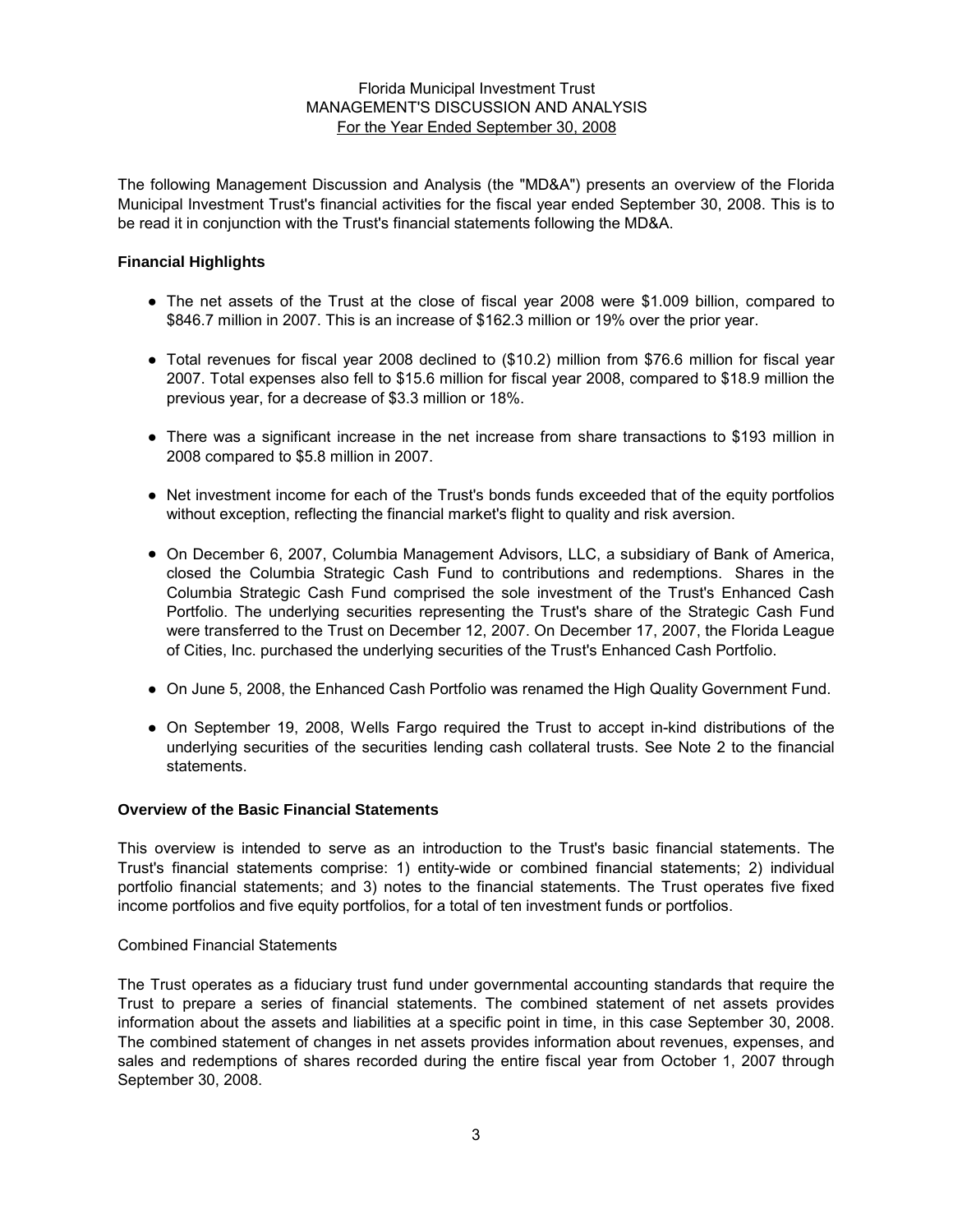Florida Municipal Investment Trust
MANAGEMENT'S DISCUSSION AND ANALYSIS
For the Year Ended September 30, 2008

The following Management Discussion and Analysis (the "MD&A") presents an overview of the Florida Municipal Investment Trust's financial activities for the fiscal year ended September 30, 2008. This is to be read it in conjunction with the Trust's financial statements following the MD&A.

**Financial Highlights**

- The net assets of the Trust at the close of fiscal year 2008 were $1.009 billion, compared to $846.7 million in 2007. This is an increase of $162.3 million or 19% over the prior year.
- Total revenues for fiscal year 2008 declined to ($10.2) million from $76.6 million for fiscal year 2007. Total expenses also fell to $15.6 million for fiscal year 2008, compared to $18.9 million the previous year, for a decrease of $3.3 million or 18%.
- There was a significant increase in the net increase from share transactions to $193 million in 2008 compared to $5.8 million in 2007.
- Net investment income for each of the Trust's bonds funds exceeded that of the equity portfolios without exception, reflecting the financial market's flight to quality and risk aversion.
- On December 6, 2007, Columbia Management Advisors, LLC, a subsidiary of Bank of America, closed the Columbia Strategic Cash Fund to contributions and redemptions. Shares in the Columbia Strategic Cash Fund comprised the sole investment of the Trust's Enhanced Cash Portfolio. The underlying securities representing the Trust's share of the Strategic Cash Fund were transferred to the Trust on December 12, 2007. On December 17, 2007, the Florida League of Cities, Inc. purchased the underlying securities of the Trust's Enhanced Cash Portfolio.
- On June 5, 2008, the Enhanced Cash Portfolio was renamed the High Quality Government Fund.
- On September 19, 2008, Wells Fargo required the Trust to accept in-kind distributions of the underlying securities of the securities lending cash collateral trusts. See Note 2 to the financial statements.

**Overview of the Basic Financial Statements**

This overview is intended to serve as an introduction to the Trust's basic financial statements. The Trust's financial statements comprise: 1) entity-wide or combined financial statements; 2) individual portfolio financial statements; and 3) notes to the financial statements. The Trust operates five fixed income portfolios and five equity portfolios, for a total of ten investment funds or portfolios.

Combined Financial Statements

The Trust operates as a fiduciary trust fund under governmental accounting standards that require the Trust to prepare a series of financial statements. The combined statement of net assets provides information about the assets and liabilities at a specific point in time, in this case September 30, 2008. The combined statement of changes in net assets provides information about revenues, expenses, and sales and redemptions of shares recorded during the entire fiscal year from October 1, 2007 through September 30, 2008.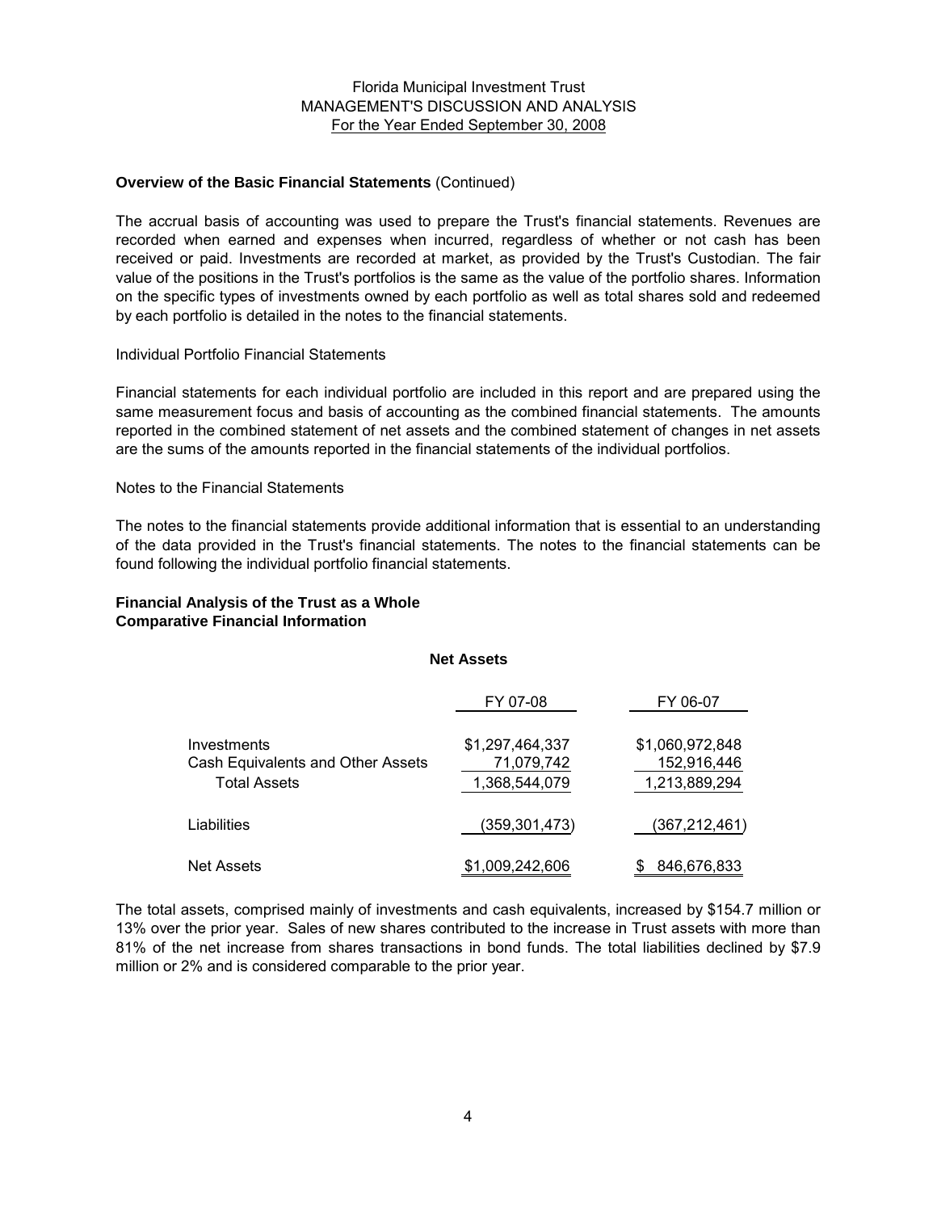Florida Municipal Investment Trust
MANAGEMENT'S DISCUSSION AND ANALYSIS
For the Year Ended September 30, 2008

**Overview of the Basic Financial Statements** (Continued)

The accrual basis of accounting was used to prepare the Trust's financial statements. Revenues are recorded when earned and expenses when incurred, regardless of whether or not cash has been received or paid. Investments are recorded at market, as provided by the Trust's Custodian. The fair value of the positions in the Trust's portfolios is the same as the value of the portfolio shares. Information on the specific types of investments owned by each portfolio as well as total shares sold and redeemed by each portfolio is detailed in the notes to the financial statements.

Individual Portfolio Financial Statements

Financial statements for each individual portfolio are included in this report and are prepared using the same measurement focus and basis of accounting as the combined financial statements. The amounts reported in the combined statement of net assets and the combined statement of changes in net assets are the sums of the amounts reported in the financial statements of the individual portfolios.

Notes to the Financial Statements

The notes to the financial statements provide additional information that is essential to an understanding of the data provided in the Trust's financial statements. The notes to the financial statements can be found following the individual portfolio financial statements.

**Financial Analysis of the Trust as a Whole**
**Comparative Financial Information**

**Net Assets**

| | FY 07-08 | FY 06-07 |
|---|---|---|
| Investments | $1,297,464,337 | $1,060,972,848 |
| Cash Equivalents and Other Assets | 71,079,742 | 152,916,446 |
| Total Assets | 1,368,544,079 | 1,213,889,294 |
| Liabilities | (359,301,473) | (367,212,461) |
| Net Assets | $1,009,242,606 | $ 846,676,833 |

The total assets, comprised mainly of investments and cash equivalents, increased by $154.7 million or 13% over the prior year. Sales of new shares contributed to the increase in Trust assets with more than 81% of the net increase from shares transactions in bond funds. The total liabilities declined by $7.9 million or 2% and is considered comparable to the prior year.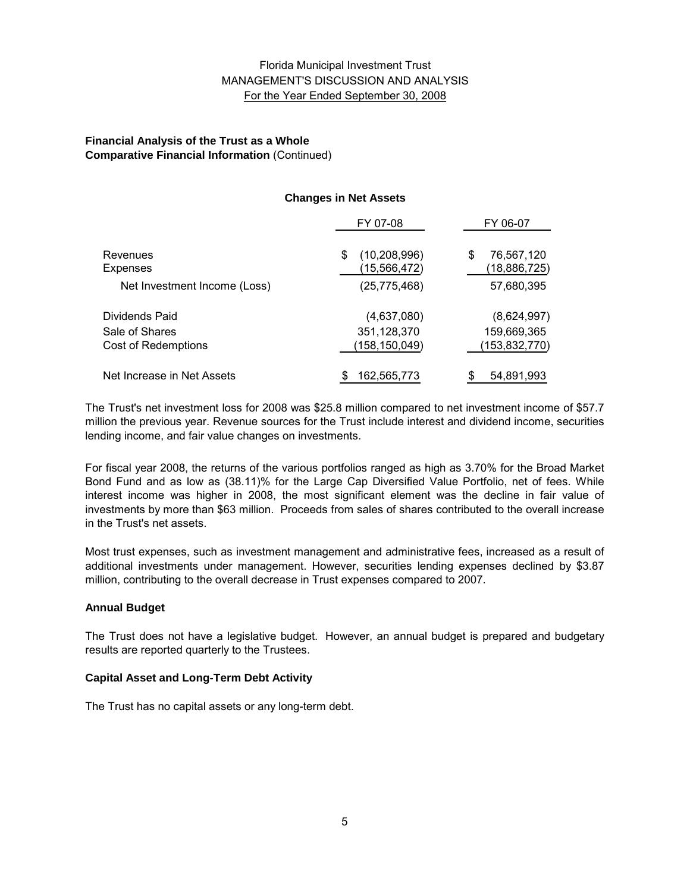Florida Municipal Investment Trust
MANAGEMENT'S DISCUSSION AND ANALYSIS
For the Year Ended September 30, 2008

**Financial Analysis of the Trust as a Whole**
**Comparative Financial Information** (Continued)

**Changes in Net Assets**

| | FY 07-08 | FY 06-07 |
|---|---|---|
| Revenues | $ (10,208,996) | $ 76,567,120 |
| Expenses | (15,566,472) | (18,886,725) |
| Net Investment Income (Loss) | (25,775,468) | 57,680,395 |
| Dividends Paid | (4,637,080) | (8,624,997) |
| Sale of Shares | 351,128,370 | 159,669,365 |
| Cost of Redemptions | (158,150,049) | (153,832,770) |
| Net Increase in Net Assets | $ 162,565,773 | $ 54,891,993 |

The Trust's net investment loss for 2008 was $25.8 million compared to net investment income of $57.7 million the previous year. Revenue sources for the Trust include interest and dividend income, securities lending income, and fair value changes on investments.

For fiscal year 2008, the returns of the various portfolios ranged as high as 3.70% for the Broad Market Bond Fund and as low as (38.11)% for the Large Cap Diversified Value Portfolio, net of fees. While interest income was higher in 2008, the most significant element was the decline in fair value of investments by more than $63 million. Proceeds from sales of shares contributed to the overall increase in the Trust's net assets.

Most trust expenses, such as investment management and administrative fees, increased as a result of additional investments under management. However, securities lending expenses declined by $3.87 million, contributing to the overall decrease in Trust expenses compared to 2007.

**Annual Budget**

The Trust does not have a legislative budget. However, an annual budget is prepared and budgetary results are reported quarterly to the Trustees.

**Capital Asset and Long-Term Debt Activity**

The Trust has no capital assets or any long-term debt.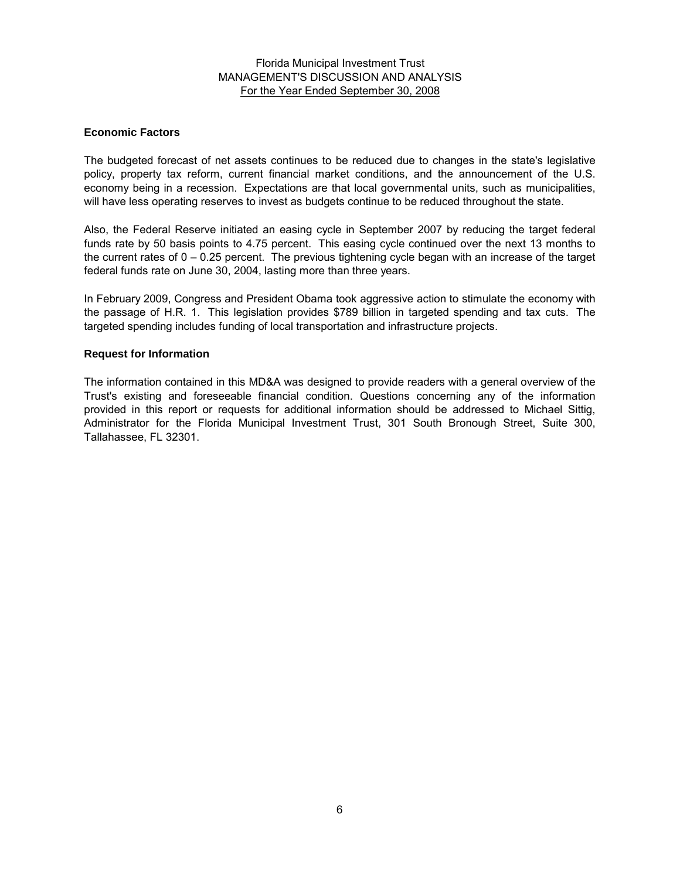Florida Municipal Investment Trust
MANAGEMENT'S DISCUSSION AND ANALYSIS
For the Year Ended September 30, 2008

### Economic Factors

The budgeted forecast of net assets continues to be reduced due to changes in the state's legislative policy, property tax reform, current financial market conditions, and the announcement of the U.S. economy being in a recession. Expectations are that local governmental units, such as municipalities, will have less operating reserves to invest as budgets continue to be reduced throughout the state.

Also, the Federal Reserve initiated an easing cycle in September 2007 by reducing the target federal funds rate by 50 basis points to 4.75 percent. This easing cycle continued over the next 13 months to the current rates of 0 – 0.25 percent. The previous tightening cycle began with an increase of the target federal funds rate on June 30, 2004, lasting more than three years.

In February 2009, Congress and President Obama took aggressive action to stimulate the economy with the passage of H.R. 1. This legislation provides $789 billion in targeted spending and tax cuts. The targeted spending includes funding of local transportation and infrastructure projects.

### Request for Information

The information contained in this MD&A was designed to provide readers with a general overview of the Trust's existing and foreseeable financial condition. Questions concerning any of the information provided in this report or requests for additional information should be addressed to Michael Sittig, Administrator for the Florida Municipal Investment Trust, 301 South Bronough Street, Suite 300, Tallahassee, FL 32301.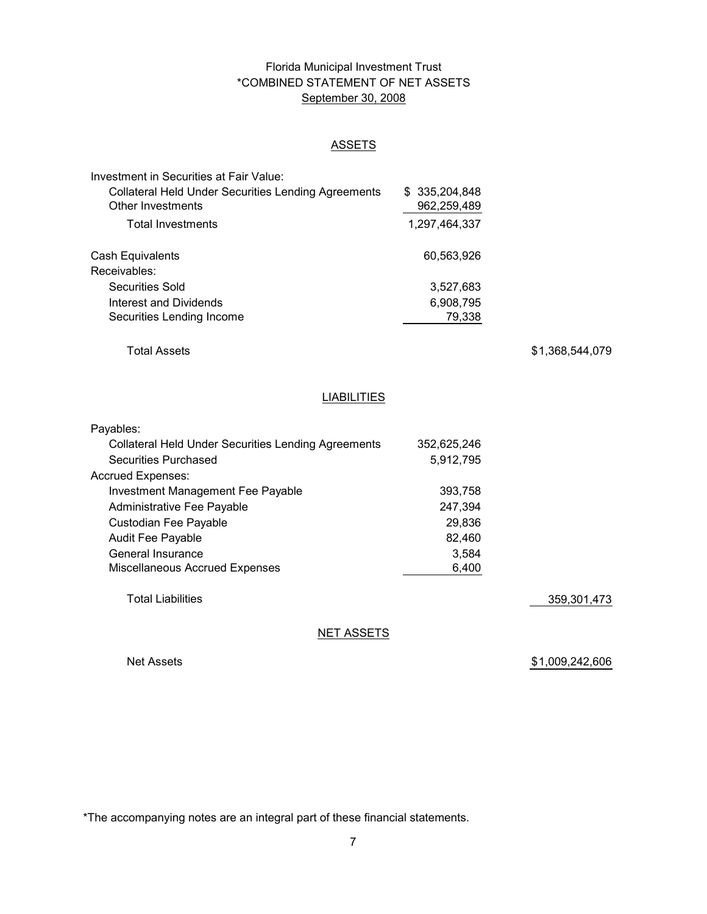# Florida Municipal Investment Trust
## *COMBINED STATEMENT OF NET ASSETS
### September 30, 2008

#### ASSETS

| | | |
|---|---|---|
| Investment in Securities at Fair Value: | | |
| Collateral Held Under Securities Lending Agreements | $ 335,204,848 | |
| Other Investments | 962,259,489 | |
| Total Investments | 1,297,464,337 | |
| | | |
| Cash Equivalents | 60,563,926 | |
| Receivables: | | |
| Securities Sold | 3,527,683 | |
| Interest and Dividends | 6,908,795 | |
| Securities Lending Income | 79,338 | |
| | | |
| Total Assets | | $1,368,544,079 |

#### LIABILITIES

| | | |
|---|---|---|
| Payables: | | |
| Collateral Held Under Securities Lending Agreements | 352,625,246 | |
| Securities Purchased | 5,912,795 | |
| Accrued Expenses: | | |
| Investment Management Fee Payable | 393,758 | |
| Administrative Fee Payable | 247,394 | |
| Custodian Fee Payable | 29,836 | |
| Audit Fee Payable | 82,460 | |
| General Insurance | 3,584 | |
| Miscellaneous Accrued Expenses | 6,400 | |
| | | |
| Total Liabilities | | 359,301,473 |

#### NET ASSETS

| | | |
|---|---|---|
| Net Assets | | $1,009,242,606 |

*The accompanying notes are an integral part of these financial statements.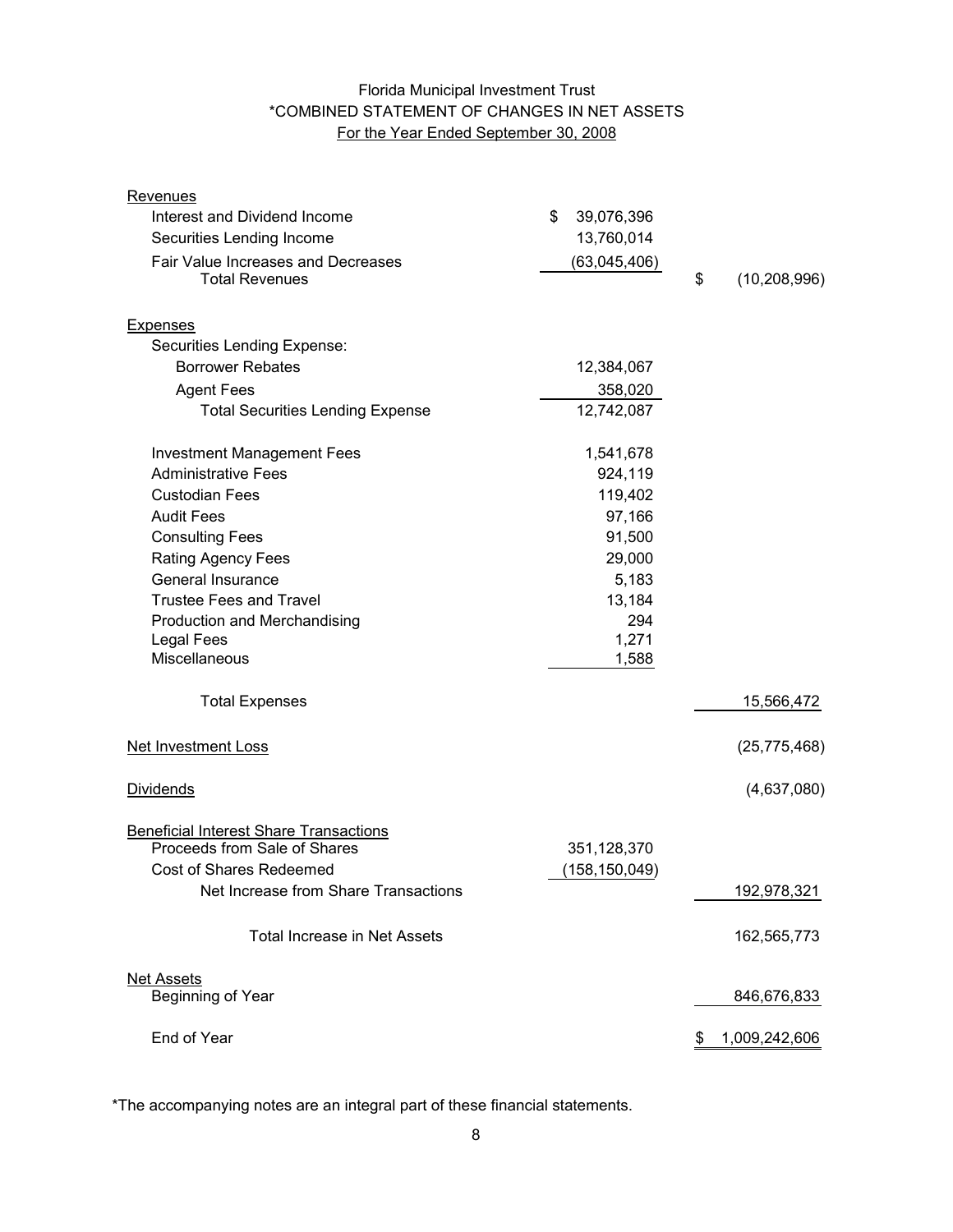# Florida Municipal Investment Trust
## *COMBINED STATEMENT OF CHANGES IN NET ASSETS
### For the Year Ended September 30, 2008

| | | |
|---|---|---|
| **Revenues** | | |
| Interest and Dividend Income | $ 39,076,396 | |
| Securities Lending Income | 13,760,014 | |
| Fair Value Increases and Decreases | (63,045,406) | |
| Total Revenues | | $ (10,208,996) |
| **Expenses** | | |
| Securities Lending Expense: | | |
| Borrower Rebates | 12,384,067 | |
| Agent Fees | 358,020 | |
| Total Securities Lending Expense | 12,742,087 | |
| Investment Management Fees | 1,541,678 | |
| Administrative Fees | 924,119 | |
| Custodian Fees | 119,402 | |
| Audit Fees | 97,166 | |
| Consulting Fees | 91,500 | |
| Rating Agency Fees | 29,000 | |
| General Insurance | 5,183 | |
| Trustee Fees and Travel | 13,184 | |
| Production and Merchandising | 294 | |
| Legal Fees | 1,271 | |
| Miscellaneous | 1,588 | |
| Total Expenses | | 15,566,472 |
| **Net Investment Loss** | | (25,775,468) |
| **Dividends** | | (4,637,080) |
| **Beneficial Interest Share Transactions** | | |
| Proceeds from Sale of Shares | 351,128,370 | |
| Cost of Shares Redeemed | (158,150,049) | |
| Net Increase from Share Transactions | | 192,978,321 |
| Total Increase in Net Assets | | 162,565,773 |
| **Net Assets** | | |
| Beginning of Year | | 846,676,833 |
| End of Year | | $ 1,009,242,606 |

*The accompanying notes are an integral part of these financial statements.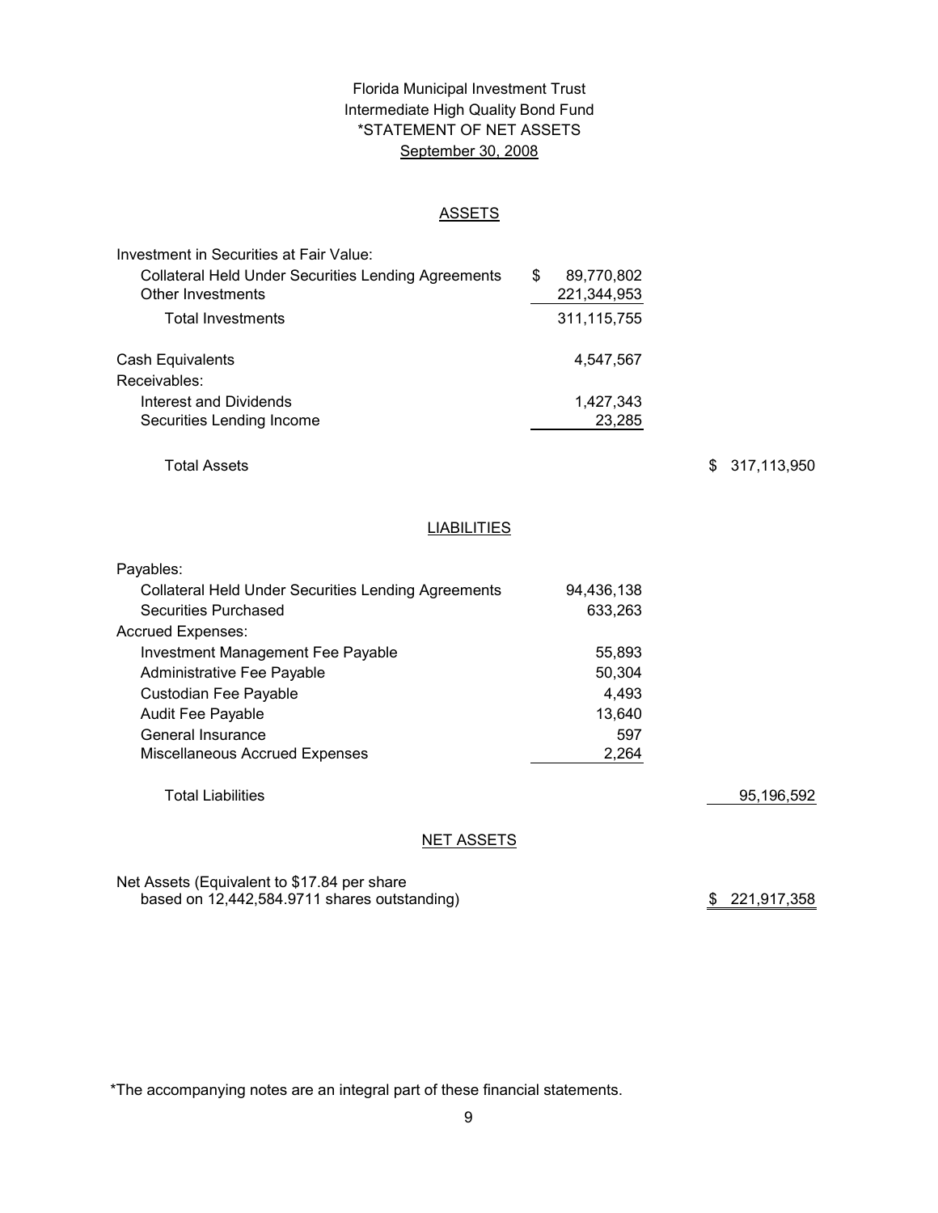Florida Municipal Investment Trust
Intermediate High Quality Bond Fund
*STATEMENT OF NET ASSETS
September 30, 2008

## ASSETS

| | | |
|---|---|---|
| Investment in Securities at Fair Value: | | |
| Collateral Held Under Securities Lending Agreements | $ 89,770,802 | |
| Other Investments | 221,344,953 | |
| Total Investments | 311,115,755 | |
| Cash Equivalents | 4,547,567 | |
| Receivables: | | |
| Interest and Dividends | 1,427,343 | |
| Securities Lending Income | 23,285 | |
| Total Assets | | $ 317,113,950 |

## LIABILITIES

| | | |
|---|---|---|
| Payables: | | |
| Collateral Held Under Securities Lending Agreements | 94,436,138 | |
| Securities Purchased | 633,263 | |
| Accrued Expenses: | | |
| Investment Management Fee Payable | 55,893 | |
| Administrative Fee Payable | 50,304 | |
| Custodian Fee Payable | 4,493 | |
| Audit Fee Payable | 13,640 | |
| General Insurance | 597 | |
| Miscellaneous Accrued Expenses | 2,264 | |
| Total Liabilities | | 95,196,592 |

## NET ASSETS

| | | |
|---|---|---|
| Net Assets (Equivalent to $17.84 per share based on 12,442,584.9711 shares outstanding) | | $ 221,917,358 |

*The accompanying notes are an integral part of these financial statements.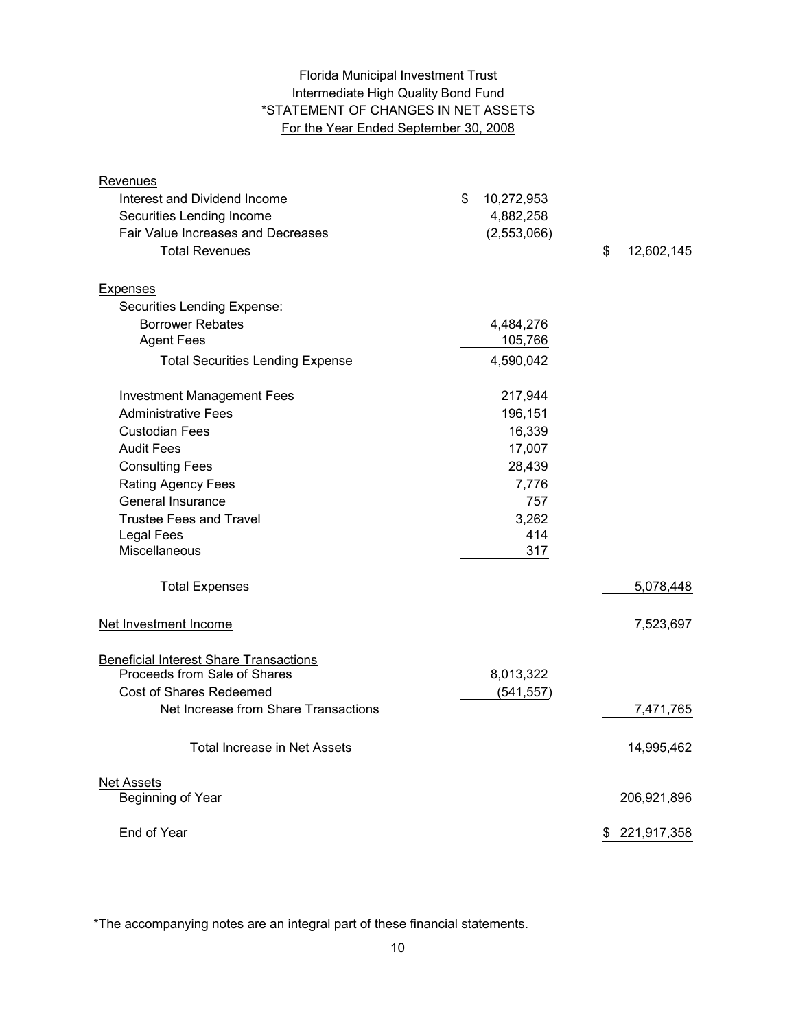# Florida Municipal Investment Trust
## Intermediate High Quality Bond Fund
## *STATEMENT OF CHANGES IN NET ASSETS
## For the Year Ended September 30, 2008

| | | |
|---|---|---|
| **Revenues** | | |
| Interest and Dividend Income | $ 10,272,953 | |
| Securities Lending Income | 4,882,258 | |
| Fair Value Increases and Decreases | (2,553,066) | |
| Total Revenues | | $ 12,602,145 |
| **Expenses** | | |
| Securities Lending Expense: | | |
| Borrower Rebates | 4,484,276 | |
| Agent Fees | 105,766 | |
| Total Securities Lending Expense | 4,590,042 | |
| Investment Management Fees | 217,944 | |
| Administrative Fees | 196,151 | |
| Custodian Fees | 16,339 | |
| Audit Fees | 17,007 | |
| Consulting Fees | 28,439 | |
| Rating Agency Fees | 7,776 | |
| General Insurance | 757 | |
| Trustee Fees and Travel | 3,262 | |
| Legal Fees | 414 | |
| Miscellaneous | 317 | |
| Total Expenses | | 5,078,448 |
| **Net Investment Income** | | 7,523,697 |
| **Beneficial Interest Share Transactions** | | |
| Proceeds from Sale of Shares | 8,013,322 | |
| Cost of Shares Redeemed | (541,557) | |
| Net Increase from Share Transactions | | 7,471,765 |
| Total Increase in Net Assets | | 14,995,462 |
| **Net Assets** | | |
| Beginning of Year | | 206,921,896 |
| End of Year | | $ 221,917,358 |

*The accompanying notes are an integral part of these financial statements.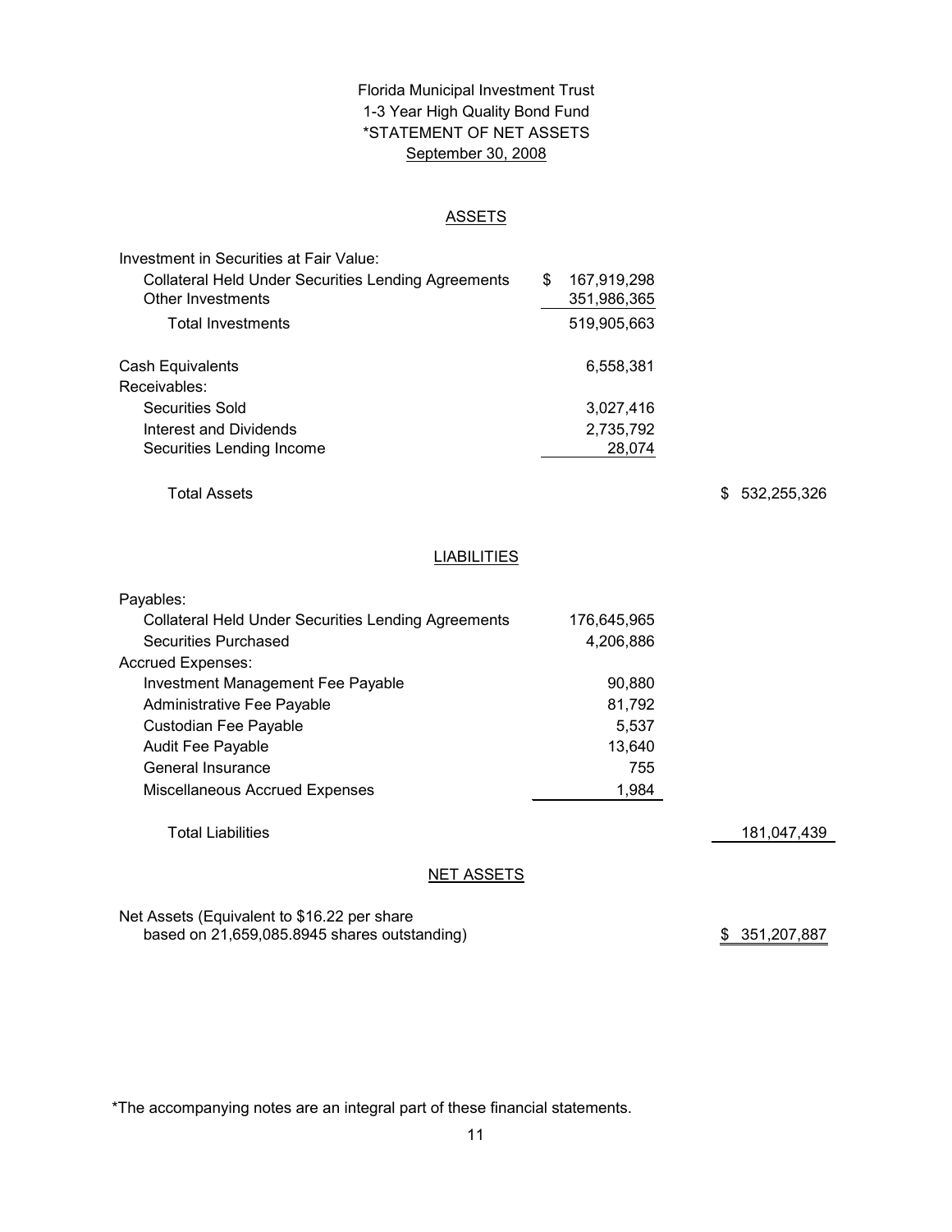# Florida Municipal Investment Trust
## 1-3 Year High Quality Bond Fund
## *STATEMENT OF NET ASSETS
## September 30, 2008

### ASSETS

| | | |
|---|---|---|
| Investment in Securities at Fair Value: | | |
| Collateral Held Under Securities Lending Agreements | $ 167,919,298 | |
| Other Investments | 351,986,365 | |
| Total Investments | 519,905,663 | |
| Cash Equivalents | 6,558,381 | |
| Receivables: | | |
| Securities Sold | 3,027,416 | |
| Interest and Dividends | 2,735,792 | |
| Securities Lending Income | 28,074 | |
| Total Assets | | $ 532,255,326 |

### LIABILITIES

| | | |
|---|---|---|
| Payables: | | |
| Collateral Held Under Securities Lending Agreements | 176,645,965 | |
| Securities Purchased | 4,206,886 | |
| Accrued Expenses: | | |
| Investment Management Fee Payable | 90,880 | |
| Administrative Fee Payable | 81,792 | |
| Custodian Fee Payable | 5,537 | |
| Audit Fee Payable | 13,640 | |
| General Insurance | 755 | |
| Miscellaneous Accrued Expenses | 1,984 | |
| Total Liabilities | | 181,047,439 |

### NET ASSETS

| | |
|---|---|
| Net Assets (Equivalent to $16.22 per share based on 21,659,085.8945 shares outstanding) | $ 351,207,887 |

*The accompanying notes are an integral part of these financial statements.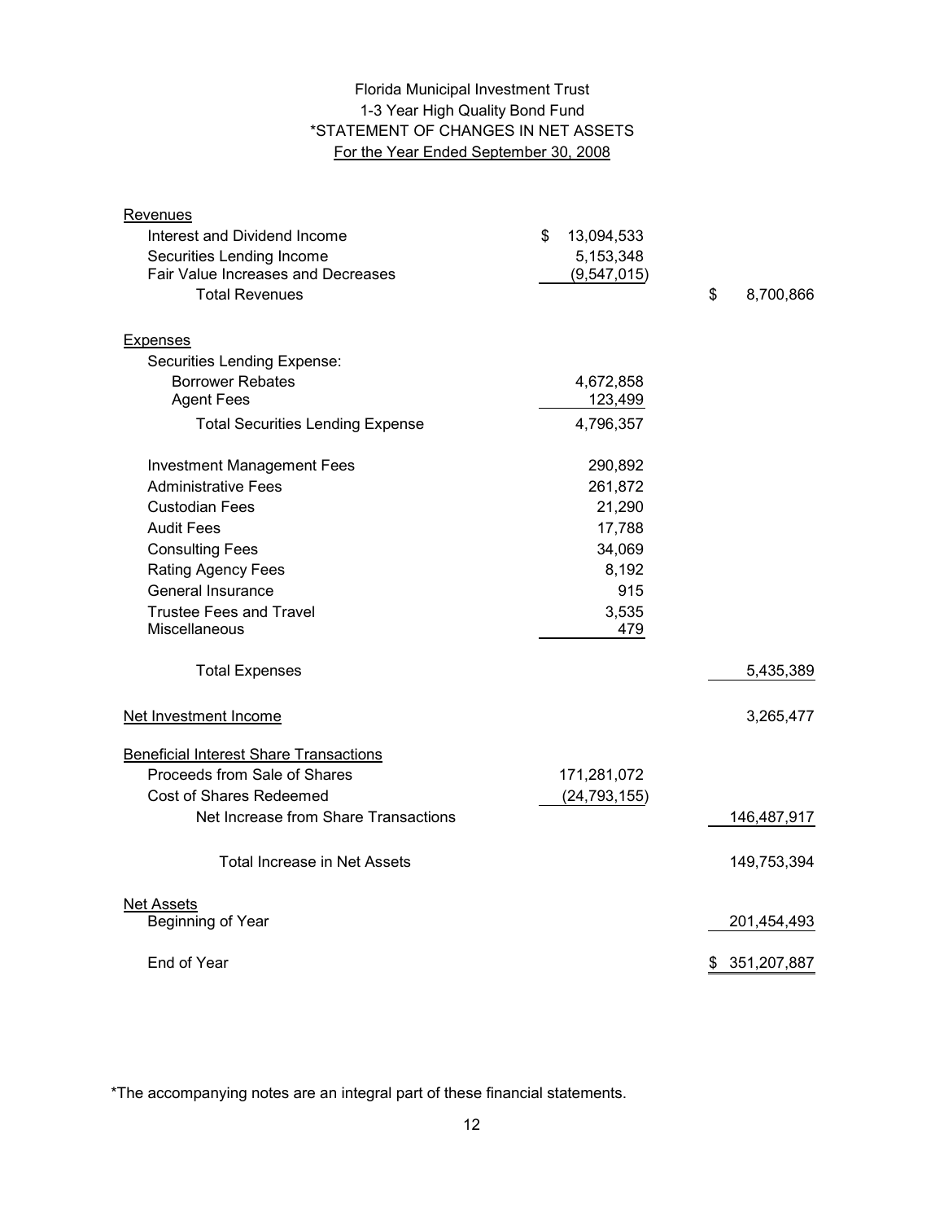# Florida Municipal Investment Trust
## 1-3 Year High Quality Bond Fund
## *STATEMENT OF CHANGES IN NET ASSETS
### For the Year Ended September 30, 2008

| | | |
|---|---|---|
| **Revenues** | | |
| Interest and Dividend Income | $ 13,094,533 | |
| Securities Lending Income | 5,153,348 | |
| Fair Value Increases and Decreases | (9,547,015) | |
| Total Revenues | | $ 8,700,866 |
| **Expenses** | | |
| Securities Lending Expense: | | |
| Borrower Rebates | 4,672,858 | |
| Agent Fees | 123,499 | |
| Total Securities Lending Expense | 4,796,357 | |
| Investment Management Fees | 290,892 | |
| Administrative Fees | 261,872 | |
| Custodian Fees | 21,290 | |
| Audit Fees | 17,788 | |
| Consulting Fees | 34,069 | |
| Rating Agency Fees | 8,192 | |
| General Insurance | 915 | |
| Trustee Fees and Travel | 3,535 | |
| Miscellaneous | 479 | |
| Total Expenses | | 5,435,389 |
| **Net Investment Income** | | 3,265,477 |
| **Beneficial Interest Share Transactions** | | |
| Proceeds from Sale of Shares | 171,281,072 | |
| Cost of Shares Redeemed | (24,793,155) | |
| Net Increase from Share Transactions | | 146,487,917 |
| Total Increase in Net Assets | | 149,753,394 |
| **Net Assets** | | |
| Beginning of Year | | 201,454,493 |
| End of Year | | $ 351,207,887 |

*The accompanying notes are an integral part of these financial statements.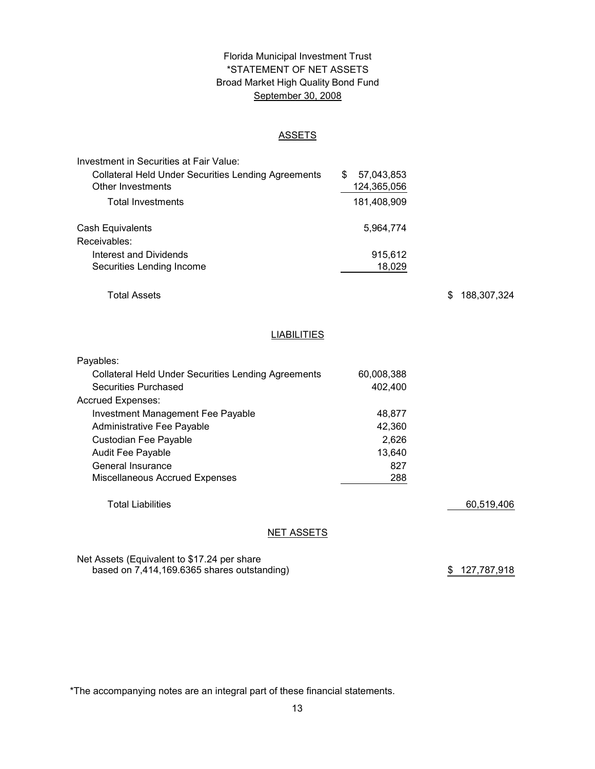# Florida Municipal Investment Trust
## *STATEMENT OF NET ASSETS
## Broad Market High Quality Bond Fund
## September 30, 2008

### ASSETS

| | | |
|---|---|---|
| Investment in Securities at Fair Value: | | |
| Collateral Held Under Securities Lending Agreements | $ 57,043,853 | |
| Other Investments | 124,365,056 | |
| Total Investments | 181,408,909 | |
| Cash Equivalents | 5,964,774 | |
| Receivables: | | |
| Interest and Dividends | 915,612 | |
| Securities Lending Income | 18,029 | |
| Total Assets | | $ 188,307,324 |

### LIABILITIES

| | | |
|---|---|---|
| Payables: | | |
| Collateral Held Under Securities Lending Agreements | 60,008,388 | |
| Securities Purchased | 402,400 | |
| Accrued Expenses: | | |
| Investment Management Fee Payable | 48,877 | |
| Administrative Fee Payable | 42,360 | |
| Custodian Fee Payable | 2,626 | |
| Audit Fee Payable | 13,640 | |
| General Insurance | 827 | |
| Miscellaneous Accrued Expenses | 288 | |
| Total Liabilities | | 60,519,406 |

### NET ASSETS

| | | |
|---|---|---|
| Net Assets (Equivalent to $17.24 per share based on 7,414,169.6365 shares outstanding) | | $ 127,787,918 |

*The accompanying notes are an integral part of these financial statements.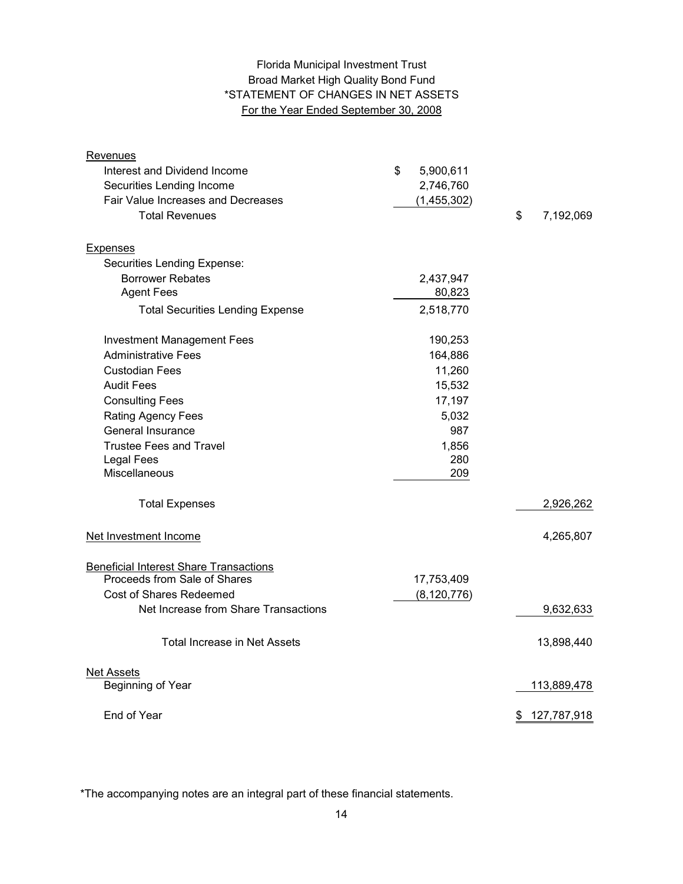Florida Municipal Investment Trust
Broad Market High Quality Bond Fund
*STATEMENT OF CHANGES IN NET ASSETS
For the Year Ended September 30, 2008

| | | |
|---|---|---|
| **Revenues** | | |
| Interest and Dividend Income | $ 5,900,611 | |
| Securities Lending Income | 2,746,760 | |
| Fair Value Increases and Decreases | (1,455,302) | |
| Total Revenues | | $ 7,192,069 |
| **Expenses** | | |
| Securities Lending Expense: | | |
| Borrower Rebates | 2,437,947 | |
| Agent Fees | 80,823 | |
| Total Securities Lending Expense | 2,518,770 | |
| Investment Management Fees | 190,253 | |
| Administrative Fees | 164,886 | |
| Custodian Fees | 11,260 | |
| Audit Fees | 15,532 | |
| Consulting Fees | 17,197 | |
| Rating Agency Fees | 5,032 | |
| General Insurance | 987 | |
| Trustee Fees and Travel | 1,856 | |
| Legal Fees | 280 | |
| Miscellaneous | 209 | |
| Total Expenses | | 2,926,262 |
| **Net Investment Income** | | 4,265,807 |
| **Beneficial Interest Share Transactions** | | |
| Proceeds from Sale of Shares | 17,753,409 | |
| Cost of Shares Redeemed | (8,120,776) | |
| Net Increase from Share Transactions | | 9,632,633 |
| Total Increase in Net Assets | | 13,898,440 |
| **Net Assets** | | |
| Beginning of Year | | 113,889,478 |
| End of Year | | $ 127,787,918 |

*The accompanying notes are an integral part of these financial statements.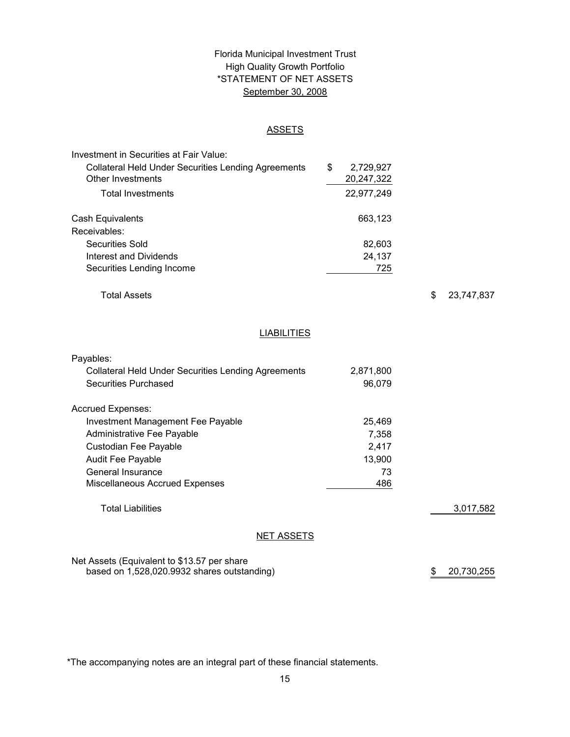# Florida Municipal Investment Trust
## High Quality Growth Portfolio
## *STATEMENT OF NET ASSETS
## September 30, 2008

### ASSETS

| | | |
|---|---|---|
| Investment in Securities at Fair Value: | | |
| Collateral Held Under Securities Lending Agreements | $ 2,729,927 | |
| Other Investments | 20,247,322 | |
| Total Investments | 22,977,249 | |
| Cash Equivalents | 663,123 | |
| Receivables: | | |
| Securities Sold | 82,603 | |
| Interest and Dividends | 24,137 | |
| Securities Lending Income | 725 | |
| Total Assets | | $ 23,747,837 |

### LIABILITIES

| | | |
|---|---|---|
| Payables: | | |
| Collateral Held Under Securities Lending Agreements | 2,871,800 | |
| Securities Purchased | 96,079 | |
| Accrued Expenses: | | |
| Investment Management Fee Payable | 25,469 | |
| Administrative Fee Payable | 7,358 | |
| Custodian Fee Payable | 2,417 | |
| Audit Fee Payable | 13,900 | |
| General Insurance | 73 | |
| Miscellaneous Accrued Expenses | 486 | |
| Total Liabilities | | 3,017,582 |

### NET ASSETS

| | | |
|---|---|---|
| Net Assets (Equivalent to $13.57 per share based on 1,528,020.9932 shares outstanding) | | $ 20,730,255 |

*The accompanying notes are an integral part of these financial statements.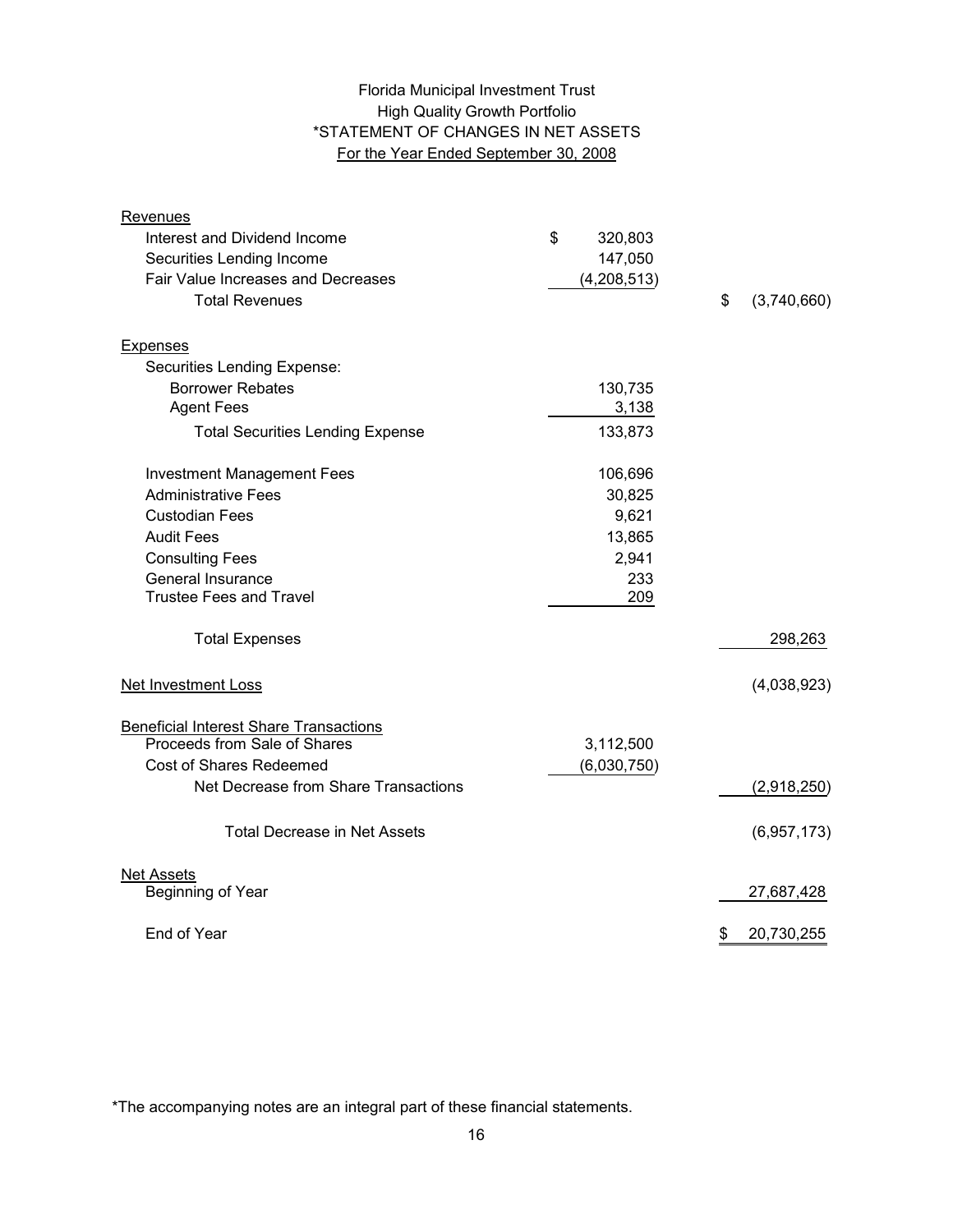# Florida Municipal Investment Trust
## High Quality Growth Portfolio
## *STATEMENT OF CHANGES IN NET ASSETS
### For the Year Ended September 30, 2008

| | | |
|---|---|---|
| **Revenues** | | |
| Interest and Dividend Income | $ 320,803 | |
| Securities Lending Income | 147,050 | |
| Fair Value Increases and Decreases | (4,208,513) | |
| Total Revenues | | $ (3,740,660) |
| **Expenses** | | |
| Securities Lending Expense: | | |
| Borrower Rebates | 130,735 | |
| Agent Fees | 3,138 | |
| Total Securities Lending Expense | 133,873 | |
| Investment Management Fees | 106,696 | |
| Administrative Fees | 30,825 | |
| Custodian Fees | 9,621 | |
| Audit Fees | 13,865 | |
| Consulting Fees | 2,941 | |
| General Insurance | 233 | |
| Trustee Fees and Travel | 209 | |
| Total Expenses | | 298,263 |
| **Net Investment Loss** | | (4,038,923) |
| **Beneficial Interest Share Transactions** | | |
| Proceeds from Sale of Shares | 3,112,500 | |
| Cost of Shares Redeemed | (6,030,750) | |
| Net Decrease from Share Transactions | | (2,918,250) |
| Total Decrease in Net Assets | | (6,957,173) |
| **Net Assets** | | |
| Beginning of Year | | 27,687,428 |
| End of Year | | $ 20,730,255 |

*The accompanying notes are an integral part of these financial statements.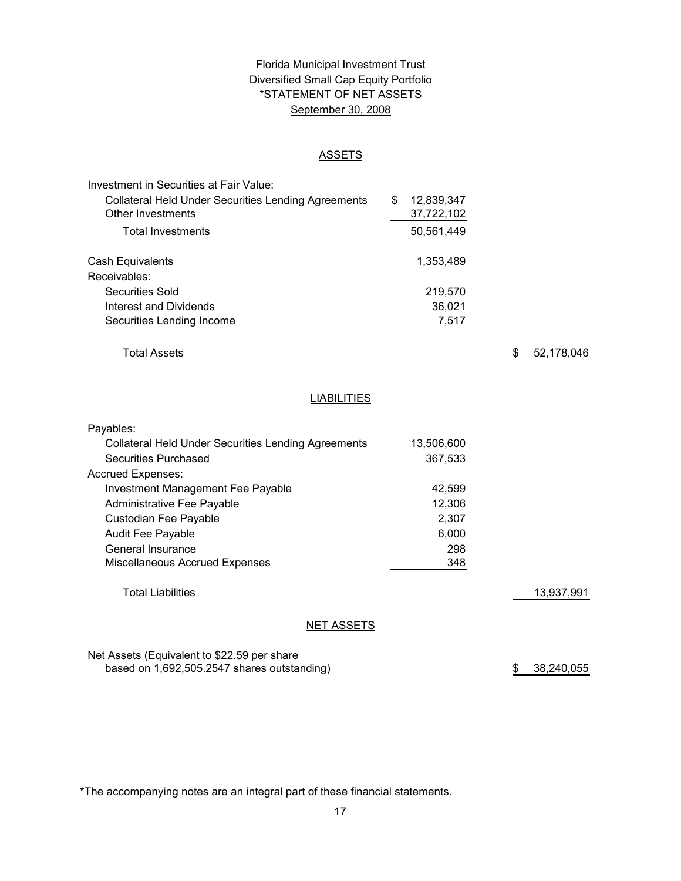# Florida Municipal Investment Trust
## Diversified Small Cap Equity Portfolio
## *STATEMENT OF NET ASSETS
## September 30, 2008

### ASSETS

| | | |
|---|---|---|
| Investment in Securities at Fair Value: | | |
| Collateral Held Under Securities Lending Agreements | $ 12,839,347 | |
| Other Investments | 37,722,102 | |
| Total Investments | 50,561,449 | |
| Cash Equivalents | 1,353,489 | |
| Receivables: | | |
| Securities Sold | 219,570 | |
| Interest and Dividends | 36,021 | |
| Securities Lending Income | 7,517 | |
| Total Assets | | $ 52,178,046 |

### LIABILITIES

| | | |
|---|---|---|
| Payables: | | |
| Collateral Held Under Securities Lending Agreements | 13,506,600 | |
| Securities Purchased | 367,533 | |
| Accrued Expenses: | | |
| Investment Management Fee Payable | 42,599 | |
| Administrative Fee Payable | 12,306 | |
| Custodian Fee Payable | 2,307 | |
| Audit Fee Payable | 6,000 | |
| General Insurance | 298 | |
| Miscellaneous Accrued Expenses | 348 | |
| Total Liabilities | | 13,937,991 |

### NET ASSETS

| | | |
|---|---|---|
| Net Assets (Equivalent to $22.59 per share based on 1,692,505.2547 shares outstanding) | | $ 38,240,055 |

*The accompanying notes are an integral part of these financial statements.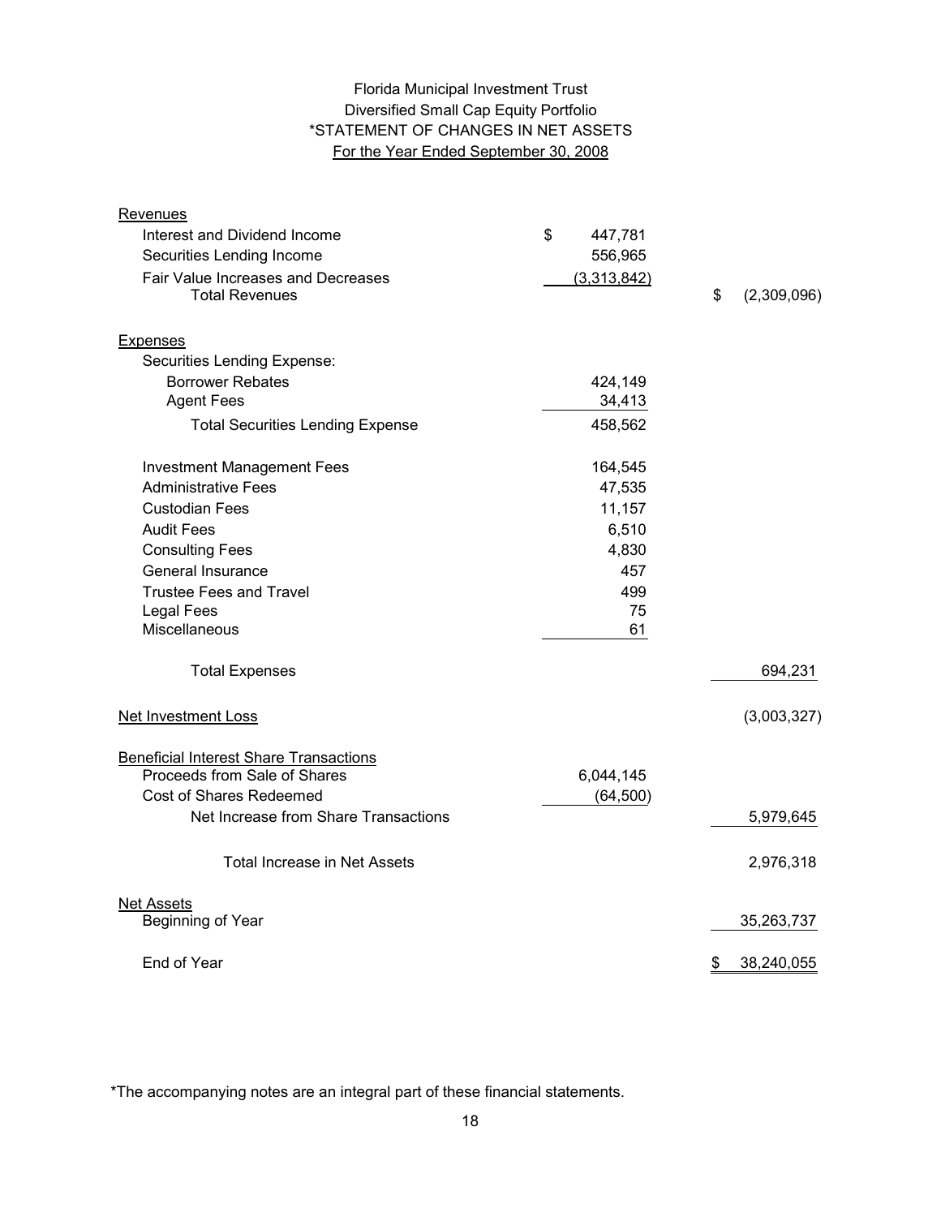# Florida Municipal Investment Trust
## Diversified Small Cap Equity Portfolio
## *STATEMENT OF CHANGES IN NET ASSETS
### For the Year Ended September 30, 2008

| | | |
|---|---|---|
| **Revenues** | | |
| Interest and Dividend Income | $ 447,781 | |
| Securities Lending Income | 556,965 | |
| Fair Value Increases and Decreases | (3,313,842) | |
| Total Revenues | | $ (2,309,096) |
| **Expenses** | | |
| Securities Lending Expense: | | |
| Borrower Rebates | 424,149 | |
| Agent Fees | 34,413 | |
| Total Securities Lending Expense | 458,562 | |
| Investment Management Fees | 164,545 | |
| Administrative Fees | 47,535 | |
| Custodian Fees | 11,157 | |
| Audit Fees | 6,510 | |
| Consulting Fees | 4,830 | |
| General Insurance | 457 | |
| Trustee Fees and Travel | 499 | |
| Legal Fees | 75 | |
| Miscellaneous | 61 | |
| Total Expenses | | 694,231 |
| **Net Investment Loss** | | (3,003,327) |
| **Beneficial Interest Share Transactions** | | |
| Proceeds from Sale of Shares | 6,044,145 | |
| Cost of Shares Redeemed | (64,500) | |
| Net Increase from Share Transactions | | 5,979,645 |
| Total Increase in Net Assets | | 2,976,318 |
| **Net Assets** | | |
| Beginning of Year | | 35,263,737 |
| End of Year | | $ 38,240,055 |

*The accompanying notes are an integral part of these financial statements.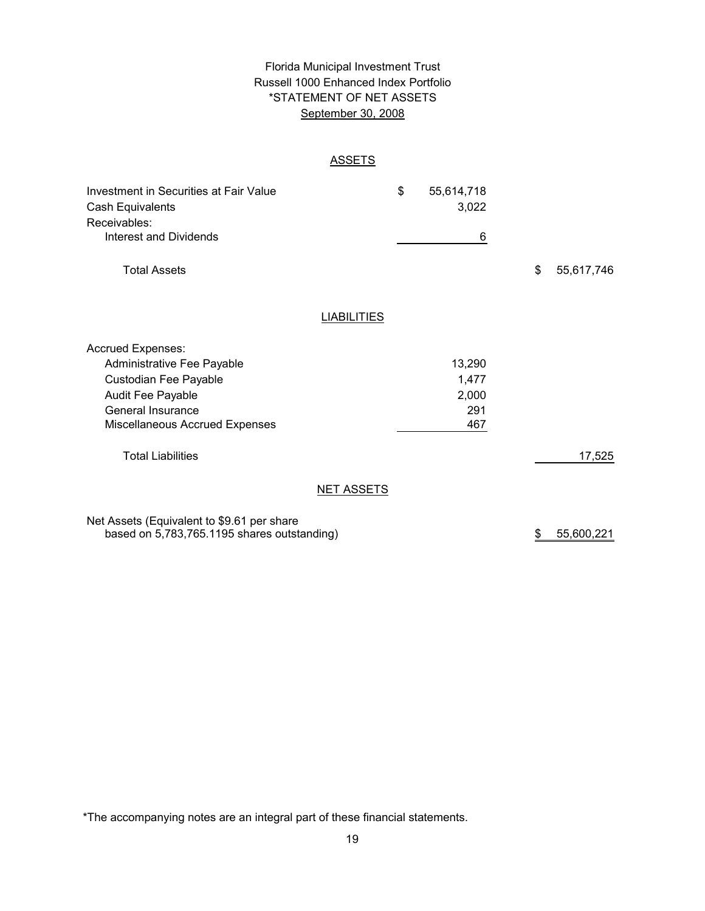# Florida Municipal Investment Trust
## Russell 1000 Enhanced Index Portfolio
## *STATEMENT OF NET ASSETS
## September 30, 2008

### ASSETS

| | | |
|---|---|---|
| Investment in Securities at Fair Value | $ 55,614,718 | |
| Cash Equivalents | 3,022 | |
| Receivables: | | |
| Interest and Dividends | 6 | |
| Total Assets | | $ 55,617,746 |

### LIABILITIES

| | | |
|---|---|---|
| Accrued Expenses: | | |
| Administrative Fee Payable | 13,290 | |
| Custodian Fee Payable | 1,477 | |
| Audit Fee Payable | 2,000 | |
| General Insurance | 291 | |
| Miscellaneous Accrued Expenses | 467 | |
| Total Liabilities | | 17,525 |

### NET ASSETS

| | |
|---|---|
| Net Assets (Equivalent to $9.61 per share based on 5,783,765.1195 shares outstanding) | $ 55,600,221 |

*The accompanying notes are an integral part of these financial statements.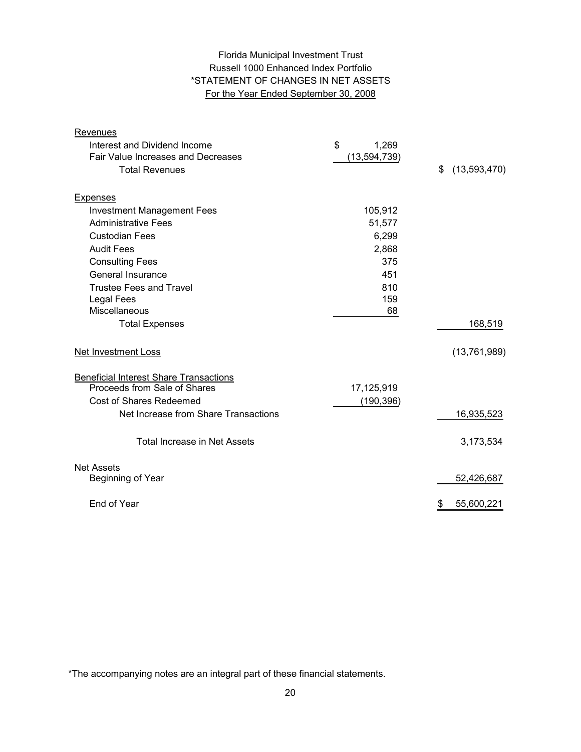Florida Municipal Investment Trust
Russell 1000 Enhanced Index Portfolio
*STATEMENT OF CHANGES IN NET ASSETS
For the Year Ended September 30, 2008

| | | |
|---|---|---|
| **Revenues** | | |
| Interest and Dividend Income | $ 1,269 | |
| Fair Value Increases and Decreases | (13,594,739) | |
| Total Revenues | | $ (13,593,470) |
| **Expenses** | | |
| Investment Management Fees | 105,912 | |
| Administrative Fees | 51,577 | |
| Custodian Fees | 6,299 | |
| Audit Fees | 2,868 | |
| Consulting Fees | 375 | |
| General Insurance | 451 | |
| Trustee Fees and Travel | 810 | |
| Legal Fees | 159 | |
| Miscellaneous | 68 | |
| Total Expenses | | 168,519 |
| **Net Investment Loss** | | (13,761,989) |
| **Beneficial Interest Share Transactions** | | |
| Proceeds from Sale of Shares | 17,125,919 | |
| Cost of Shares Redeemed | (190,396) | |
| Net Increase from Share Transactions | | 16,935,523 |
| Total Increase in Net Assets | | 3,173,534 |
| **Net Assets** | | |
| Beginning of Year | | 52,426,687 |
| End of Year | | $ 55,600,221 |

*The accompanying notes are an integral part of these financial statements.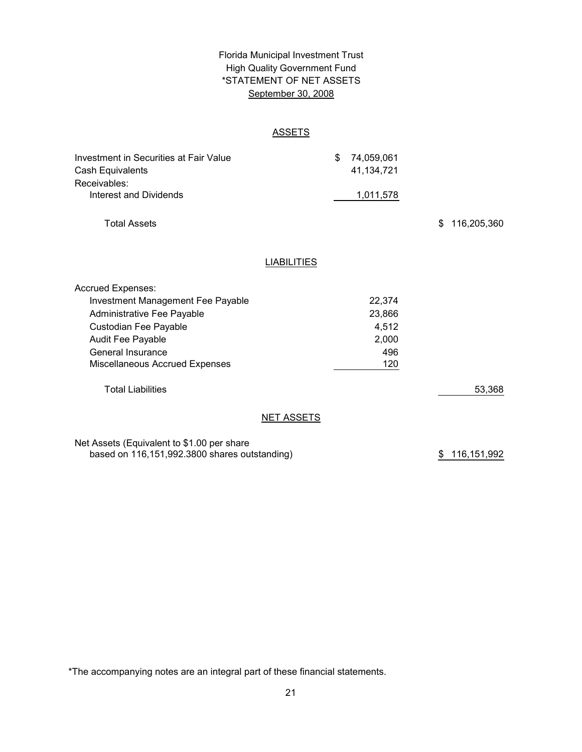Florida Municipal Investment Trust

High Quality Government Fund

*STATEMENT OF NET ASSETS

September 30, 2008

## ASSETS

| | | |
|---|---|---|
| Investment in Securities at Fair Value | $ 74,059,061 | |
| Cash Equivalents | 41,134,721 | |
| Receivables: | | |
| Interest and Dividends | 1,011,578 | |
| Total Assets | | $ 116,205,360 |

## LIABILITIES

| | | |
|---|---|---|
| Accrued Expenses: | | |
| Investment Management Fee Payable | 22,374 | |
| Administrative Fee Payable | 23,866 | |
| Custodian Fee Payable | 4,512 | |
| Audit Fee Payable | 2,000 | |
| General Insurance | 496 | |
| Miscellaneous Accrued Expenses | 120 | |
| Total Liabilities | | 53,368 |

## NET ASSETS

| | |
|---|---|
| Net Assets (Equivalent to $1.00 per share based on 116,151,992.3800 shares outstanding) | $ 116,151,992 |

*The accompanying notes are an integral part of these financial statements.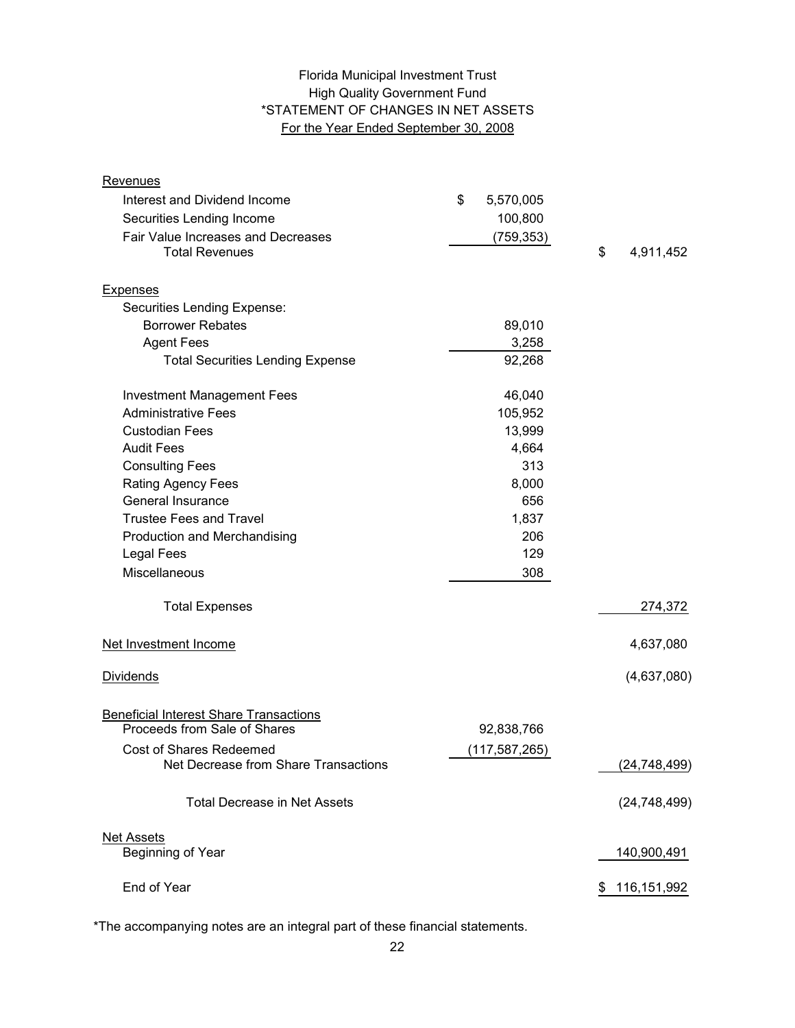Florida Municipal Investment Trust
High Quality Government Fund
*STATEMENT OF CHANGES IN NET ASSETS
For the Year Ended September 30, 2008

| | | |
|---|---|---|
| **Revenues** | | |
| Interest and Dividend Income | $ 5,570,005 | |
| Securities Lending Income | 100,800 | |
| Fair Value Increases and Decreases | (759,353) | |
| Total Revenues | | $ 4,911,452 |
| **Expenses** | | |
| Securities Lending Expense: | | |
| Borrower Rebates | 89,010 | |
| Agent Fees | 3,258 | |
| Total Securities Lending Expense | 92,268 | |
| Investment Management Fees | 46,040 | |
| Administrative Fees | 105,952 | |
| Custodian Fees | 13,999 | |
| Audit Fees | 4,664 | |
| Consulting Fees | 313 | |
| Rating Agency Fees | 8,000 | |
| General Insurance | 656 | |
| Trustee Fees and Travel | 1,837 | |
| Production and Merchandising | 206 | |
| Legal Fees | 129 | |
| Miscellaneous | 308 | |
| Total Expenses | | 274,372 |
| Net Investment Income | | 4,637,080 |
| Dividends | | (4,637,080) |
| **Beneficial Interest Share Transactions** | | |
| Proceeds from Sale of Shares | 92,838,766 | |
| Cost of Shares Redeemed | (117,587,265) | |
| Net Decrease from Share Transactions | | (24,748,499) |
| Total Decrease in Net Assets | | (24,748,499) |
| **Net Assets** | | |
| Beginning of Year | | 140,900,491 |
| End of Year | | $ 116,151,992 |

*The accompanying notes are an integral part of these financial statements.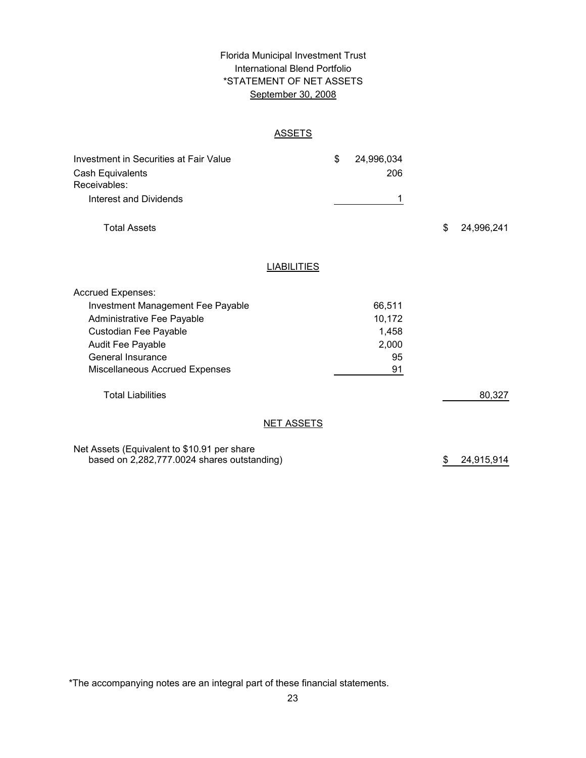Florida Municipal Investment Trust
International Blend Portfolio
*STATEMENT OF NET ASSETS
September 30, 2008

## ASSETS

| | | |
|---|---|---|
| Investment in Securities at Fair Value | $ 24,996,034 | |
| Cash Equivalents | 206 | |
| Receivables: | | |
| Interest and Dividends | 1 | |
| Total Assets | | $ 24,996,241 |

## LIABILITIES

| | | |
|---|---|---|
| Accrued Expenses: | | |
| Investment Management Fee Payable | 66,511 | |
| Administrative Fee Payable | 10,172 | |
| Custodian Fee Payable | 1,458 | |
| Audit Fee Payable | 2,000 | |
| General Insurance | 95 | |
| Miscellaneous Accrued Expenses | 91 | |
| Total Liabilities | | 80,327 |

## NET ASSETS

| | | |
|---|---|---|
| Net Assets (Equivalent to $10.91 per share based on 2,282,777.0024 shares outstanding) | | $ 24,915,914 |

*The accompanying notes are an integral part of these financial statements.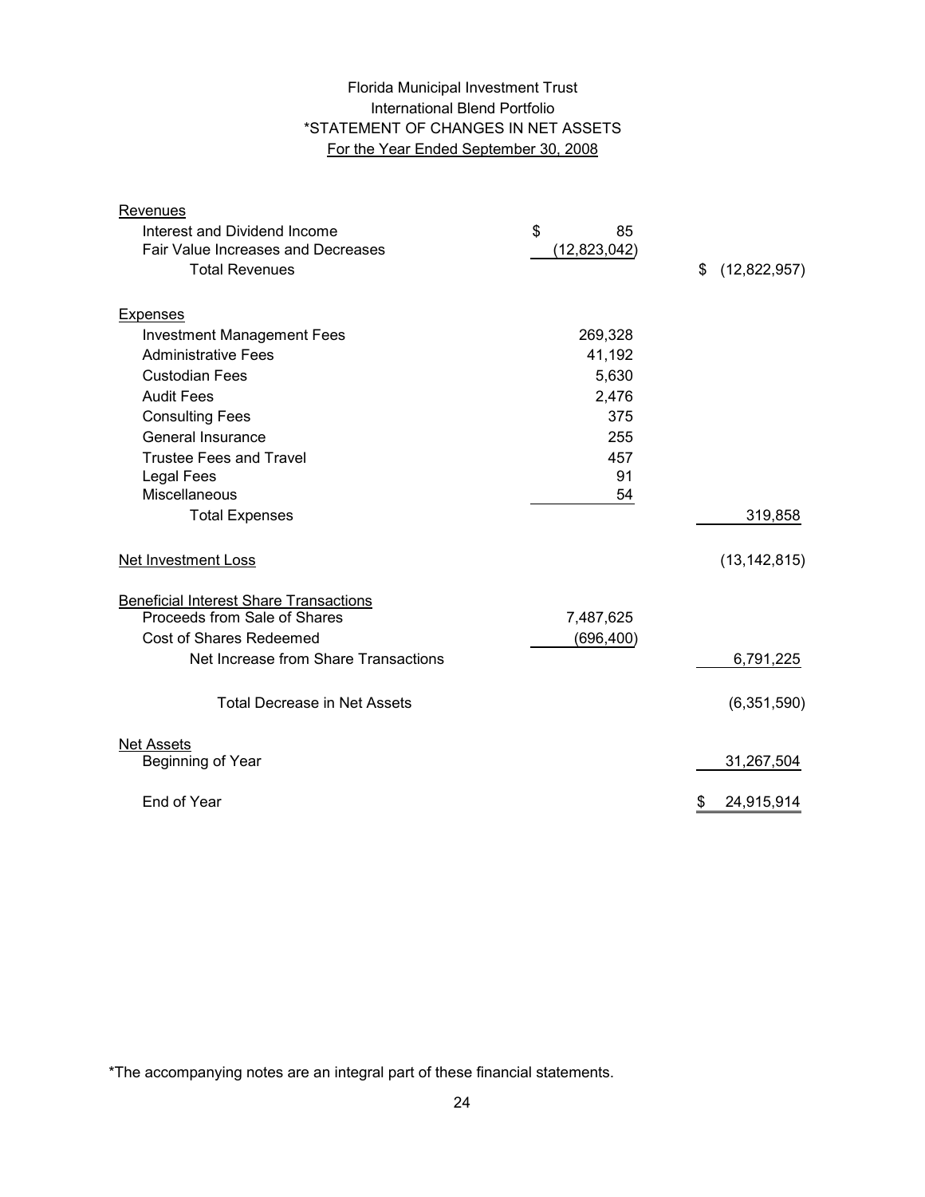# Florida Municipal Investment Trust
## International Blend Portfolio
## *STATEMENT OF CHANGES IN NET ASSETS
### For the Year Ended September 30, 2008

| | | |
|---|---|---|
| **Revenues** | | |
| Interest and Dividend Income | $ 85 | |
| Fair Value Increases and Decreases | (12,823,042) | |
| Total Revenues | | $ (12,822,957) |
| **Expenses** | | |
| Investment Management Fees | 269,328 | |
| Administrative Fees | 41,192 | |
| Custodian Fees | 5,630 | |
| Audit Fees | 2,476 | |
| Consulting Fees | 375 | |
| General Insurance | 255 | |
| Trustee Fees and Travel | 457 | |
| Legal Fees | 91 | |
| Miscellaneous | 54 | |
| Total Expenses | | 319,858 |
| **Net Investment Loss** | | (13,142,815) |
| **Beneficial Interest Share Transactions** | | |
| Proceeds from Sale of Shares | 7,487,625 | |
| Cost of Shares Redeemed | (696,400) | |
| Net Increase from Share Transactions | | 6,791,225 |
| Total Decrease in Net Assets | | (6,351,590) |
| **Net Assets** | | |
| Beginning of Year | | 31,267,504 |
| End of Year | | $ 24,915,914 |

*The accompanying notes are an integral part of these financial statements.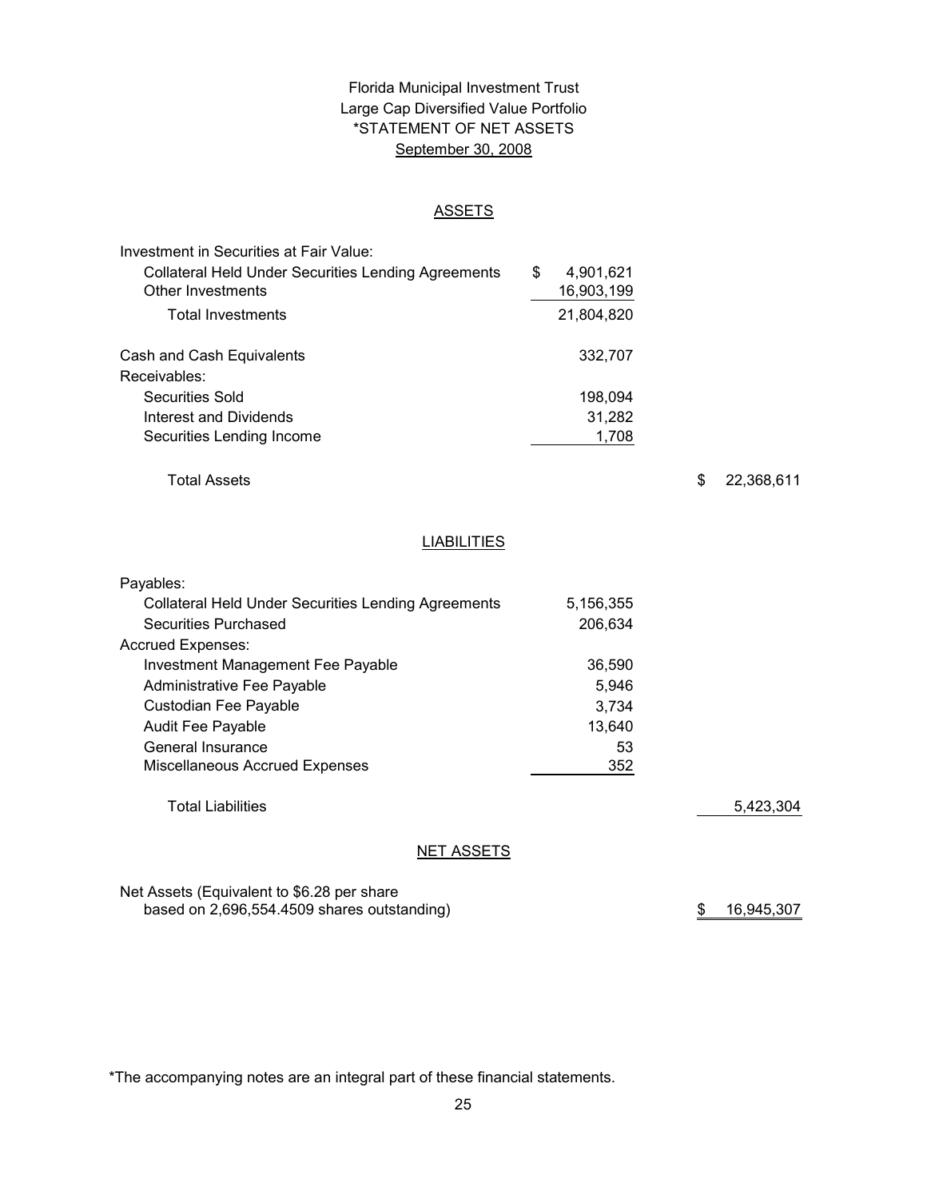# Florida Municipal Investment Trust
## Large Cap Diversified Value Portfolio
## *STATEMENT OF NET ASSETS
## September 30, 2008

### ASSETS

| | | |
|---|---|---|
| Investment in Securities at Fair Value: | | |
| Collateral Held Under Securities Lending Agreements | $ 4,901,621 | |
| Other Investments | 16,903,199 | |
| Total Investments | 21,804,820 | |
| Cash and Cash Equivalents | 332,707 | |
| Receivables: | | |
| Securities Sold | 198,094 | |
| Interest and Dividends | 31,282 | |
| Securities Lending Income | 1,708 | |
| Total Assets | | $ 22,368,611 |

### LIABILITIES

| | | |
|---|---|---|
| Payables: | | |
| Collateral Held Under Securities Lending Agreements | 5,156,355 | |
| Securities Purchased | 206,634 | |
| Accrued Expenses: | | |
| Investment Management Fee Payable | 36,590 | |
| Administrative Fee Payable | 5,946 | |
| Custodian Fee Payable | 3,734 | |
| Audit Fee Payable | 13,640 | |
| General Insurance | 53 | |
| Miscellaneous Accrued Expenses | 352 | |
| Total Liabilities | | 5,423,304 |

### NET ASSETS

| | | |
|---|---|---|
| Net Assets (Equivalent to $6.28 per share based on 2,696,554.4509 shares outstanding) | | $ 16,945,307 |

*The accompanying notes are an integral part of these financial statements.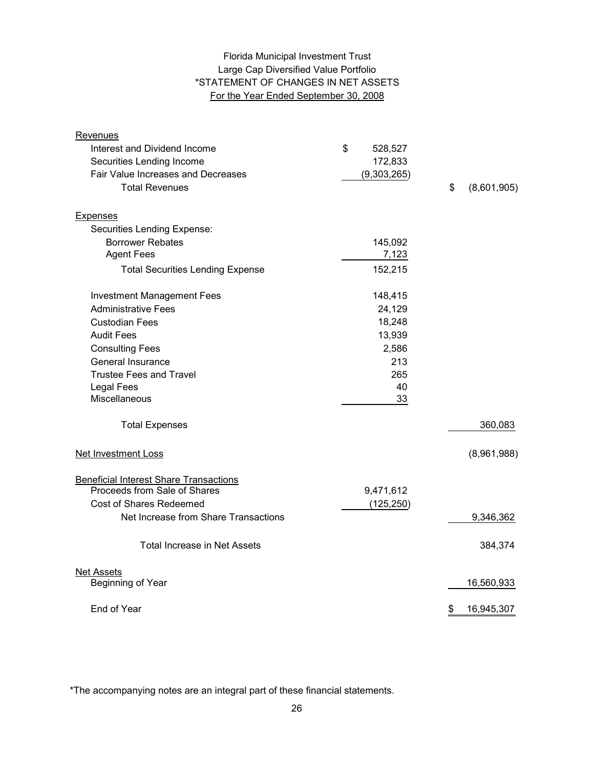Florida Municipal Investment Trust
Large Cap Diversified Value Portfolio
*STATEMENT OF CHANGES IN NET ASSETS
For the Year Ended September 30, 2008

| | | |
|---|---|---|
| **Revenues** | | |
| Interest and Dividend Income | $ 528,527 | |
| Securities Lending Income | 172,833 | |
| Fair Value Increases and Decreases | (9,303,265) | |
| Total Revenues | | $ (8,601,905) |
| **Expenses** | | |
| Securities Lending Expense: | | |
| Borrower Rebates | 145,092 | |
| Agent Fees | 7,123 | |
| Total Securities Lending Expense | 152,215 | |
| Investment Management Fees | 148,415 | |
| Administrative Fees | 24,129 | |
| Custodian Fees | 18,248 | |
| Audit Fees | 13,939 | |
| Consulting Fees | 2,586 | |
| General Insurance | 213 | |
| Trustee Fees and Travel | 265 | |
| Legal Fees | 40 | |
| Miscellaneous | 33 | |
| Total Expenses | | 360,083 |
| **Net Investment Loss** | | (8,961,988) |
| **Beneficial Interest Share Transactions** | | |
| Proceeds from Sale of Shares | 9,471,612 | |
| Cost of Shares Redeemed | (125,250) | |
| Net Increase from Share Transactions | | 9,346,362 |
| Total Increase in Net Assets | | 384,374 |
| **Net Assets** | | |
| Beginning of Year | | 16,560,933 |
| End of Year | | $ 16,945,307 |

*The accompanying notes are an integral part of these financial statements.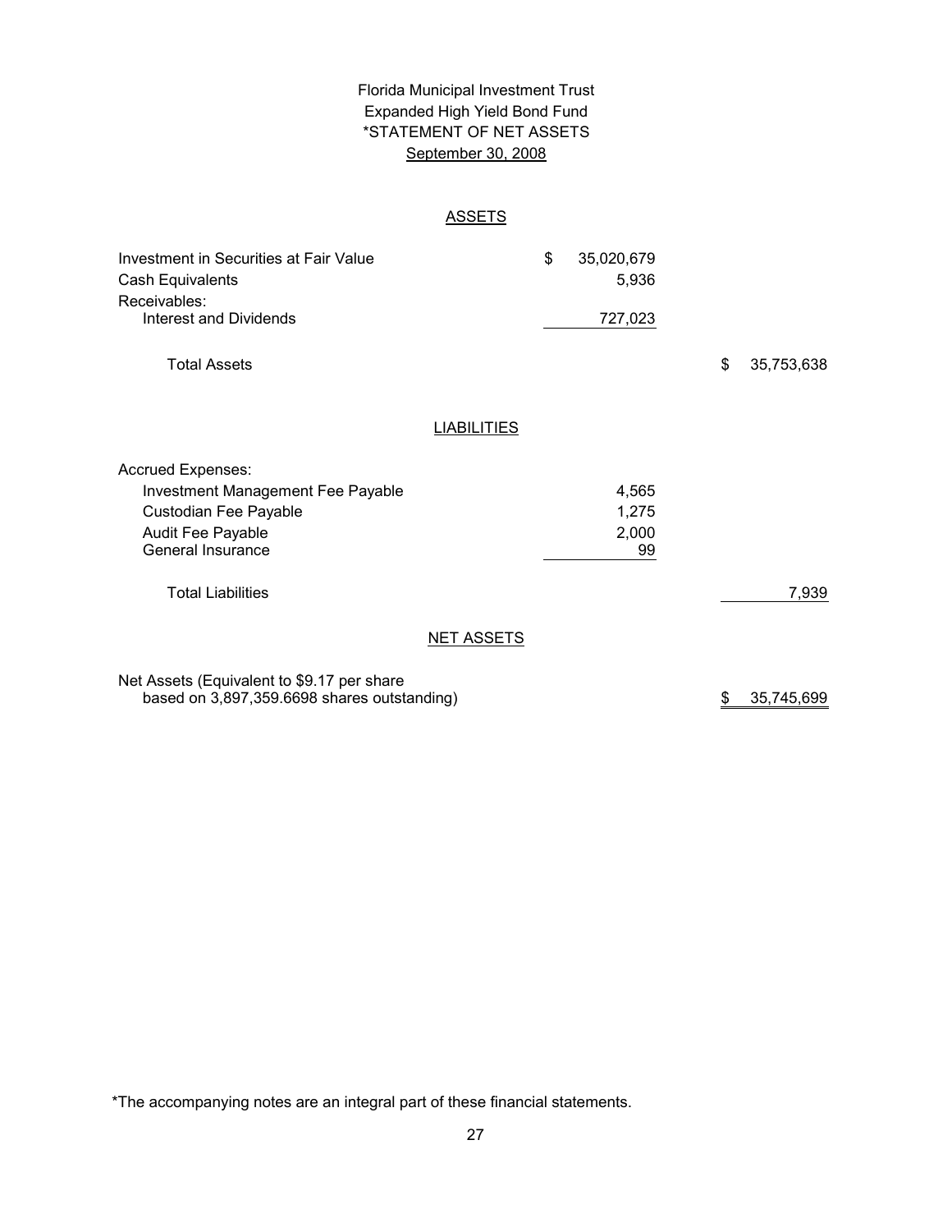# Florida Municipal Investment Trust
## Expanded High Yield Bond Fund
## *STATEMENT OF NET ASSETS
## September 30, 2008

### ASSETS

| | | |
|---|---|---|
| Investment in Securities at Fair Value | $ 35,020,679 | |
| Cash Equivalents | 5,936 | |
| Receivables: | | |
| Interest and Dividends | 727,023 | |
| Total Assets | | $ 35,753,638 |

### LIABILITIES

| | | |
|---|---|---|
| Accrued Expenses: | | |
| Investment Management Fee Payable | 4,565 | |
| Custodian Fee Payable | 1,275 | |
| Audit Fee Payable | 2,000 | |
| General Insurance | 99 | |
| Total Liabilities | | 7,939 |

### NET ASSETS

| | | |
|---|---|---|
| Net Assets (Equivalent to $9.17 per share based on 3,897,359.6698 shares outstanding) | | $ 35,745,699 |

*The accompanying notes are an integral part of these financial statements.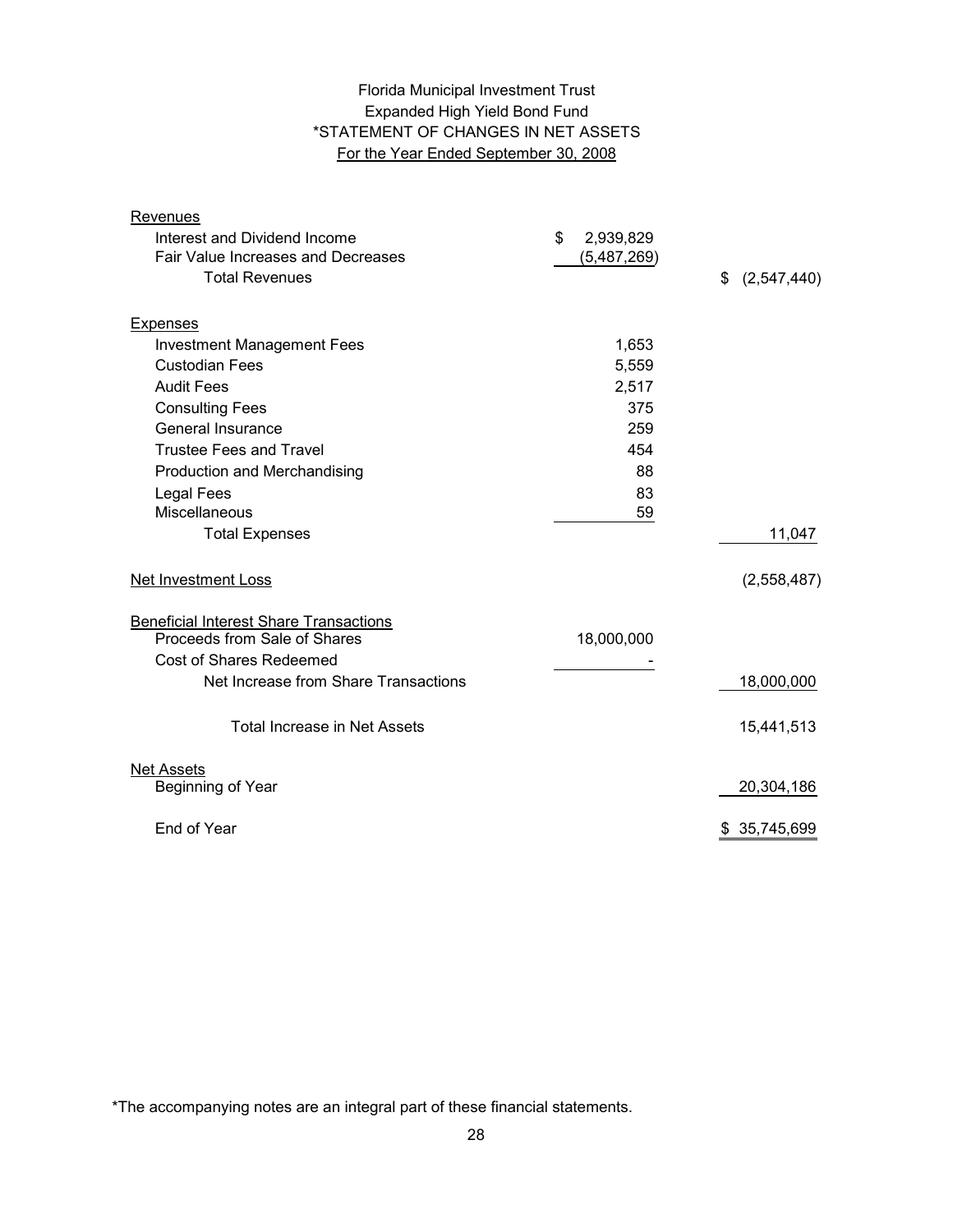Florida Municipal Investment Trust

Expanded High Yield Bond Fund

*STATEMENT OF CHANGES IN NET ASSETS

For the Year Ended September 30, 2008

| | | |
|---|---|---|
| **Revenues** | | |
| Interest and Dividend Income | $ 2,939,829 | |
| Fair Value Increases and Decreases | (5,487,269) | |
| Total Revenues | | $ (2,547,440) |
| **Expenses** | | |
| Investment Management Fees | 1,653 | |
| Custodian Fees | 5,559 | |
| Audit Fees | 2,517 | |
| Consulting Fees | 375 | |
| General Insurance | 259 | |
| Trustee Fees and Travel | 454 | |
| Production and Merchandising | 88 | |
| Legal Fees | 83 | |
| Miscellaneous | 59 | |
| Total Expenses | | 11,047 |
| **Net Investment Loss** | | (2,558,487) |
| **Beneficial Interest Share Transactions** | | |
| Proceeds from Sale of Shares | 18,000,000 | |
| Cost of Shares Redeemed | - | |
| Net Increase from Share Transactions | | 18,000,000 |
| Total Increase in Net Assets | | 15,441,513 |
| **Net Assets** | | |
| Beginning of Year | | 20,304,186 |
| End of Year | | $ 35,745,699 |

*The accompanying notes are an integral part of these financial statements.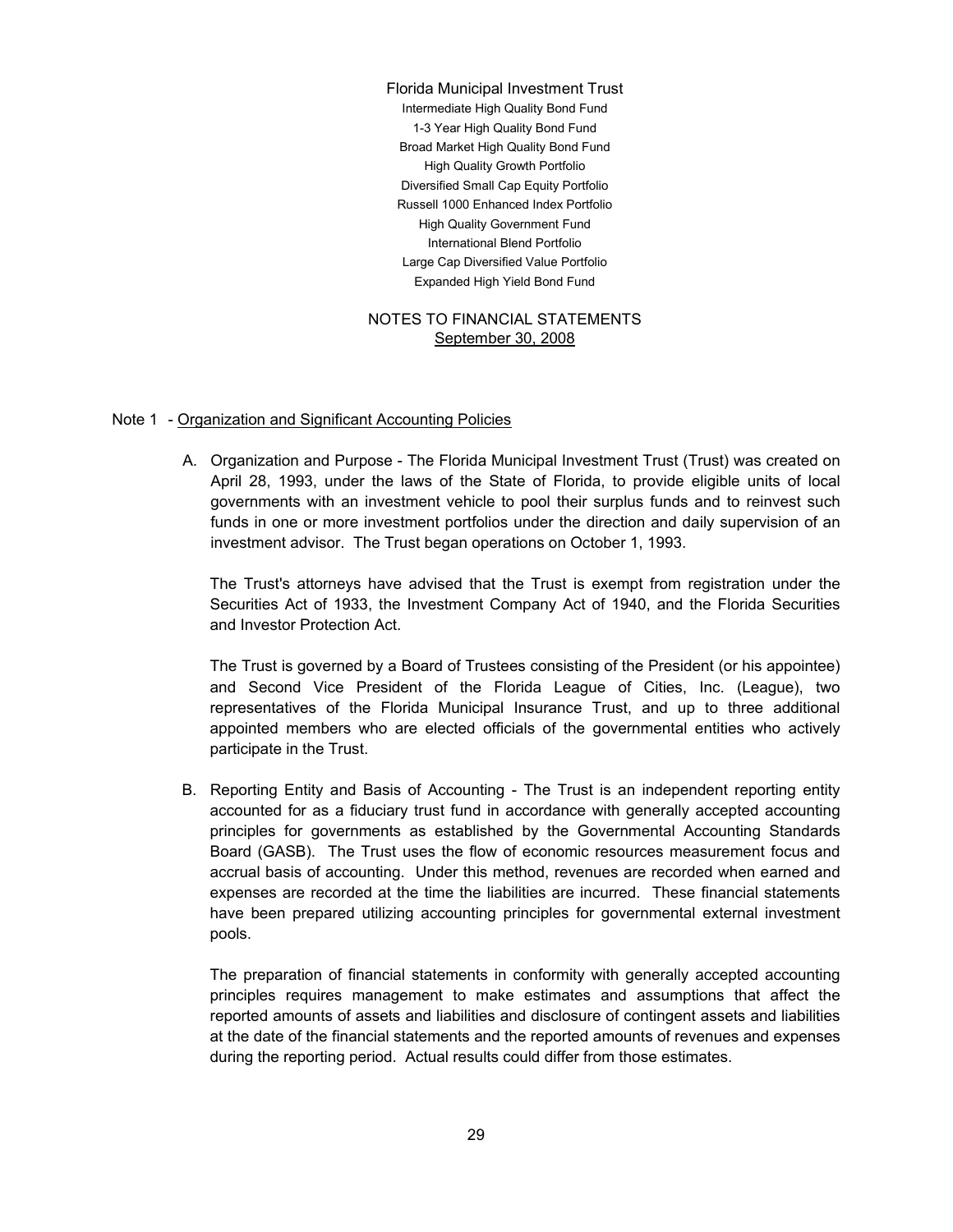# Florida Municipal Investment Trust

Intermediate High Quality Bond Fund
1-3 Year High Quality Bond Fund
Broad Market High Quality Bond Fund
High Quality Growth Portfolio
Diversified Small Cap Equity Portfolio
Russell 1000 Enhanced Index Portfolio
High Quality Government Fund
International Blend Portfolio
Large Cap Diversified Value Portfolio
Expanded High Yield Bond Fund

## NOTES TO FINANCIAL STATEMENTS
September 30, 2008

### Note 1 - Organization and Significant Accounting Policies

A. Organization and Purpose - The Florida Municipal Investment Trust (Trust) was created on April 28, 1993, under the laws of the State of Florida, to provide eligible units of local governments with an investment vehicle to pool their surplus funds and to reinvest such funds in one or more investment portfolios under the direction and daily supervision of an investment advisor. The Trust began operations on October 1, 1993.

   The Trust's attorneys have advised that the Trust is exempt from registration under the Securities Act of 1933, the Investment Company Act of 1940, and the Florida Securities and Investor Protection Act.

   The Trust is governed by a Board of Trustees consisting of the President (or his appointee) and Second Vice President of the Florida League of Cities, Inc. (League), two representatives of the Florida Municipal Insurance Trust, and up to three additional appointed members who are elected officials of the governmental entities who actively participate in the Trust.

B. Reporting Entity and Basis of Accounting - The Trust is an independent reporting entity accounted for as a fiduciary trust fund in accordance with generally accepted accounting principles for governments as established by the Governmental Accounting Standards Board (GASB). The Trust uses the flow of economic resources measurement focus and accrual basis of accounting. Under this method, revenues are recorded when earned and expenses are recorded at the time the liabilities are incurred. These financial statements have been prepared utilizing accounting principles for governmental external investment pools.

   The preparation of financial statements in conformity with generally accepted accounting principles requires management to make estimates and assumptions that affect the reported amounts of assets and liabilities and disclosure of contingent assets and liabilities at the date of the financial statements and the reported amounts of revenues and expenses during the reporting period. Actual results could differ from those estimates.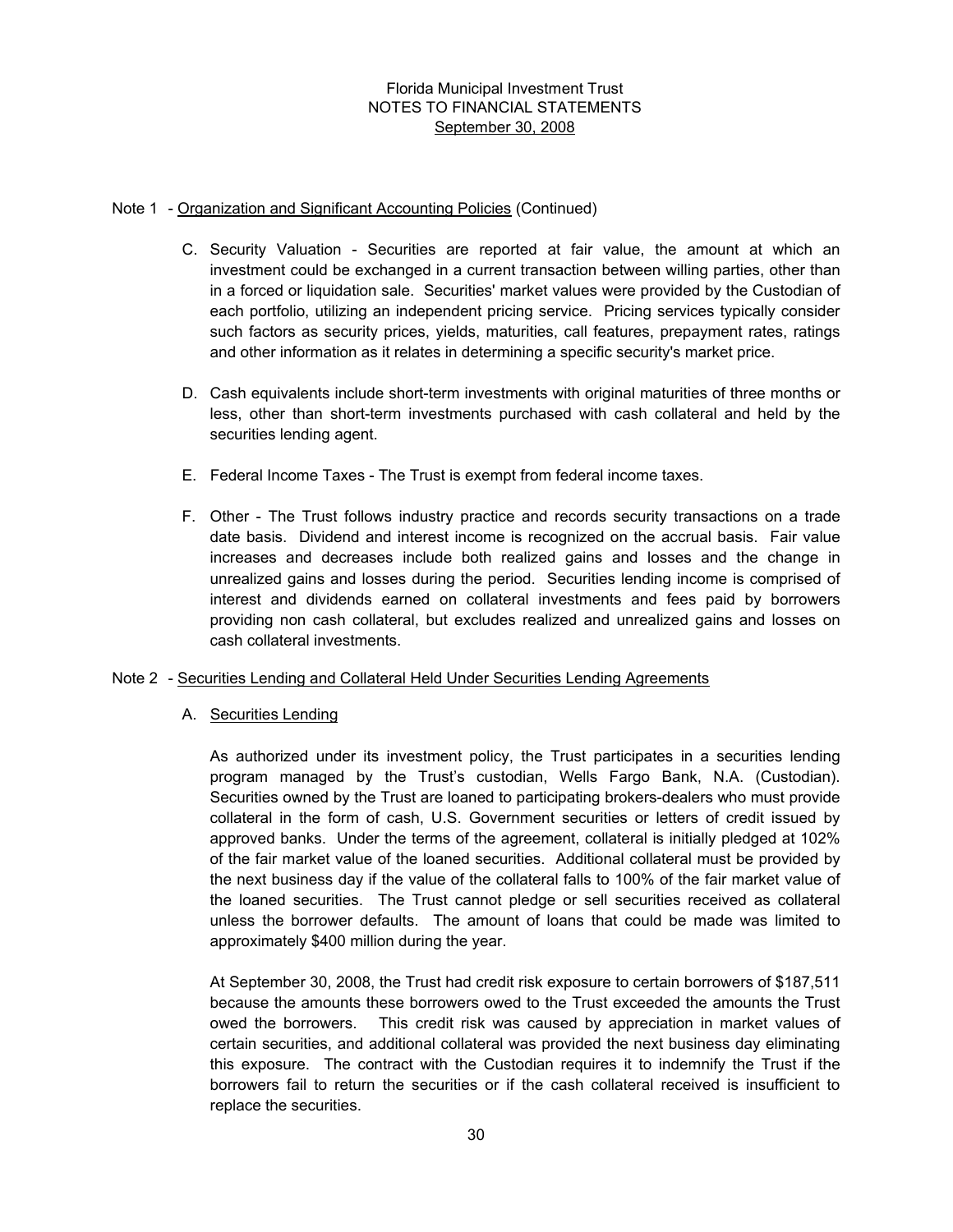Florida Municipal Investment Trust
NOTES TO FINANCIAL STATEMENTS
September 30, 2008

Note 1 - Organization and Significant Accounting Policies (Continued)

C. Security Valuation - Securities are reported at fair value, the amount at which an investment could be exchanged in a current transaction between willing parties, other than in a forced or liquidation sale. Securities' market values were provided by the Custodian of each portfolio, utilizing an independent pricing service. Pricing services typically consider such factors as security prices, yields, maturities, call features, prepayment rates, ratings and other information as it relates in determining a specific security's market price.

D. Cash equivalents include short-term investments with original maturities of three months or less, other than short-term investments purchased with cash collateral and held by the securities lending agent.

E. Federal Income Taxes - The Trust is exempt from federal income taxes.

F. Other - The Trust follows industry practice and records security transactions on a trade date basis. Dividend and interest income is recognized on the accrual basis. Fair value increases and decreases include both realized gains and losses and the change in unrealized gains and losses during the period. Securities lending income is comprised of interest and dividends earned on collateral investments and fees paid by borrowers providing non cash collateral, but excludes realized and unrealized gains and losses on cash collateral investments.

Note 2 - Securities Lending and Collateral Held Under Securities Lending Agreements

A. Securities Lending

As authorized under its investment policy, the Trust participates in a securities lending program managed by the Trust's custodian, Wells Fargo Bank, N.A. (Custodian). Securities owned by the Trust are loaned to participating brokers-dealers who must provide collateral in the form of cash, U.S. Government securities or letters of credit issued by approved banks. Under the terms of the agreement, collateral is initially pledged at 102% of the fair market value of the loaned securities. Additional collateral must be provided by the next business day if the value of the collateral falls to 100% of the fair market value of the loaned securities. The Trust cannot pledge or sell securities received as collateral unless the borrower defaults. The amount of loans that could be made was limited to approximately $400 million during the year.

At September 30, 2008, the Trust had credit risk exposure to certain borrowers of $187,511 because the amounts these borrowers owed to the Trust exceeded the amounts the Trust owed the borrowers. This credit risk was caused by appreciation in market values of certain securities, and additional collateral was provided the next business day eliminating this exposure. The contract with the Custodian requires it to indemnify the Trust if the borrowers fail to return the securities or if the cash collateral received is insufficient to replace the securities.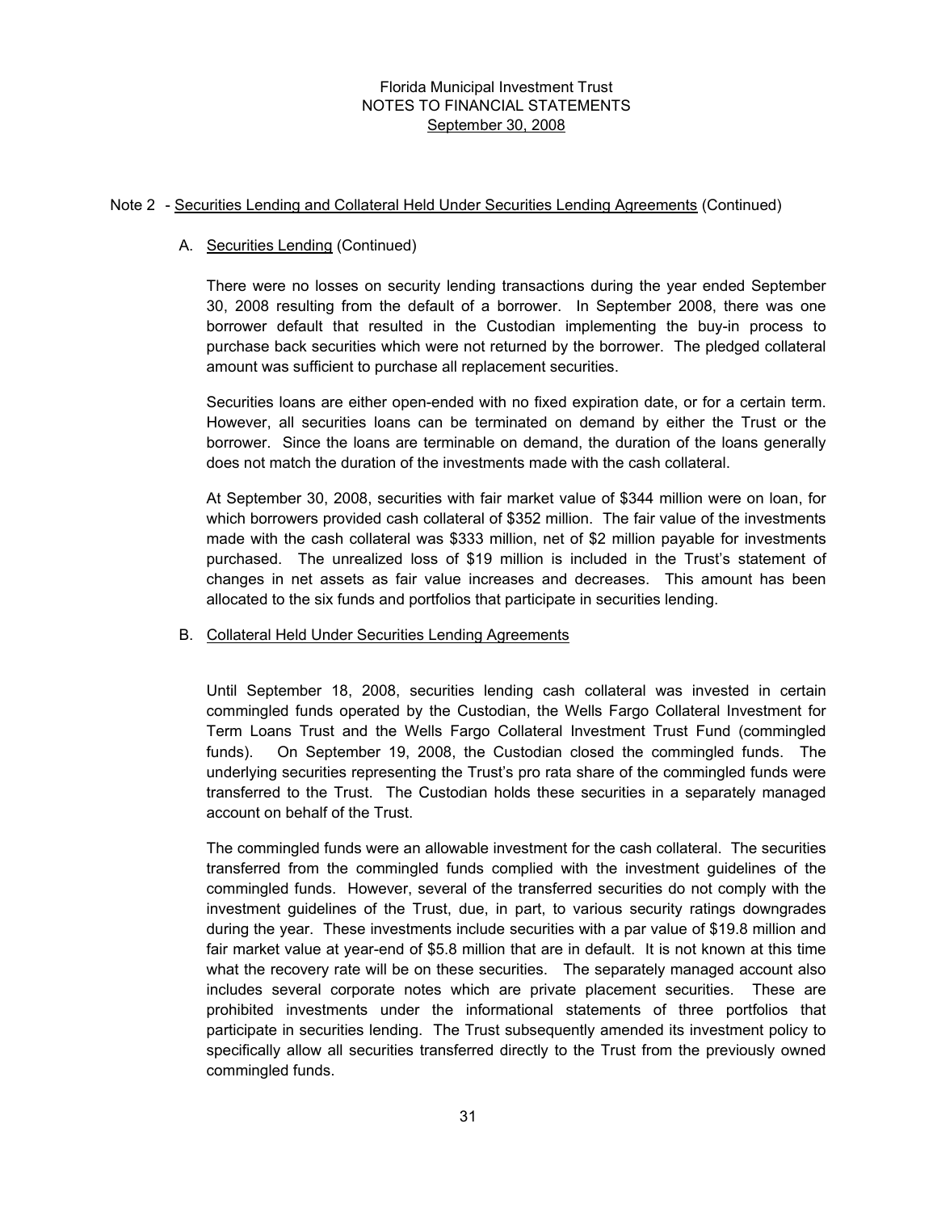Note 2 - Securities Lending and Collateral Held Under Securities Lending Agreements (Continued)

A. Securities Lending (Continued)

There were no losses on security lending transactions during the year ended September 30, 2008 resulting from the default of a borrower. In September 2008, there was one borrower default that resulted in the Custodian implementing the buy-in process to purchase back securities which were not returned by the borrower. The pledged collateral amount was sufficient to purchase all replacement securities.

Securities loans are either open-ended with no fixed expiration date, or for a certain term. However, all securities loans can be terminated on demand by either the Trust or the borrower. Since the loans are terminable on demand, the duration of the loans generally does not match the duration of the investments made with the cash collateral.

At September 30, 2008, securities with fair market value of $344 million were on loan, for which borrowers provided cash collateral of $352 million. The fair value of the investments made with the cash collateral was $333 million, net of $2 million payable for investments purchased. The unrealized loss of $19 million is included in the Trust's statement of changes in net assets as fair value increases and decreases. This amount has been allocated to the six funds and portfolios that participate in securities lending.

B. Collateral Held Under Securities Lending Agreements

Until September 18, 2008, securities lending cash collateral was invested in certain commingled funds operated by the Custodian, the Wells Fargo Collateral Investment for Term Loans Trust and the Wells Fargo Collateral Investment Trust Fund (commingled funds). On September 19, 2008, the Custodian closed the commingled funds. The underlying securities representing the Trust's pro rata share of the commingled funds were transferred to the Trust. The Custodian holds these securities in a separately managed account on behalf of the Trust.

The commingled funds were an allowable investment for the cash collateral. The securities transferred from the commingled funds complied with the investment guidelines of the commingled funds. However, several of the transferred securities do not comply with the investment guidelines of the Trust, due, in part, to various security ratings downgrades during the year. These investments include securities with a par value of $19.8 million and fair market value at year-end of $5.8 million that are in default. It is not known at this time what the recovery rate will be on these securities. The separately managed account also includes several corporate notes which are private placement securities. These are prohibited investments under the informational statements of three portfolios that participate in securities lending. The Trust subsequently amended its investment policy to specifically allow all securities transferred directly to the Trust from the previously owned commingled funds.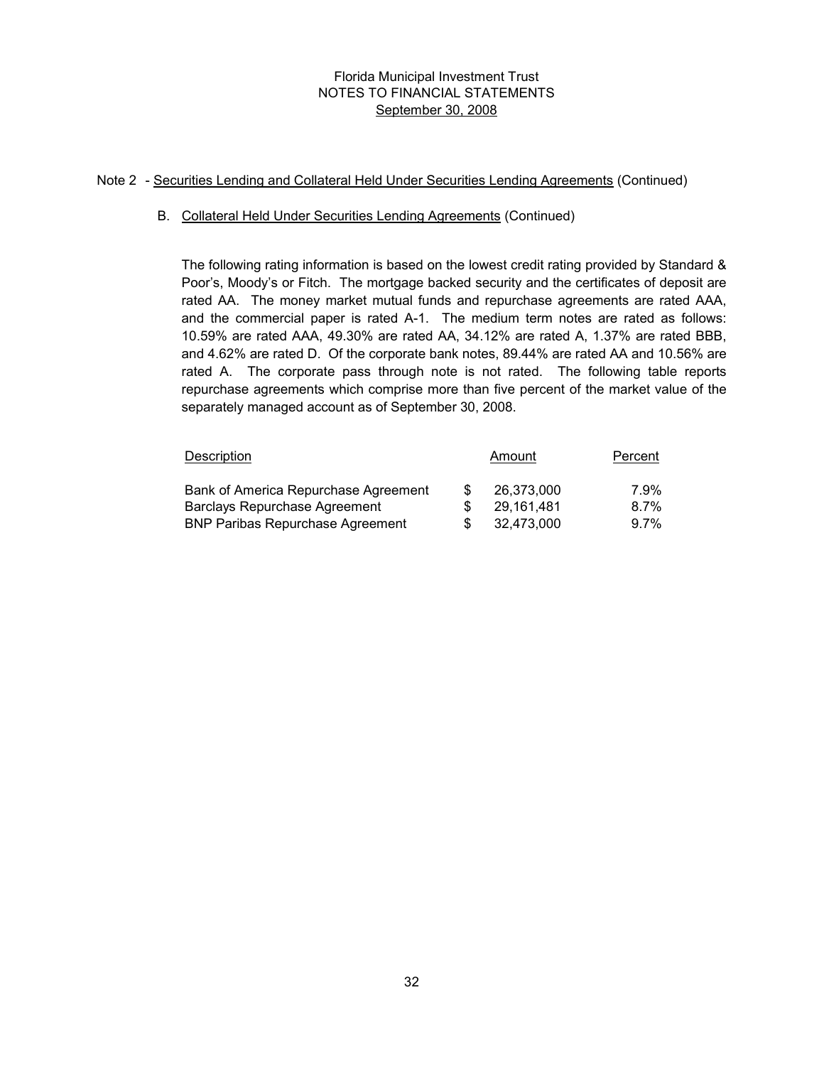Note 2 - Securities Lending and Collateral Held Under Securities Lending Agreements (Continued)

B. Collateral Held Under Securities Lending Agreements (Continued)

The following rating information is based on the lowest credit rating provided by Standard & Poor's, Moody's or Fitch. The mortgage backed security and the certificates of deposit are rated AA. The money market mutual funds and repurchase agreements are rated AAA, and the commercial paper is rated A-1. The medium term notes are rated as follows: 10.59% are rated AAA, 49.30% are rated AA, 34.12% are rated A, 1.37% are rated BBB, and 4.62% are rated D. Of the corporate bank notes, 89.44% are rated AA and 10.56% are rated A. The corporate pass through note is not rated. The following table reports repurchase agreements which comprise more than five percent of the market value of the separately managed account as of September 30, 2008.

| Description | Amount | Percent |
|---|---|---|
| Bank of America Repurchase Agreement | $ 26,373,000 | 7.9% |
| Barclays Repurchase Agreement | $ 29,161,481 | 8.7% |
| BNP Paribas Repurchase Agreement | $ 32,473,000 | 9.7% |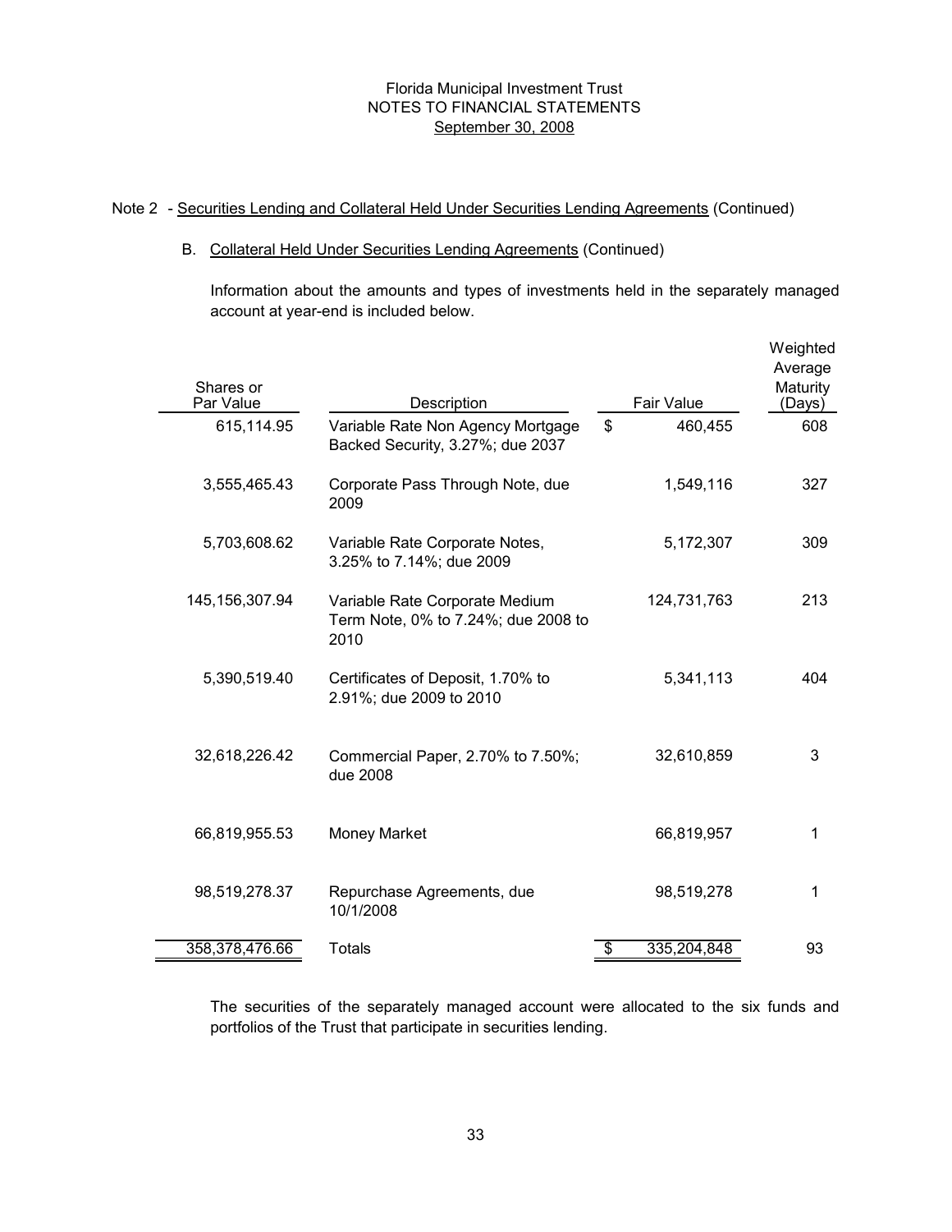Florida Municipal Investment Trust
NOTES TO FINANCIAL STATEMENTS
September 30, 2008

Note 2 - Securities Lending and Collateral Held Under Securities Lending Agreements (Continued)

B. Collateral Held Under Securities Lending Agreements (Continued)

Information about the amounts and types of investments held in the separately managed account at year-end is included below.

| Shares or Par Value | Description | Fair Value | Weighted Average Maturity (Days) |
|---|---|---|---|
| 615,114.95 | Variable Rate Non Agency Mortgage Backed Security, 3.27%; due 2037 | $ 460,455 | 608 |
| 3,555,465.43 | Corporate Pass Through Note, due 2009 | 1,549,116 | 327 |
| 5,703,608.62 | Variable Rate Corporate Notes, 3.25% to 7.14%; due 2009 | 5,172,307 | 309 |
| 145,156,307.94 | Variable Rate Corporate Medium Term Note, 0% to 7.24%; due 2008 to 2010 | 124,731,763 | 213 |
| 5,390,519.40 | Certificates of Deposit, 1.70% to 2.91%; due 2009 to 2010 | 5,341,113 | 404 |
| 32,618,226.42 | Commercial Paper, 2.70% to 7.50%; due 2008 | 32,610,859 | 3 |
| 66,819,955.53 | Money Market | 66,819,957 | 1 |
| 98,519,278.37 | Repurchase Agreements, due 10/1/2008 | 98,519,278 | 1 |
| 358,378,476.66 | Totals | $ 335,204,848 | 93 |

The securities of the separately managed account were allocated to the six funds and portfolios of the Trust that participate in securities lending.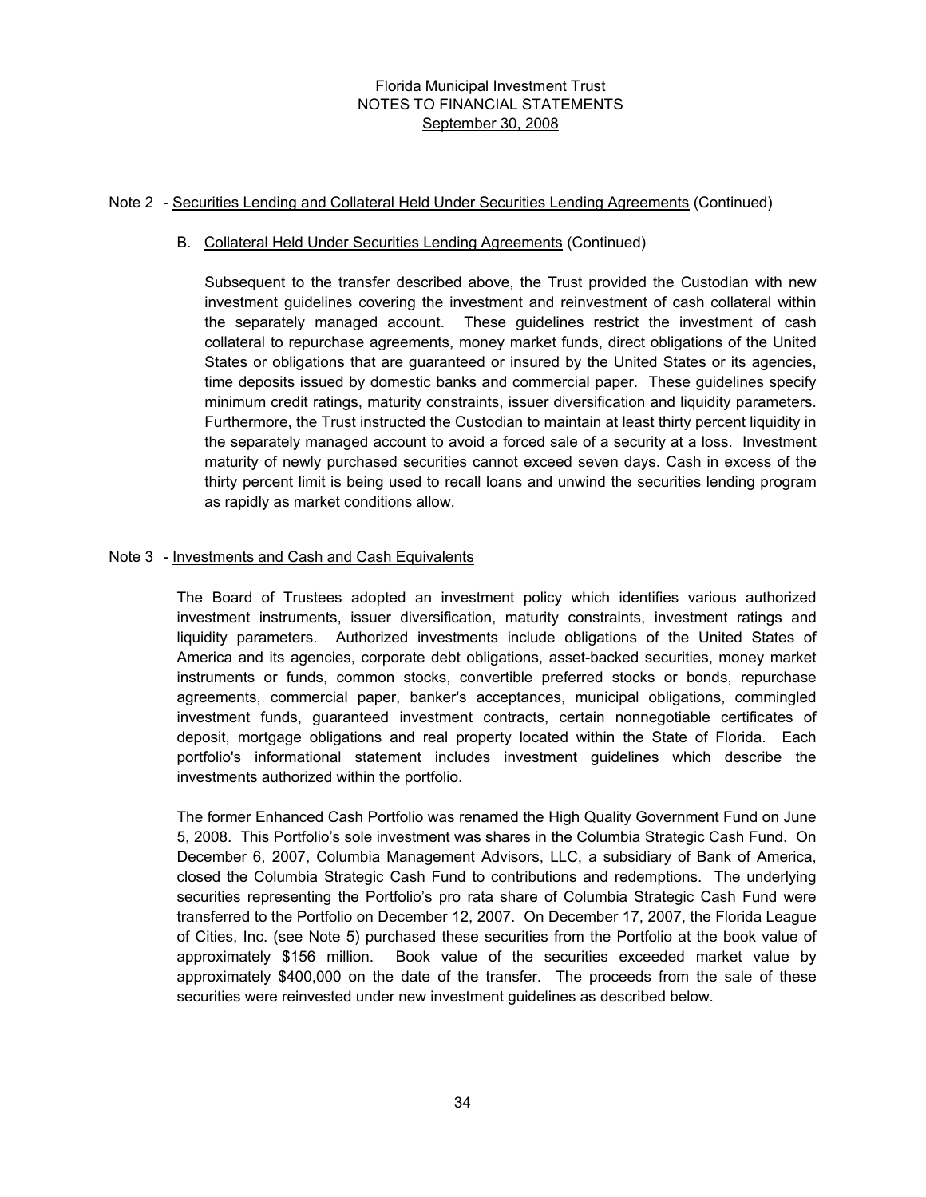Note 2 - Securities Lending and Collateral Held Under Securities Lending Agreements (Continued)

B. Collateral Held Under Securities Lending Agreements (Continued)

Subsequent to the transfer described above, the Trust provided the Custodian with new investment guidelines covering the investment and reinvestment of cash collateral within the separately managed account. These guidelines restrict the investment of cash collateral to repurchase agreements, money market funds, direct obligations of the United States or obligations that are guaranteed or insured by the United States or its agencies, time deposits issued by domestic banks and commercial paper. These guidelines specify minimum credit ratings, maturity constraints, issuer diversification and liquidity parameters. Furthermore, the Trust instructed the Custodian to maintain at least thirty percent liquidity in the separately managed account to avoid a forced sale of a security at a loss. Investment maturity of newly purchased securities cannot exceed seven days. Cash in excess of the thirty percent limit is being used to recall loans and unwind the securities lending program as rapidly as market conditions allow.

Note 3 - Investments and Cash and Cash Equivalents

The Board of Trustees adopted an investment policy which identifies various authorized investment instruments, issuer diversification, maturity constraints, investment ratings and liquidity parameters. Authorized investments include obligations of the United States of America and its agencies, corporate debt obligations, asset-backed securities, money market instruments or funds, common stocks, convertible preferred stocks or bonds, repurchase agreements, commercial paper, banker's acceptances, municipal obligations, commingled investment funds, guaranteed investment contracts, certain nonnegotiable certificates of deposit, mortgage obligations and real property located within the State of Florida. Each portfolio's informational statement includes investment guidelines which describe the investments authorized within the portfolio.

The former Enhanced Cash Portfolio was renamed the High Quality Government Fund on June 5, 2008. This Portfolio's sole investment was shares in the Columbia Strategic Cash Fund. On December 6, 2007, Columbia Management Advisors, LLC, a subsidiary of Bank of America, closed the Columbia Strategic Cash Fund to contributions and redemptions. The underlying securities representing the Portfolio's pro rata share of Columbia Strategic Cash Fund were transferred to the Portfolio on December 12, 2007. On December 17, 2007, the Florida League of Cities, Inc. (see Note 5) purchased these securities from the Portfolio at the book value of approximately \$156 million. Book value of the securities exceeded market value by approximately \$400,000 on the date of the transfer. The proceeds from the sale of these securities were reinvested under new investment guidelines as described below.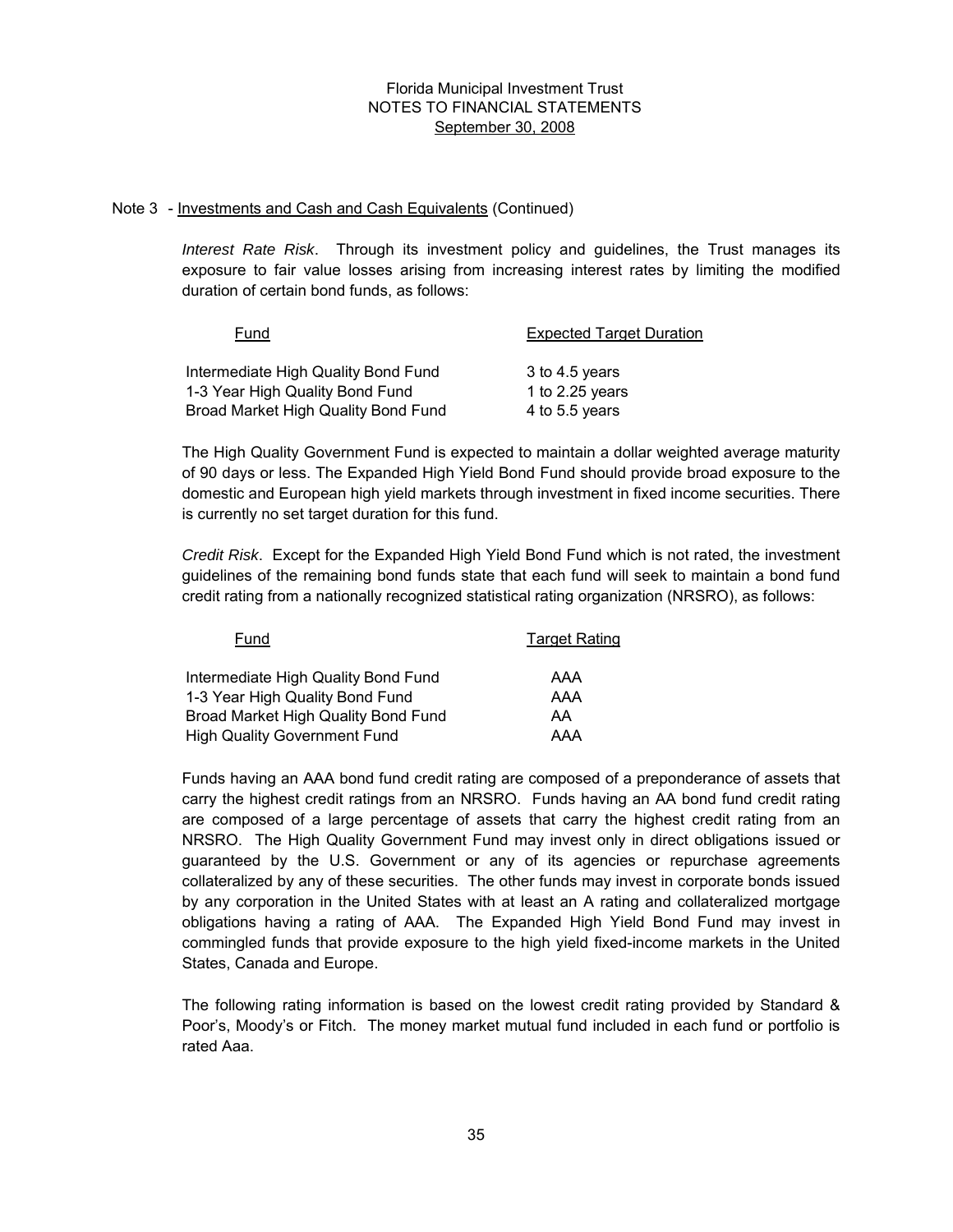Florida Municipal Investment Trust
NOTES TO FINANCIAL STATEMENTS
September 30, 2008

Note 3 - Investments and Cash and Cash Equivalents (Continued)

*Interest Rate Risk*. Through its investment policy and guidelines, the Trust manages its exposure to fair value losses arising from increasing interest rates by limiting the modified duration of certain bond funds, as follows:

| Fund | Expected Target Duration |
|---|---|
| Intermediate High Quality Bond Fund | 3 to 4.5 years |
| 1-3 Year High Quality Bond Fund | 1 to 2.25 years |
| Broad Market High Quality Bond Fund | 4 to 5.5 years |

The High Quality Government Fund is expected to maintain a dollar weighted average maturity of 90 days or less. The Expanded High Yield Bond Fund should provide broad exposure to the domestic and European high yield markets through investment in fixed income securities. There is currently no set target duration for this fund.

*Credit Risk*. Except for the Expanded High Yield Bond Fund which is not rated, the investment guidelines of the remaining bond funds state that each fund will seek to maintain a bond fund credit rating from a nationally recognized statistical rating organization (NRSRO), as follows:

| Fund | Target Rating |
|---|---|
| Intermediate High Quality Bond Fund | AAA |
| 1-3 Year High Quality Bond Fund | AAA |
| Broad Market High Quality Bond Fund | AA |
| High Quality Government Fund | AAA |

Funds having an AAA bond fund credit rating are composed of a preponderance of assets that carry the highest credit ratings from an NRSRO. Funds having an AA bond fund credit rating are composed of a large percentage of assets that carry the highest credit rating from an NRSRO. The High Quality Government Fund may invest only in direct obligations issued or guaranteed by the U.S. Government or any of its agencies or repurchase agreements collateralized by any of these securities. The other funds may invest in corporate bonds issued by any corporation in the United States with at least an A rating and collateralized mortgage obligations having a rating of AAA. The Expanded High Yield Bond Fund may invest in commingled funds that provide exposure to the high yield fixed-income markets in the United States, Canada and Europe.

The following rating information is based on the lowest credit rating provided by Standard & Poor's, Moody's or Fitch. The money market mutual fund included in each fund or portfolio is rated Aaa.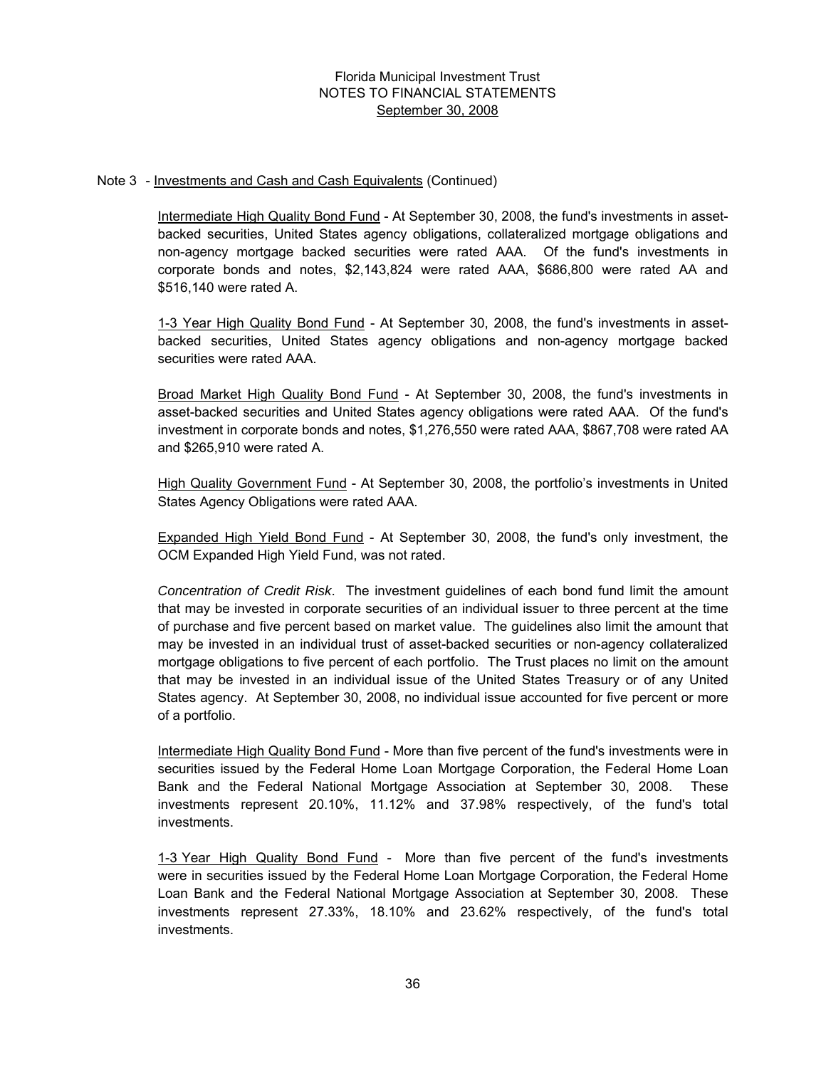Note 3 - Investments and Cash and Cash Equivalents (Continued)

Intermediate High Quality Bond Fund - At September 30, 2008, the fund's investments in asset-backed securities, United States agency obligations, collateralized mortgage obligations and non-agency mortgage backed securities were rated AAA. Of the fund's investments in corporate bonds and notes, $2,143,824 were rated AAA, $686,800 were rated AA and $516,140 were rated A.

1-3 Year High Quality Bond Fund - At September 30, 2008, the fund's investments in asset-backed securities, United States agency obligations and non-agency mortgage backed securities were rated AAA.

Broad Market High Quality Bond Fund - At September 30, 2008, the fund's investments in asset-backed securities and United States agency obligations were rated AAA. Of the fund's investment in corporate bonds and notes, $1,276,550 were rated AAA, $867,708 were rated AA and $265,910 were rated A.

High Quality Government Fund - At September 30, 2008, the portfolio's investments in United States Agency Obligations were rated AAA.

Expanded High Yield Bond Fund - At September 30, 2008, the fund's only investment, the OCM Expanded High Yield Fund, was not rated.

*Concentration of Credit Risk*. The investment guidelines of each bond fund limit the amount that may be invested in corporate securities of an individual issuer to three percent at the time of purchase and five percent based on market value. The guidelines also limit the amount that may be invested in an individual trust of asset-backed securities or non-agency collateralized mortgage obligations to five percent of each portfolio. The Trust places no limit on the amount that may be invested in an individual issue of the United States Treasury or of any United States agency. At September 30, 2008, no individual issue accounted for five percent or more of a portfolio.

Intermediate High Quality Bond Fund - More than five percent of the fund's investments were in securities issued by the Federal Home Loan Mortgage Corporation, the Federal Home Loan Bank and the Federal National Mortgage Association at September 30, 2008. These investments represent 20.10%, 11.12% and 37.98% respectively, of the fund's total investments.

1-3 Year High Quality Bond Fund - More than five percent of the fund's investments were in securities issued by the Federal Home Loan Mortgage Corporation, the Federal Home Loan Bank and the Federal National Mortgage Association at September 30, 2008. These investments represent 27.33%, 18.10% and 23.62% respectively, of the fund's total investments.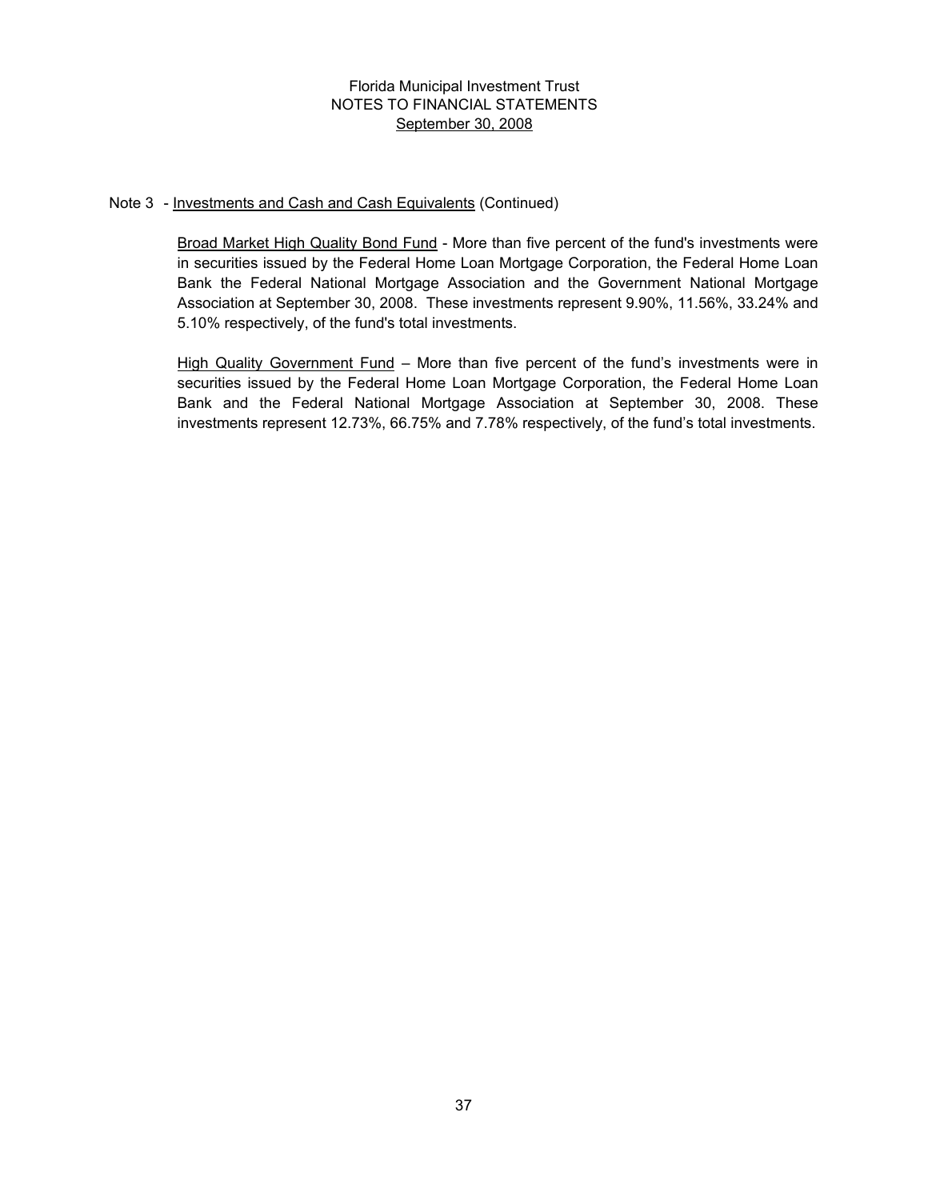Note 3 - Investments and Cash and Cash Equivalents (Continued)

Broad Market High Quality Bond Fund - More than five percent of the fund's investments were in securities issued by the Federal Home Loan Mortgage Corporation, the Federal Home Loan Bank the Federal National Mortgage Association and the Government National Mortgage Association at September 30, 2008. These investments represent 9.90%, 11.56%, 33.24% and 5.10% respectively, of the fund's total investments.

High Quality Government Fund – More than five percent of the fund's investments were in securities issued by the Federal Home Loan Mortgage Corporation, the Federal Home Loan Bank and the Federal National Mortgage Association at September 30, 2008. These investments represent 12.73%, 66.75% and 7.78% respectively, of the fund's total investments.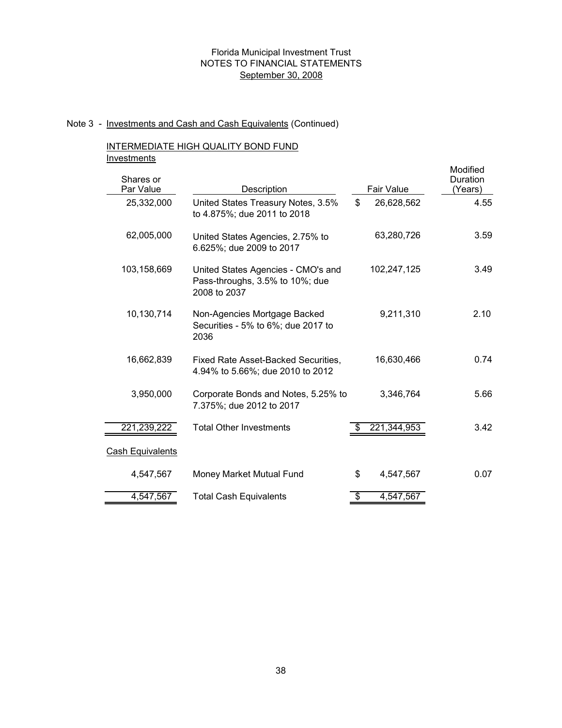Florida Municipal Investment Trust
NOTES TO FINANCIAL STATEMENTS
September 30, 2008

Note 3 - Investments and Cash and Cash Equivalents (Continued)

INTERMEDIATE HIGH QUALITY BOND FUND

Investments

| Shares or Par Value | Description | Fair Value | Modified Duration (Years) |
|---|---|---|---|
| 25,332,000 | United States Treasury Notes, 3.5% to 4.875%; due 2011 to 2018 | $ 26,628,562 | 4.55 |
| 62,005,000 | United States Agencies, 2.75% to 6.625%; due 2009 to 2017 | 63,280,726 | 3.59 |
| 103,158,669 | United States Agencies - CMO's and Pass-throughs, 3.5% to 10%; due 2008 to 2037 | 102,247,125 | 3.49 |
| 10,130,714 | Non-Agencies Mortgage Backed Securities - 5% to 6%; due 2017 to 2036 | 9,211,310 | 2.10 |
| 16,662,839 | Fixed Rate Asset-Backed Securities, 4.94% to 5.66%; due 2010 to 2012 | 16,630,466 | 0.74 |
| 3,950,000 | Corporate Bonds and Notes, 5.25% to 7.375%; due 2012 to 2017 | 3,346,764 | 5.66 |
| 221,239,222 | Total Other Investments | $ 221,344,953 | 3.42 |

Cash Equivalents

| Shares or Par Value | Description | Fair Value | Modified Duration (Years) |
|---|---|---|---|
| 4,547,567 | Money Market Mutual Fund | $ 4,547,567 | 0.07 |
| 4,547,567 | Total Cash Equivalents | $ 4,547,567 | |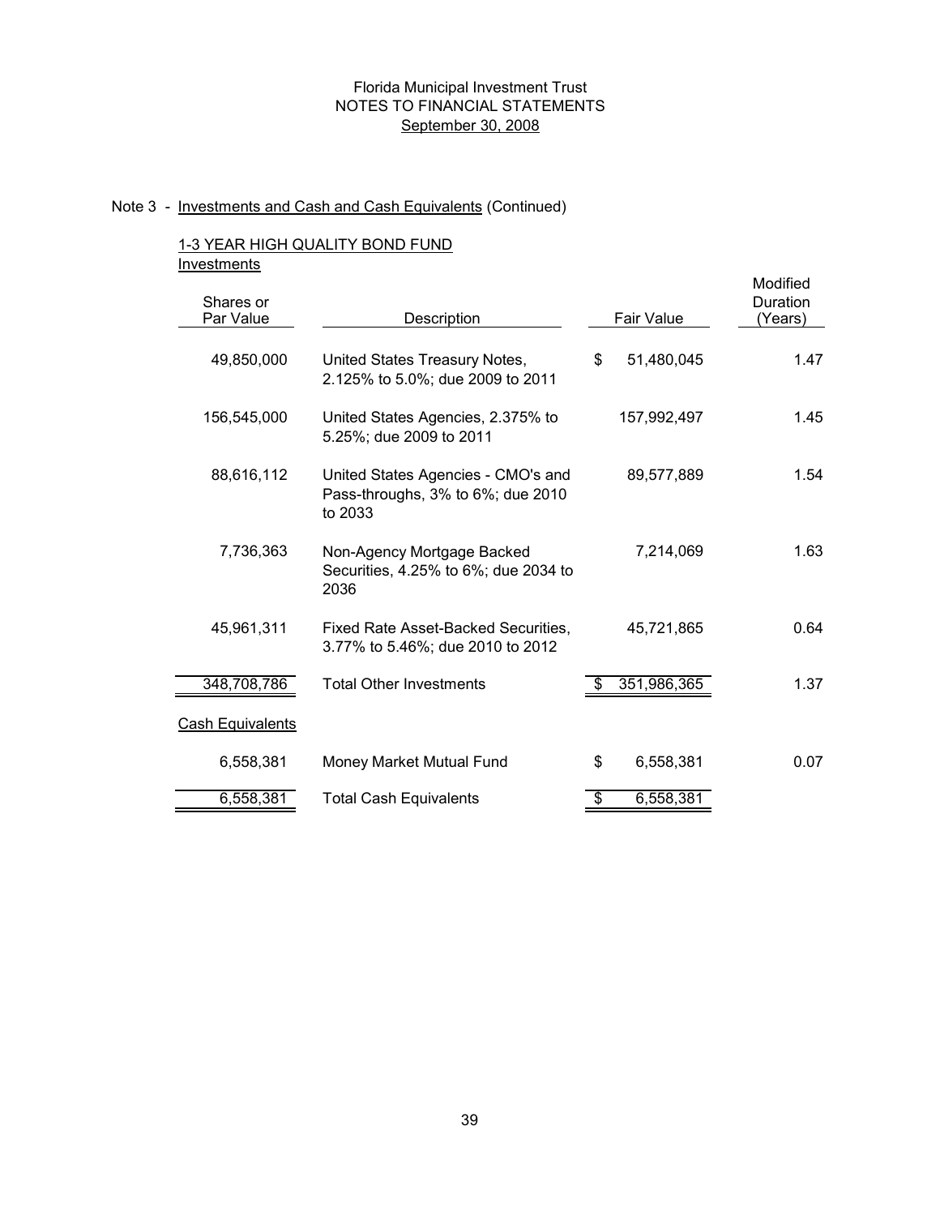Florida Municipal Investment Trust
NOTES TO FINANCIAL STATEMENTS
September 30, 2008

Note 3 - Investments and Cash and Cash Equivalents (Continued)

## 1-3 YEAR HIGH QUALITY BOND FUND

Investments

| Shares or Par Value | Description | Fair Value | Modified Duration (Years) |
|---|---|---|---|
| 49,850,000 | United States Treasury Notes, 2.125% to 5.0%; due 2009 to 2011 | $ 51,480,045 | 1.47 |
| 156,545,000 | United States Agencies, 2.375% to 5.25%; due 2009 to 2011 | 157,992,497 | 1.45 |
| 88,616,112 | United States Agencies - CMO's and Pass-throughs, 3% to 6%; due 2010 to 2033 | 89,577,889 | 1.54 |
| 7,736,363 | Non-Agency Mortgage Backed Securities, 4.25% to 6%; due 2034 to 2036 | 7,214,069 | 1.63 |
| 45,961,311 | Fixed Rate Asset-Backed Securities, 3.77% to 5.46%; due 2010 to 2012 | 45,721,865 | 0.64 |
| 348,708,786 | Total Other Investments | $ 351,986,365 | 1.37 |

Cash Equivalents

| Shares or Par Value | Description | Fair Value | Modified Duration (Years) |
|---|---|---|---|
| 6,558,381 | Money Market Mutual Fund | $ 6,558,381 | 0.07 |
| 6,558,381 | Total Cash Equivalents | $ 6,558,381 | |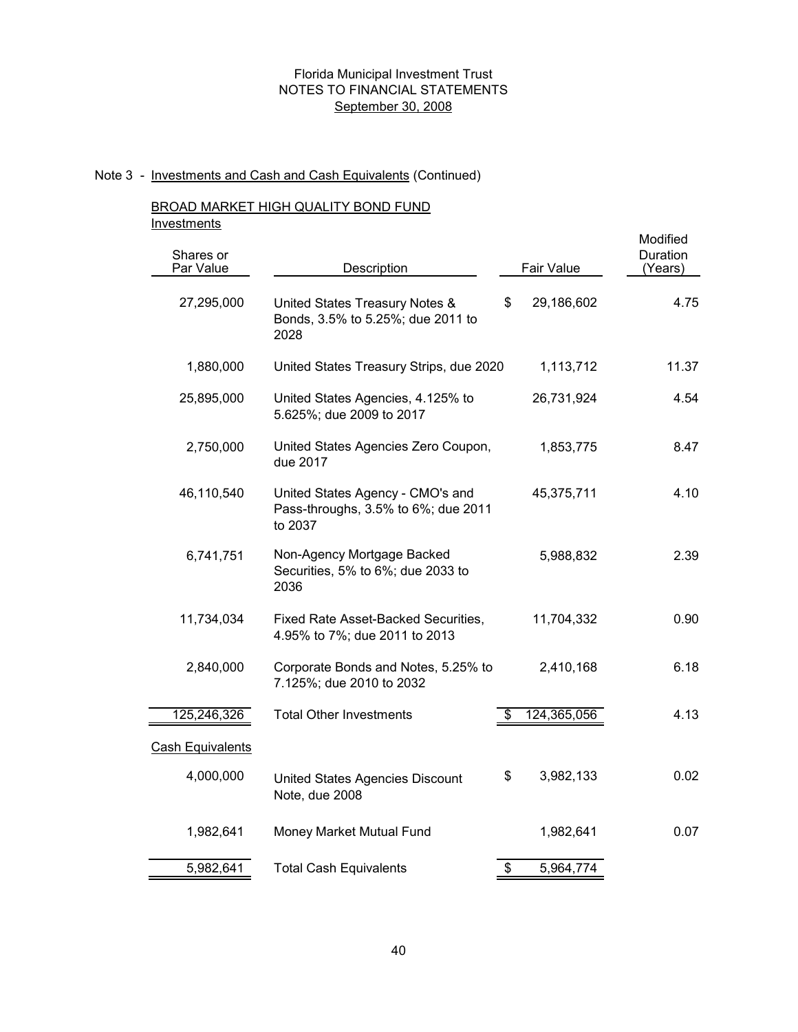Florida Municipal Investment Trust
NOTES TO FINANCIAL STATEMENTS
September 30, 2008

Note 3 - Investments and Cash and Cash Equivalents (Continued)

BROAD MARKET HIGH QUALITY BOND FUND

Investments

| Shares or Par Value | Description | Fair Value | Modified Duration (Years) |
|---|---|---|---|
| 27,295,000 | United States Treasury Notes & Bonds, 3.5% to 5.25%; due 2011 to 2028 | $ 29,186,602 | 4.75 |
| 1,880,000 | United States Treasury Strips, due 2020 | 1,113,712 | 11.37 |
| 25,895,000 | United States Agencies, 4.125% to 5.625%; due 2009 to 2017 | 26,731,924 | 4.54 |
| 2,750,000 | United States Agencies Zero Coupon, due 2017 | 1,853,775 | 8.47 |
| 46,110,540 | United States Agency - CMO's and Pass-throughs, 3.5% to 6%; due 2011 to 2037 | 45,375,711 | 4.10 |
| 6,741,751 | Non-Agency Mortgage Backed Securities, 5% to 6%; due 2033 to 2036 | 5,988,832 | 2.39 |
| 11,734,034 | Fixed Rate Asset-Backed Securities, 4.95% to 7%; due 2011 to 2013 | 11,704,332 | 0.90 |
| 2,840,000 | Corporate Bonds and Notes, 5.25% to 7.125%; due 2010 to 2032 | 2,410,168 | 6.18 |
| 125,246,326 | Total Other Investments | $ 124,365,056 | 4.13 |

Cash Equivalents

| Shares or Par Value | Description | Fair Value | Modified Duration (Years) |
|---|---|---|---|
| 4,000,000 | United States Agencies Discount Note, due 2008 | $ 3,982,133 | 0.02 |
| 1,982,641 | Money Market Mutual Fund | 1,982,641 | 0.07 |
| 5,982,641 | Total Cash Equivalents | $ 5,964,774 | |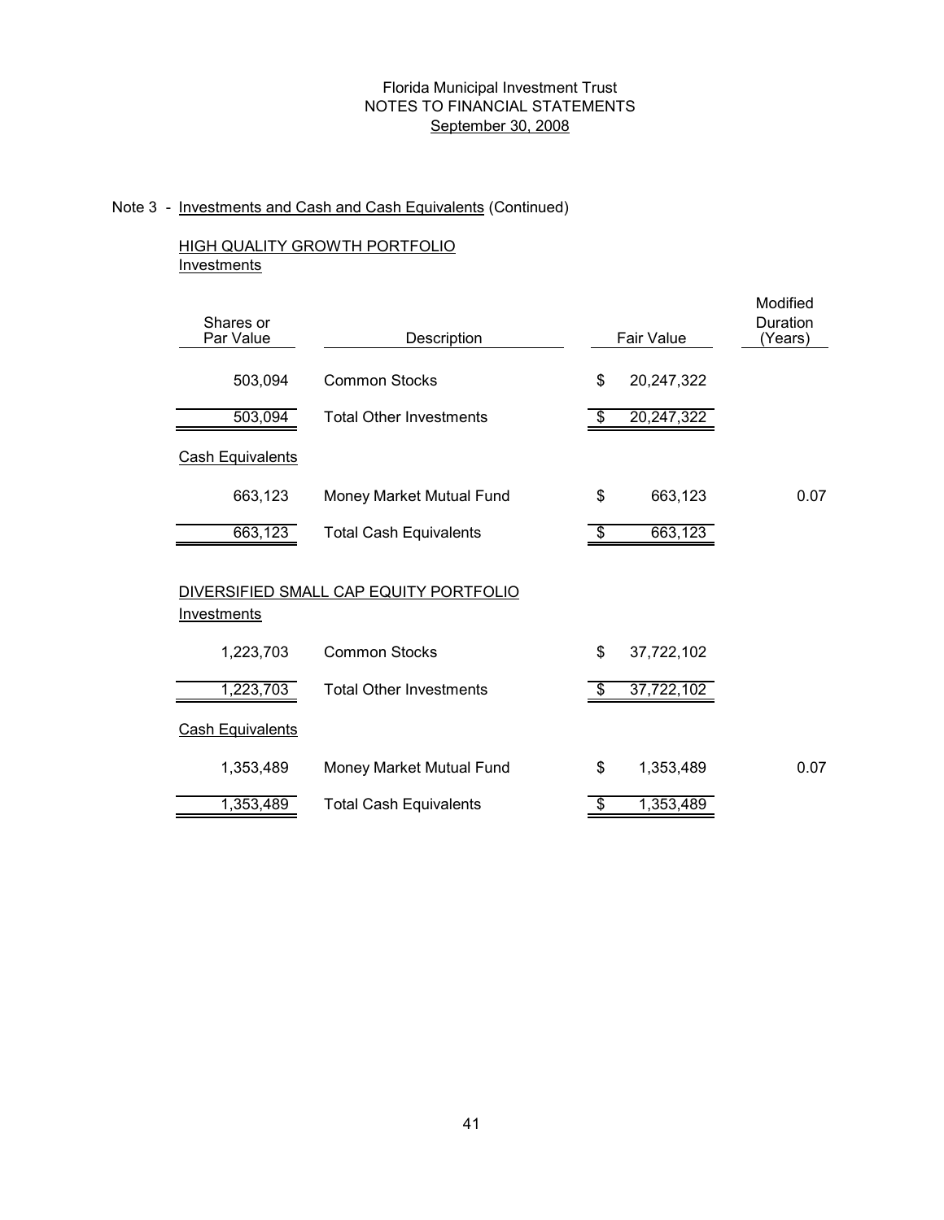Florida Municipal Investment Trust
NOTES TO FINANCIAL STATEMENTS
September 30, 2008

Note 3 - Investments and Cash and Cash Equivalents (Continued)

HIGH QUALITY GROWTH PORTFOLIO
Investments

| Shares or Par Value | Description | Fair Value | Modified Duration (Years) |
|---|---|---|---|
| 503,094 | Common Stocks | $ 20,247,322 | |
| 503,094 | Total Other Investments | $ 20,247,322 | |
| Cash Equivalents | | | |
| 663,123 | Money Market Mutual Fund | $ 663,123 | 0.07 |
| 663,123 | Total Cash Equivalents | $ 663,123 | |

DIVERSIFIED SMALL CAP EQUITY PORTFOLIO
Investments

| Shares or Par Value | Description | Fair Value | Modified Duration (Years) |
|---|---|---|---|
| 1,223,703 | Common Stocks | $ 37,722,102 | |
| 1,223,703 | Total Other Investments | $ 37,722,102 | |
| Cash Equivalents | | | |
| 1,353,489 | Money Market Mutual Fund | $ 1,353,489 | 0.07 |
| 1,353,489 | Total Cash Equivalents | $ 1,353,489 | |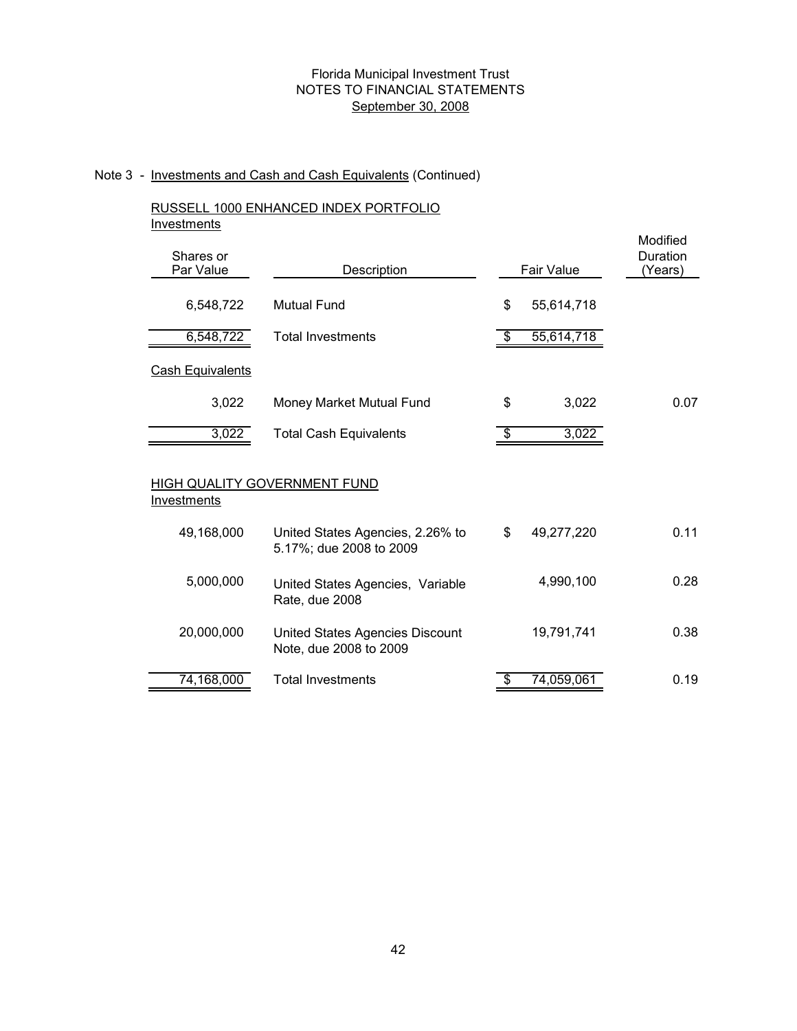Florida Municipal Investment Trust
NOTES TO FINANCIAL STATEMENTS
September 30, 2008

Note 3 - Investments and Cash and Cash Equivalents (Continued)

RUSSELL 1000 ENHANCED INDEX PORTFOLIO

Investments

| Shares or Par Value | Description | Fair Value | Modified Duration (Years) |
|---|---|---|---|
| 6,548,722 | Mutual Fund | $ 55,614,718 | |
| 6,548,722 | Total Investments | $ 55,614,718 | |

Cash Equivalents

| Shares or Par Value | Description | Fair Value | Modified Duration (Years) |
|---|---|---|---|
| 3,022 | Money Market Mutual Fund | $ 3,022 | 0.07 |
| 3,022 | Total Cash Equivalents | $ 3,022 | |

HIGH QUALITY GOVERNMENT FUND

Investments

| Shares or Par Value | Description | Fair Value | Modified Duration (Years) |
|---|---|---|---|
| 49,168,000 | United States Agencies, 2.26% to 5.17%; due 2008 to 2009 | $ 49,277,220 | 0.11 |
| 5,000,000 | United States Agencies, Variable Rate, due 2008 | 4,990,100 | 0.28 |
| 20,000,000 | United States Agencies Discount Note, due 2008 to 2009 | 19,791,741 | 0.38 |
| 74,168,000 | Total Investments | $ 74,059,061 | 0.19 |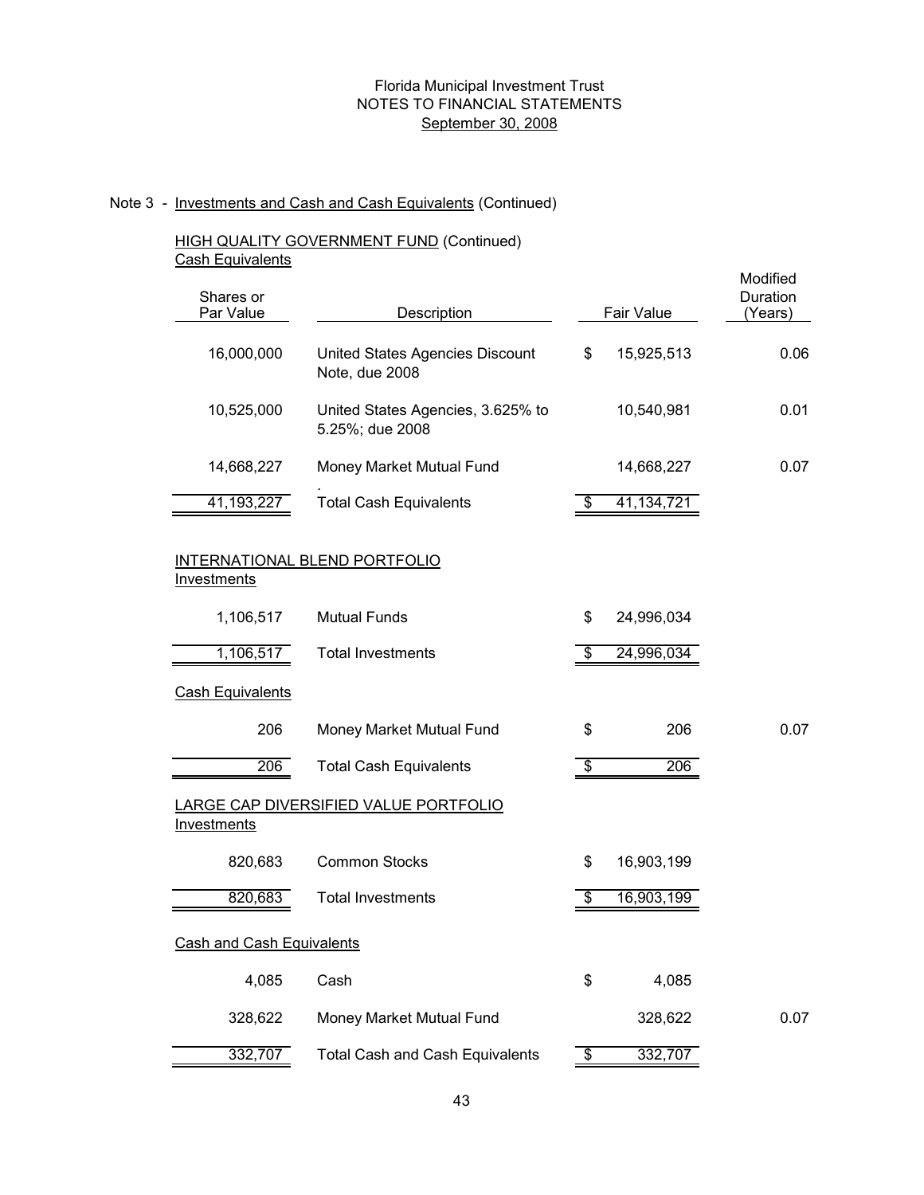Florida Municipal Investment Trust
NOTES TO FINANCIAL STATEMENTS
September 30, 2008

Note 3 - Investments and Cash and Cash Equivalents (Continued)

HIGH QUALITY GOVERNMENT FUND (Continued)
Cash Equivalents

| Shares or Par Value | Description | Fair Value | Modified Duration (Years) |
|---|---|---|---|
| 16,000,000 | United States Agencies Discount Note, due 2008 | $ 15,925,513 | 0.06 |
| 10,525,000 | United States Agencies, 3.625% to 5.25%; due 2008 | 10,540,981 | 0.01 |
| 14,668,227 | Money Market Mutual Fund | 14,668,227 | 0.07 |
| 41,193,227 | Total Cash Equivalents | $ 41,134,721 | |

INTERNATIONAL BLEND PORTFOLIO
Investments

| Shares or Par Value | Description | Fair Value | Modified Duration (Years) |
|---|---|---|---|
| 1,106,517 | Mutual Funds | $ 24,996,034 | |
| 1,106,517 | Total Investments | $ 24,996,034 | |

Cash Equivalents

| Shares or Par Value | Description | Fair Value | Modified Duration (Years) |
|---|---|---|---|
| 206 | Money Market Mutual Fund | $ 206 | 0.07 |
| 206 | Total Cash Equivalents | $ 206 | |

LARGE CAP DIVERSIFIED VALUE PORTFOLIO
Investments

| Shares or Par Value | Description | Fair Value | Modified Duration (Years) |
|---|---|---|---|
| 820,683 | Common Stocks | $ 16,903,199 | |
| 820,683 | Total Investments | $ 16,903,199 | |

Cash and Cash Equivalents

| Shares or Par Value | Description | Fair Value | Modified Duration (Years) |
|---|---|---|---|
| 4,085 | Cash | $ 4,085 | |
| 328,622 | Money Market Mutual Fund | 328,622 | 0.07 |
| 332,707 | Total Cash and Cash Equivalents | $ 332,707 | |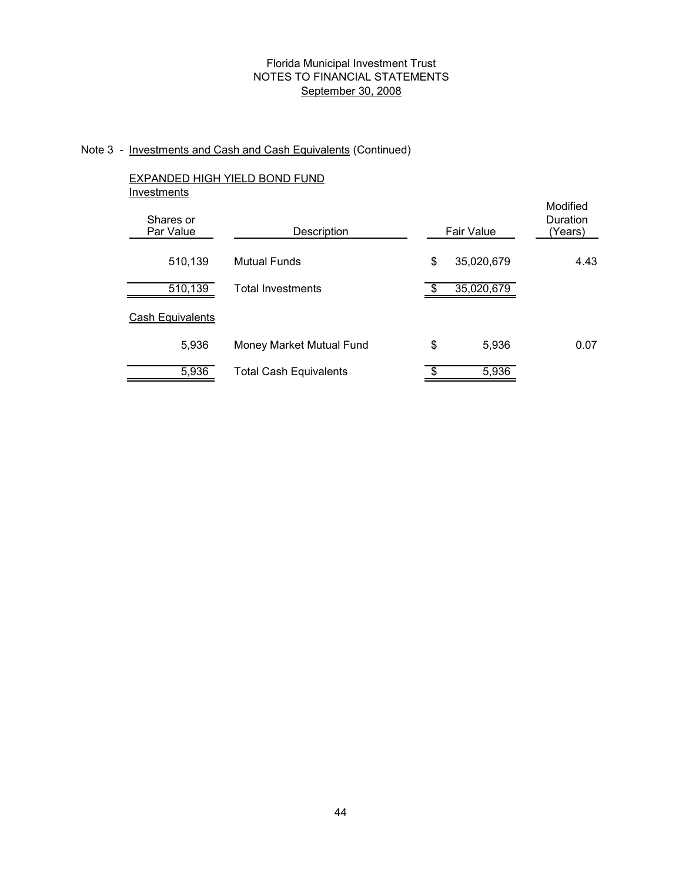# Florida Municipal Investment Trust
## NOTES TO FINANCIAL STATEMENTS
### September 30, 2008

Note 3 - Investments and Cash and Cash Equivalents (Continued)

EXPANDED HIGH YIELD BOND FUND

Investments

| Shares or Par Value | Description | Fair Value | Modified Duration (Years) |
|---|---|---|---|
| 510,139 | Mutual Funds | $ 35,020,679 | 4.43 |
| 510,139 | Total Investments | $ 35,020,679 | |

Cash Equivalents

| Shares or Par Value | Description | Fair Value | Modified Duration (Years) |
|---|---|---|---|
| 5,936 | Money Market Mutual Fund | $ 5,936 | 0.07 |
| 5,936 | Total Cash Equivalents | $ 5,936 | |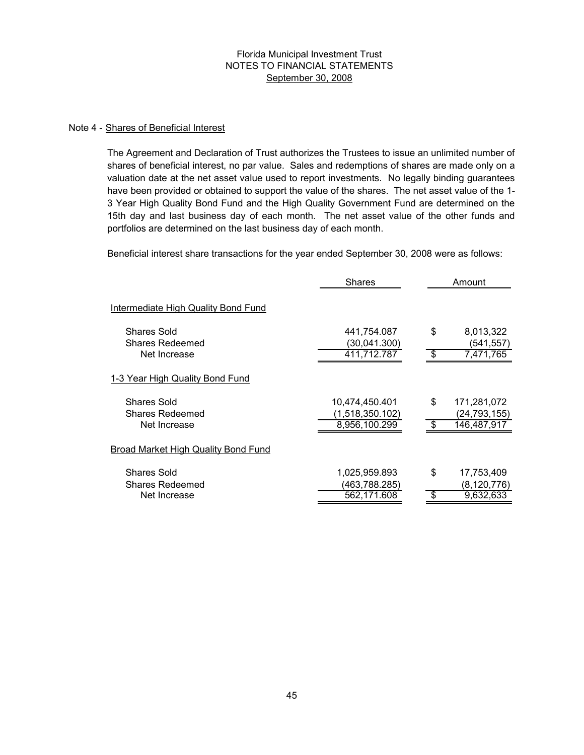Florida Municipal Investment Trust
NOTES TO FINANCIAL STATEMENTS
September 30, 2008

Note 4 - Shares of Beneficial Interest

The Agreement and Declaration of Trust authorizes the Trustees to issue an unlimited number of shares of beneficial interest, no par value. Sales and redemptions of shares are made only on a valuation date at the net asset value used to report investments. No legally binding guarantees have been provided or obtained to support the value of the shares. The net asset value of the 1-3 Year High Quality Bond Fund and the High Quality Government Fund are determined on the 15th day and last business day of each month. The net asset value of the other funds and portfolios are determined on the last business day of each month.

Beneficial interest share transactions for the year ended September 30, 2008 were as follows:

| | Shares | Amount |
|---|---|---|
| Intermediate High Quality Bond Fund | | |
| Shares Sold | 441,754.087 | $ 8,013,322 |
| Shares Redeemed | (30,041.300) | (541,557) |
| Net Increase | 411,712.787 | $ 7,471,765 |
| 1-3 Year High Quality Bond Fund | | |
| Shares Sold | 10,474,450.401 | $ 171,281,072 |
| Shares Redeemed | (1,518,350.102) | (24,793,155) |
| Net Increase | 8,956,100.299 | $ 146,487,917 |
| Broad Market High Quality Bond Fund | | |
| Shares Sold | 1,025,959.893 | $ 17,753,409 |
| Shares Redeemed | (463,788.285) | (8,120,776) |
| Net Increase | 562,171.608 | $ 9,632,633 |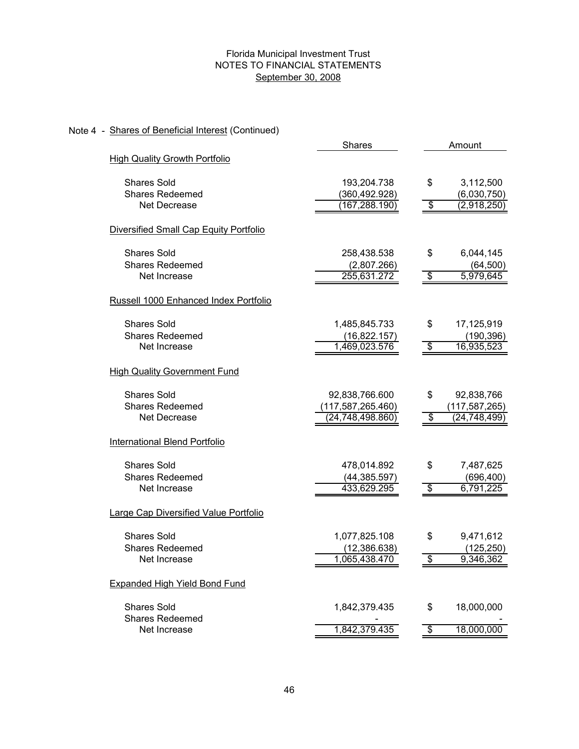Florida Municipal Investment Trust
NOTES TO FINANCIAL STATEMENTS
September 30, 2008

Note 4 - Shares of Beneficial Interest (Continued)

| | Shares | Amount |
|---|---|---|
| **High Quality Growth Portfolio** | | |
| Shares Sold | 193,204.738 | $ 3,112,500 |
| Shares Redeemed | (360,492.928) | (6,030,750) |
| Net Decrease | (167,288.190) | $ (2,918,250) |
| **Diversified Small Cap Equity Portfolio** | | |
| Shares Sold | 258,438.538 | $ 6,044,145 |
| Shares Redeemed | (2,807.266) | (64,500) |
| Net Increase | 255,631.272 | $ 5,979,645 |
| **Russell 1000 Enhanced Index Portfolio** | | |
| Shares Sold | 1,485,845.733 | $ 17,125,919 |
| Shares Redeemed | (16,822.157) | (190,396) |
| Net Increase | 1,469,023.576 | $ 16,935,523 |
| **High Quality Government Fund** | | |
| Shares Sold | 92,838,766.600 | $ 92,838,766 |
| Shares Redeemed | (117,587,265.460) | (117,587,265) |
| Net Decrease | (24,748,498.860) | $ (24,748,499) |
| **International Blend Portfolio** | | |
| Shares Sold | 478,014.892 | $ 7,487,625 |
| Shares Redeemed | (44,385.597) | (696,400) |
| Net Increase | 433,629.295 | $ 6,791,225 |
| **Large Cap Diversified Value Portfolio** | | |
| Shares Sold | 1,077,825.108 | $ 9,471,612 |
| Shares Redeemed | (12,386.638) | (125,250) |
| Net Increase | 1,065,438.470 | $ 9,346,362 |
| **Expanded High Yield Bond Fund** | | |
| Shares Sold | 1,842,379.435 | $ 18,000,000 |
| Shares Redeemed | - | - |
| Net Increase | 1,842,379.435 | $ 18,000,000 |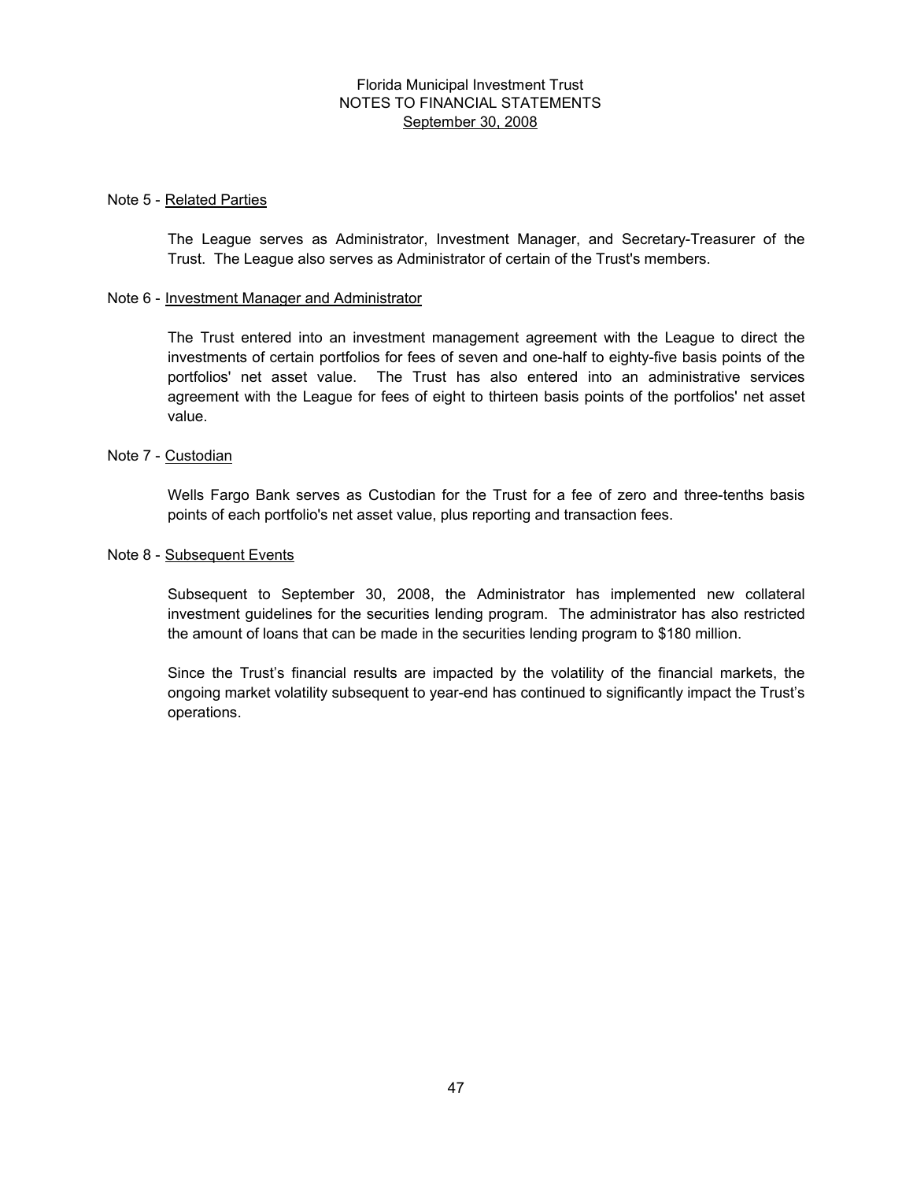Florida Municipal Investment Trust
NOTES TO FINANCIAL STATEMENTS
September 30, 2008

## Note 5 - Related Parties

The League serves as Administrator, Investment Manager, and Secretary-Treasurer of the Trust. The League also serves as Administrator of certain of the Trust's members.

## Note 6 - Investment Manager and Administrator

The Trust entered into an investment management agreement with the League to direct the investments of certain portfolios for fees of seven and one-half to eighty-five basis points of the portfolios' net asset value. The Trust has also entered into an administrative services agreement with the League for fees of eight to thirteen basis points of the portfolios' net asset value.

## Note 7 - Custodian

Wells Fargo Bank serves as Custodian for the Trust for a fee of zero and three-tenths basis points of each portfolio's net asset value, plus reporting and transaction fees.

## Note 8 - Subsequent Events

Subsequent to September 30, 2008, the Administrator has implemented new collateral investment guidelines for the securities lending program. The administrator has also restricted the amount of loans that can be made in the securities lending program to $180 million.

Since the Trust's financial results are impacted by the volatility of the financial markets, the ongoing market volatility subsequent to year-end has continued to significantly impact the Trust's operations.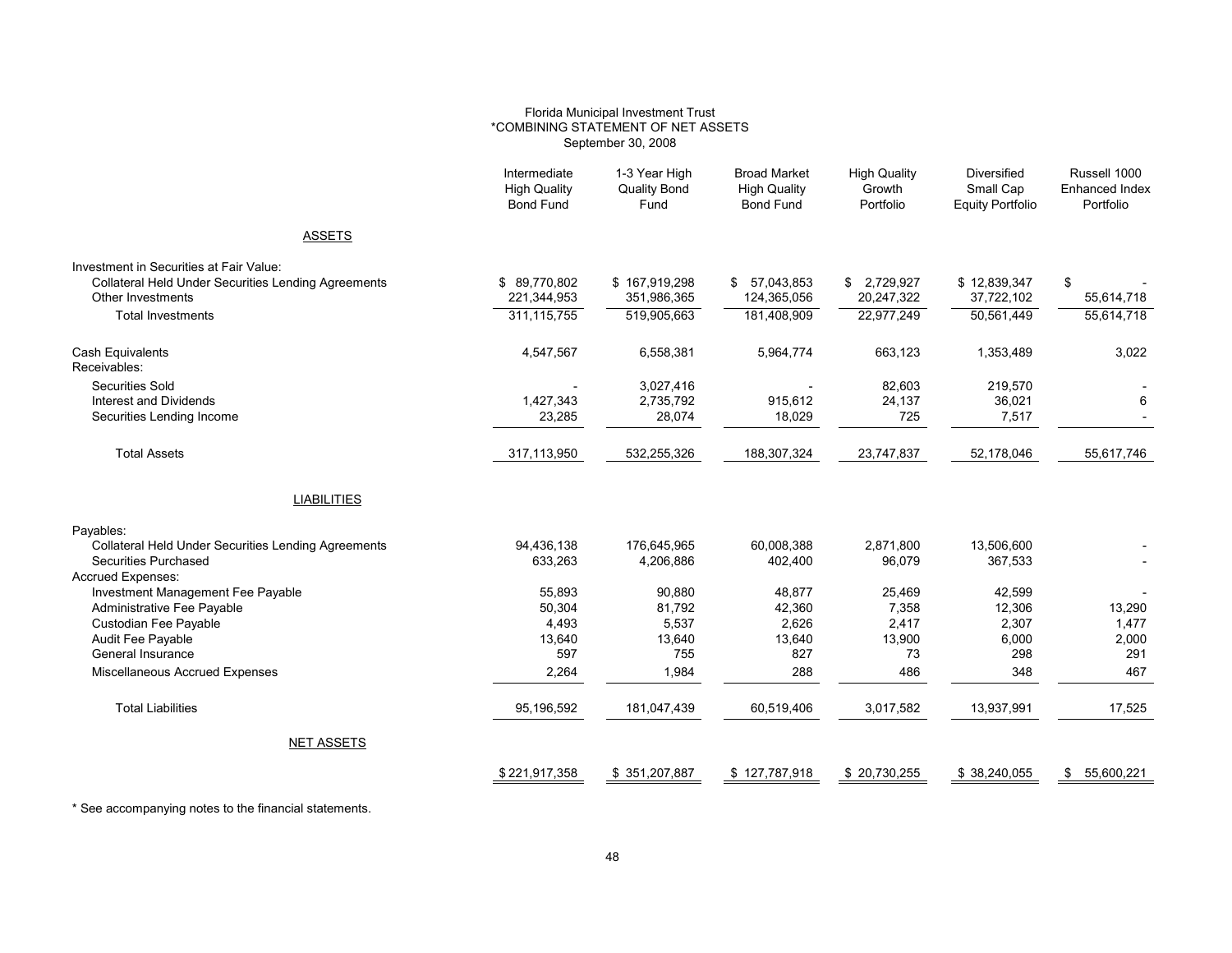Florida Municipal Investment Trust
*COMBINING STATEMENT OF NET ASSETS
September 30, 2008

| | Intermediate High Quality Bond Fund | 1-3 Year High Quality Bond Fund | Broad Market High Quality Bond Fund | High Quality Growth Portfolio | Diversified Small Cap Equity Portfolio | Russell 1000 Enhanced Index Portfolio |
|---|---|---|---|---|---|---|
| ASSETS | | | | | | |
| Investment in Securities at Fair Value: | | | | | | |
| Collateral Held Under Securities Lending Agreements | $ 89,770,802 | $ 167,919,298 | $ 57,043,853 | $ 2,729,927 | $ 12,839,347 | $ - |
| Other Investments | 221,344,953 | 351,986,365 | 124,365,056 | 20,247,322 | 37,722,102 | 55,614,718 |
| Total Investments | 311,115,755 | 519,905,663 | 181,408,909 | 22,977,249 | 50,561,449 | 55,614,718 |
| Cash Equivalents | 4,547,567 | 6,558,381 | 5,964,774 | 663,123 | 1,353,489 | 3,022 |
| Receivables: | | | | | | |
| Securities Sold | - | 3,027,416 | - | 82,603 | 219,570 | - |
| Interest and Dividends | 1,427,343 | 2,735,792 | 915,612 | 24,137 | 36,021 | 6 |
| Securities Lending Income | 23,285 | 28,074 | 18,029 | 725 | 7,517 | - |
| Total Assets | 317,113,950 | 532,255,326 | 188,307,324 | 23,747,837 | 52,178,046 | 55,617,746 |
| LIABILITIES | | | | | | |
| Payables: | | | | | | |
| Collateral Held Under Securities Lending Agreements | 94,436,138 | 176,645,965 | 60,008,388 | 2,871,800 | 13,506,600 | - |
| Securities Purchased | 633,263 | 4,206,886 | 402,400 | 96,079 | 367,533 | - |
| Accrued Expenses: | | | | | | |
| Investment Management Fee Payable | 55,893 | 90,880 | 48,877 | 25,469 | 42,599 | - |
| Administrative Fee Payable | 50,304 | 81,792 | 42,360 | 7,358 | 12,306 | 13,290 |
| Custodian Fee Payable | 4,493 | 5,537 | 2,626 | 2,417 | 2,307 | 1,477 |
| Audit Fee Payable | 13,640 | 13,640 | 13,640 | 13,900 | 6,000 | 2,000 |
| General Insurance | 597 | 755 | 827 | 73 | 298 | 291 |
| Miscellaneous Accrued Expenses | 2,264 | 1,984 | 288 | 486 | 348 | 467 |
| Total Liabilities | 95,196,592 | 181,047,439 | 60,519,406 | 3,017,582 | 13,937,991 | 17,525 |
| NET ASSETS | $ 221,917,358 | $ 351,207,887 | $ 127,787,918 | $ 20,730,255 | $ 38,240,055 | $ 55,600,221 |

* See accompanying notes to the financial statements.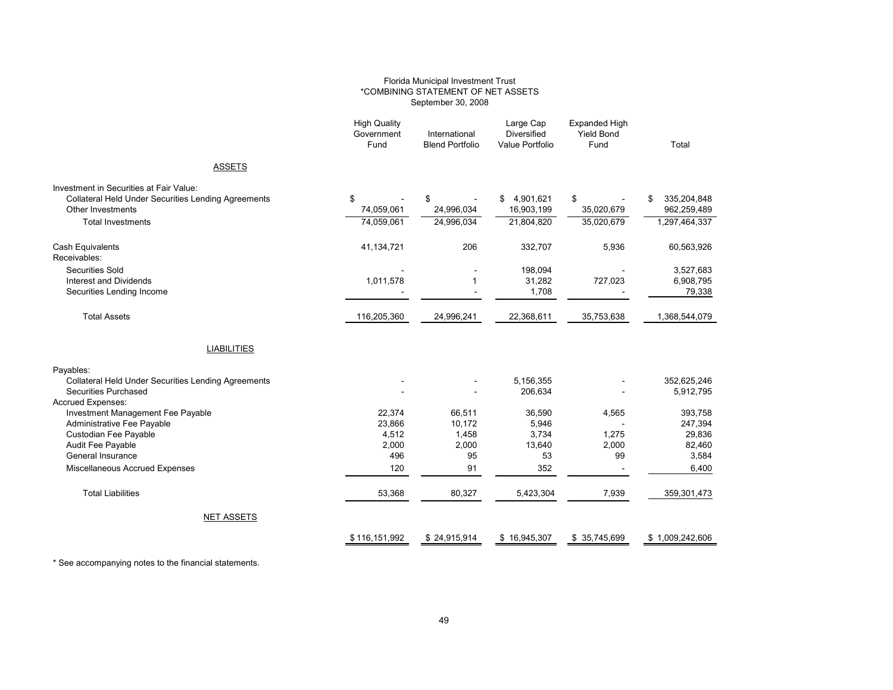Florida Municipal Investment Trust
*COMBINING STATEMENT OF NET ASSETS
September 30, 2008

| | High Quality Government Fund | International Blend Portfolio | Large Cap Diversified Value Portfolio | Expanded High Yield Bond Fund | Total |
|---|---|---|---|---|---|
| **ASSETS** | | | | | |
| Investment in Securities at Fair Value: | | | | | |
| Collateral Held Under Securities Lending Agreements | $ - | $ - | $ 4,901,621 | $ - | $ 335,204,848 |
| Other Investments | 74,059,061 | 24,996,034 | 16,903,199 | 35,020,679 | 962,259,489 |
| Total Investments | 74,059,061 | 24,996,034 | 21,804,820 | 35,020,679 | 1,297,464,337 |
| Cash Equivalents | 41,134,721 | 206 | 332,707 | 5,936 | 60,563,926 |
| Receivables: | | | | | |
| Securities Sold | - | - | 198,094 | - | 3,527,683 |
| Interest and Dividends | 1,011,578 | 1 | 31,282 | 727,023 | 6,908,795 |
| Securities Lending Income | - | - | 1,708 | - | 79,338 |
| Total Assets | 116,205,360 | 24,996,241 | 22,368,611 | 35,753,638 | 1,368,544,079 |
| **LIABILITIES** | | | | | |
| Payables: | | | | | |
| Collateral Held Under Securities Lending Agreements | - | - | 5,156,355 | - | 352,625,246 |
| Securities Purchased | - | - | 206,634 | - | 5,912,795 |
| Accrued Expenses: | | | | | |
| Investment Management Fee Payable | 22,374 | 66,511 | 36,590 | 4,565 | 393,758 |
| Administrative Fee Payable | 23,866 | 10,172 | 5,946 | - | 247,394 |
| Custodian Fee Payable | 4,512 | 1,458 | 3,734 | 1,275 | 29,836 |
| Audit Fee Payable | 2,000 | 2,000 | 13,640 | 2,000 | 82,460 |
| General Insurance | 496 | 95 | 53 | 99 | 3,584 |
| Miscellaneous Accrued Expenses | 120 | 91 | 352 | - | 6,400 |
| Total Liabilities | 53,368 | 80,327 | 5,423,304 | 7,939 | 359,301,473 |
| **NET ASSETS** | $ 116,151,992 | $ 24,915,914 | $ 16,945,307 | $ 35,745,699 | $ 1,009,242,606 |

* See accompanying notes to the financial statements.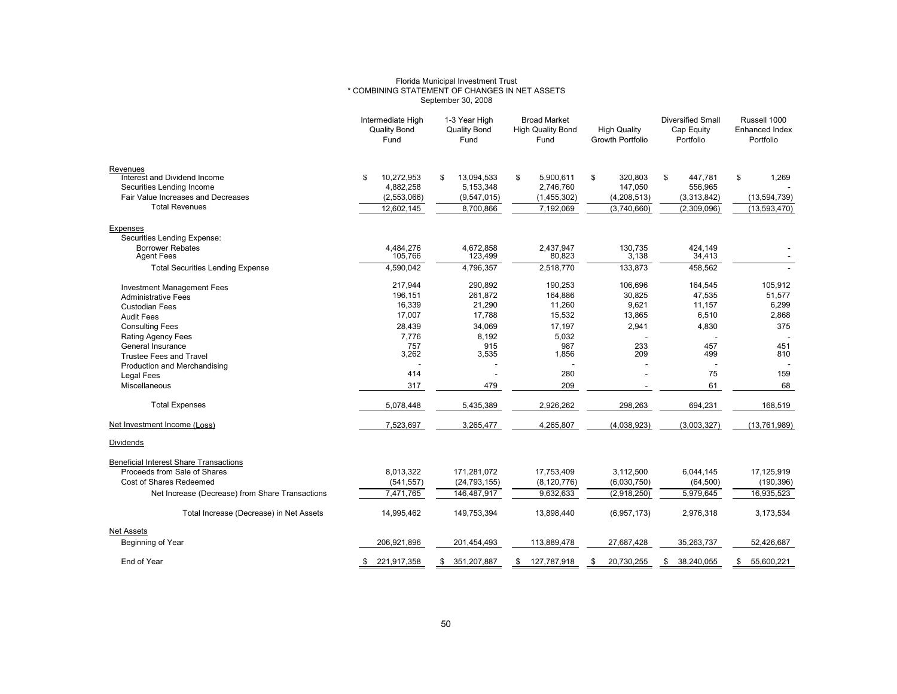Florida Municipal Investment Trust
* COMBINING STATEMENT OF CHANGES IN NET ASSETS
September 30, 2008

| | Intermediate High Quality Bond Fund | 1-3 Year High Quality Bond Fund | Broad Market High Quality Bond Fund | High Quality Growth Portfolio | Diversified Small Cap Equity Portfolio | Russell 1000 Enhanced Index Portfolio |
|---|---|---|---|---|---|---|
| Revenues | | | | | | |
| Interest and Dividend Income | $ 10,272,953 | $ 13,094,533 | $ 5,900,611 | $ 320,803 | $ 447,781 | $ 1,269 |
| Securities Lending Income | 4,882,258 | 5,153,348 | 2,746,760 | 147,050 | 556,965 | - |
| Fair Value Increases and Decreases | (2,553,066) | (9,547,015) | (1,455,302) | (4,208,513) | (3,313,842) | (13,594,739) |
| Total Revenues | 12,602,145 | 8,700,866 | 7,192,069 | (3,740,660) | (2,309,096) | (13,593,470) |
| Expenses | | | | | | |
| Securities Lending Expense: | | | | | | |
| Borrower Rebates | 4,484,276 | 4,672,858 | 2,437,947 | 130,735 | 424,149 | - |
| Agent Fees | 105,766 | 123,499 | 80,823 | 3,138 | 34,413 | - |
| Total Securities Lending Expense | 4,590,042 | 4,796,357 | 2,518,770 | 133,873 | 458,562 | - |
| Investment Management Fees | 217,944 | 290,892 | 190,253 | 106,696 | 164,545 | 105,912 |
| Administrative Fees | 196,151 | 261,872 | 164,886 | 30,825 | 47,535 | 51,577 |
| Custodian Fees | 16,339 | 21,290 | 11,260 | 9,621 | 11,157 | 6,299 |
| Audit Fees | 17,007 | 17,788 | 15,532 | 13,865 | 6,510 | 2,868 |
| Consulting Fees | 28,439 | 34,069 | 17,197 | 2,941 | 4,830 | 375 |
| Rating Agency Fees | 7,776 | 8,192 | 5,032 | - | - | - |
| General Insurance | 757 | 915 | 987 | 233 | 457 | 451 |
| Trustee Fees and Travel | 3,262 | 3,535 | 1,856 | 209 | 499 | 810 |
| Production and Merchandising | - | - | - | - | - | - |
| Legal Fees | 414 | - | 280 | - | 75 | 159 |
| Miscellaneous | 317 | 479 | 209 | - | 61 | 68 |
| Total Expenses | 5,078,448 | 5,435,389 | 2,926,262 | 298,263 | 694,231 | 168,519 |
| Net Investment Income (Loss) | 7,523,697 | 3,265,477 | 4,265,807 | (4,038,923) | (3,003,327) | (13,761,989) |
| Dividends | | | | | | |
| Beneficial Interest Share Transactions | | | | | | |
| Proceeds from Sale of Shares | 8,013,322 | 171,281,072 | 17,753,409 | 3,112,500 | 6,044,145 | 17,125,919 |
| Cost of Shares Redeemed | (541,557) | (24,793,155) | (8,120,776) | (6,030,750) | (64,500) | (190,396) |
| Net Increase (Decrease) from Share Transactions | 7,471,765 | 146,487,917 | 9,632,633 | (2,918,250) | 5,979,645 | 16,935,523 |
| Total Increase (Decrease) in Net Assets | 14,995,462 | 149,753,394 | 13,898,440 | (6,957,173) | 2,976,318 | 3,173,534 |
| Net Assets | | | | | | |
| Beginning of Year | 206,921,896 | 201,454,493 | 113,889,478 | 27,687,428 | 35,263,737 | 52,426,687 |
| End of Year | $ 221,917,358 | $ 351,207,887 | $ 127,787,918 | $ 20,730,255 | $ 38,240,055 | $ 55,600,221 |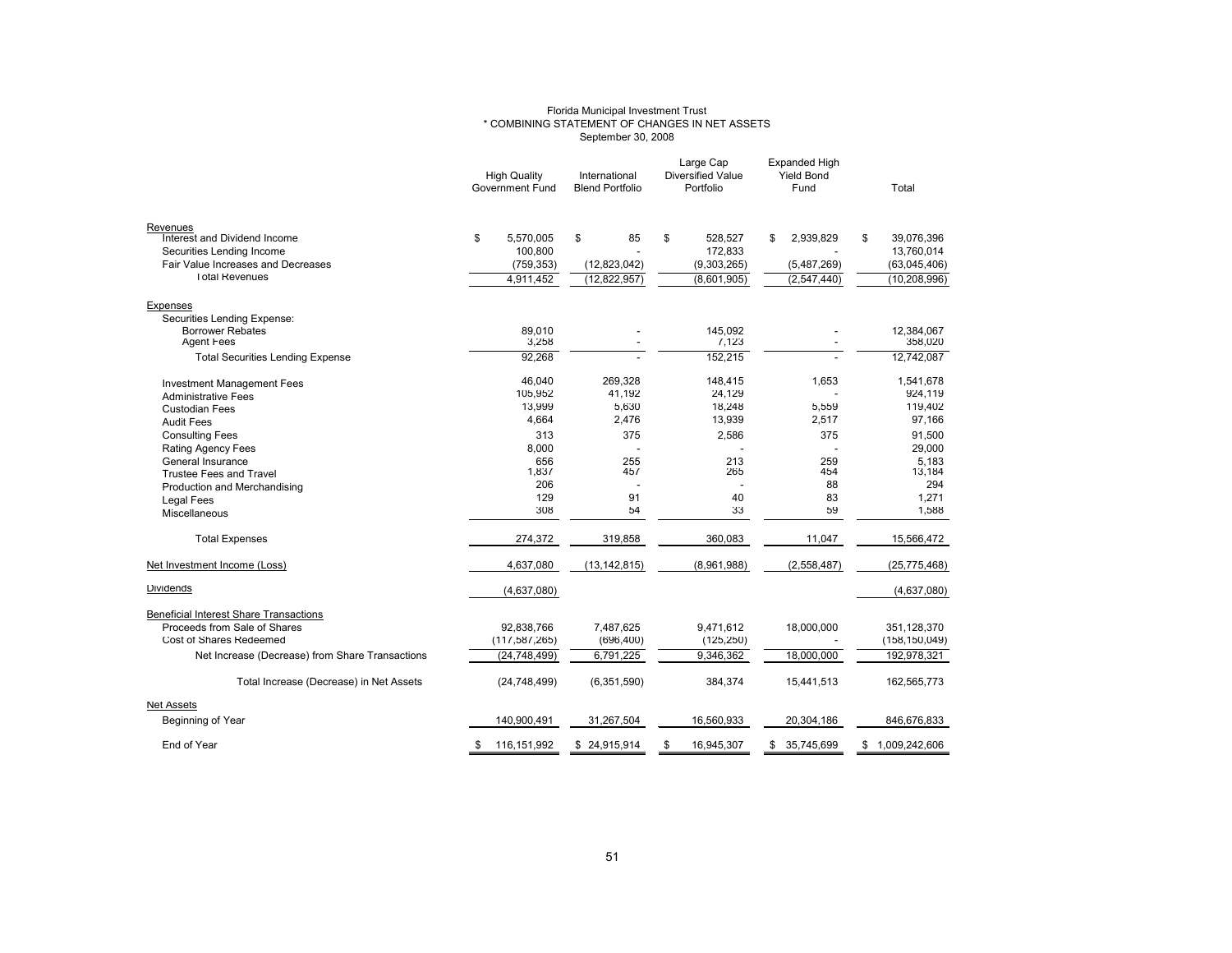Florida Municipal Investment Trust
* COMBINING STATEMENT OF CHANGES IN NET ASSETS
September 30, 2008

| | High Quality Government Fund | International Blend Portfolio | Large Cap Diversified Value Portfolio | Expanded High Yield Bond Fund | Total |
|---|---|---|---|---|---|
| **Revenues** | | | | | |
| Interest and Dividend Income | $ 5,570,005 | $ 85 | $ 528,527 | $ 2,939,829 | $ 39,076,396 |
| Securities Lending Income | 100,800 | - | 172,833 | - | 13,760,014 |
| Fair Value Increases and Decreases | (759,353) | (12,823,042) | (9,303,265) | (5,487,269) | (63,045,406) |
| Total Revenues | 4,911,452 | (12,822,957) | (8,601,905) | (2,547,440) | (10,208,996) |
| **Expenses** | | | | | |
| Securities Lending Expense: | | | | | |
| Borrower Rebates | 89,010 | - | 145,092 | - | 12,384,067 |
| Agent Fees | 3,258 | - | 7,123 | - | 358,020 |
| Total Securities Lending Expense | 92,268 | - | 152,215 | - | 12,742,087 |
| Investment Management Fees | 46,040 | 269,328 | 148,415 | 1,653 | 1,541,678 |
| Administrative Fees | 105,952 | 41,192 | 24,129 | - | 924,119 |
| Custodian Fees | 13,999 | 5,630 | 18,248 | 5,559 | 119,402 |
| Audit Fees | 4,664 | 2,476 | 13,939 | 2,517 | 97,166 |
| Consulting Fees | 313 | 375 | 2,586 | 375 | 91,500 |
| Rating Agency Fees | 8,000 | - | - | - | 29,000 |
| General Insurance | 656 | 255 | 213 | 259 | 5,183 |
| Trustee Fees and Travel | 1,837 | 457 | 265 | 454 | 13,184 |
| Production and Merchandising | 206 | - | - | 88 | 294 |
| Legal Fees | 129 | 91 | 40 | 83 | 1,271 |
| Miscellaneous | 308 | 54 | 33 | 59 | 1,588 |
| Total Expenses | 274,372 | 319,858 | 360,083 | 11,047 | 15,566,472 |
| Net Investment Income (Loss) | 4,637,080 | (13,142,815) | (8,961,988) | (2,558,487) | (25,775,468) |
| Dividends | (4,637,080) | | | | (4,637,080) |
| **Beneficial Interest Share Transactions** | | | | | |
| Proceeds from Sale of Shares | 92,838,766 | 7,487,625 | 9,471,612 | 18,000,000 | 351,128,370 |
| Cost of Shares Redeemed | (117,587,265) | (696,400) | (125,250) | - | (158,150,049) |
| Net Increase (Decrease) from Share Transactions | (24,748,499) | 6,791,225 | 9,346,362 | 18,000,000 | 192,978,321 |
| Total Increase (Decrease) in Net Assets | (24,748,499) | (6,351,590) | 384,374 | 15,441,513 | 162,565,773 |
| **Net Assets** | | | | | |
| Beginning of Year | 140,900,491 | 31,267,504 | 16,560,933 | 20,304,186 | 846,676,833 |
| End of Year | $ 116,151,992 | $ 24,915,914 | $ 16,945,307 | $ 35,745,699 | $ 1,009,242,606 |